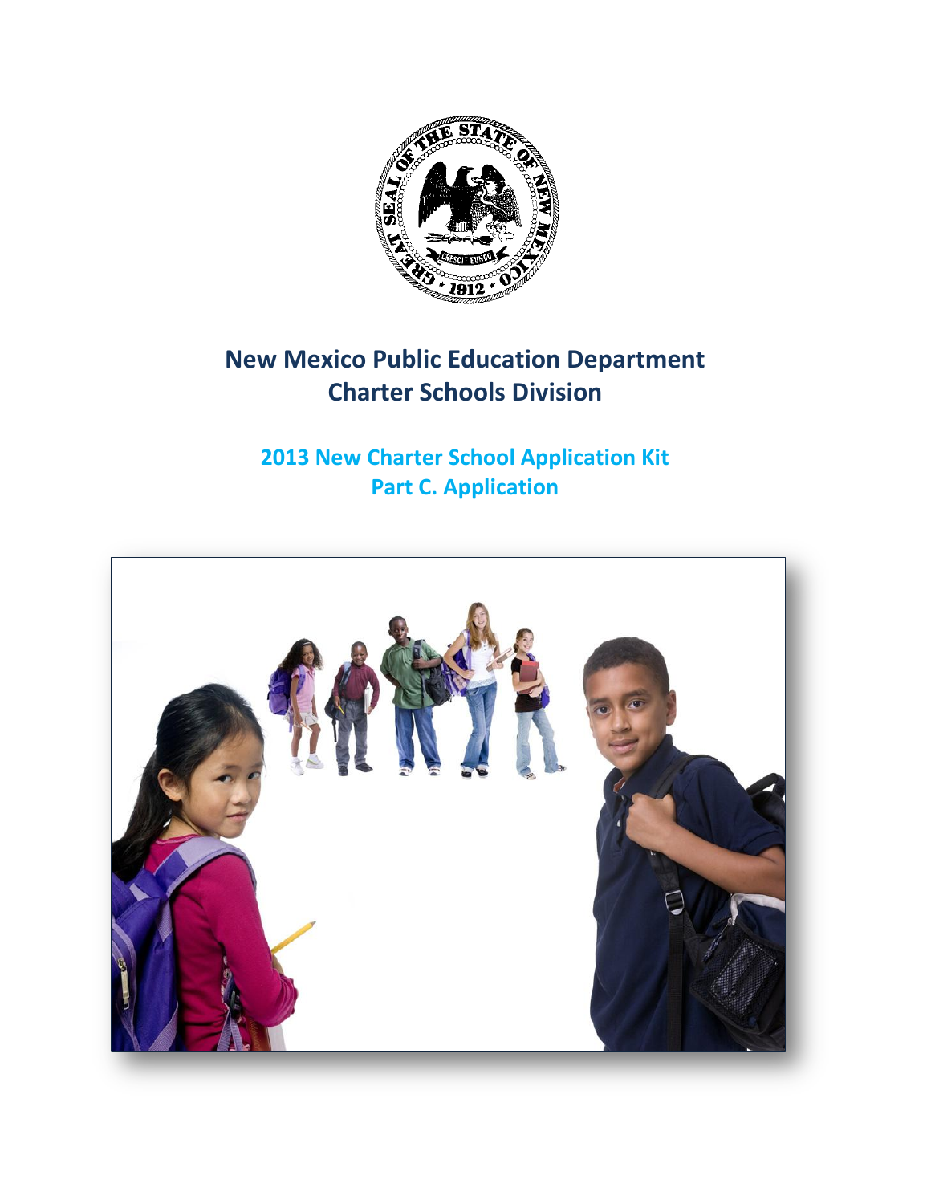# New Mexico Public Education Department
# Charter Schools Division

## 2013 New Charter School Application Kit
## Part C. Application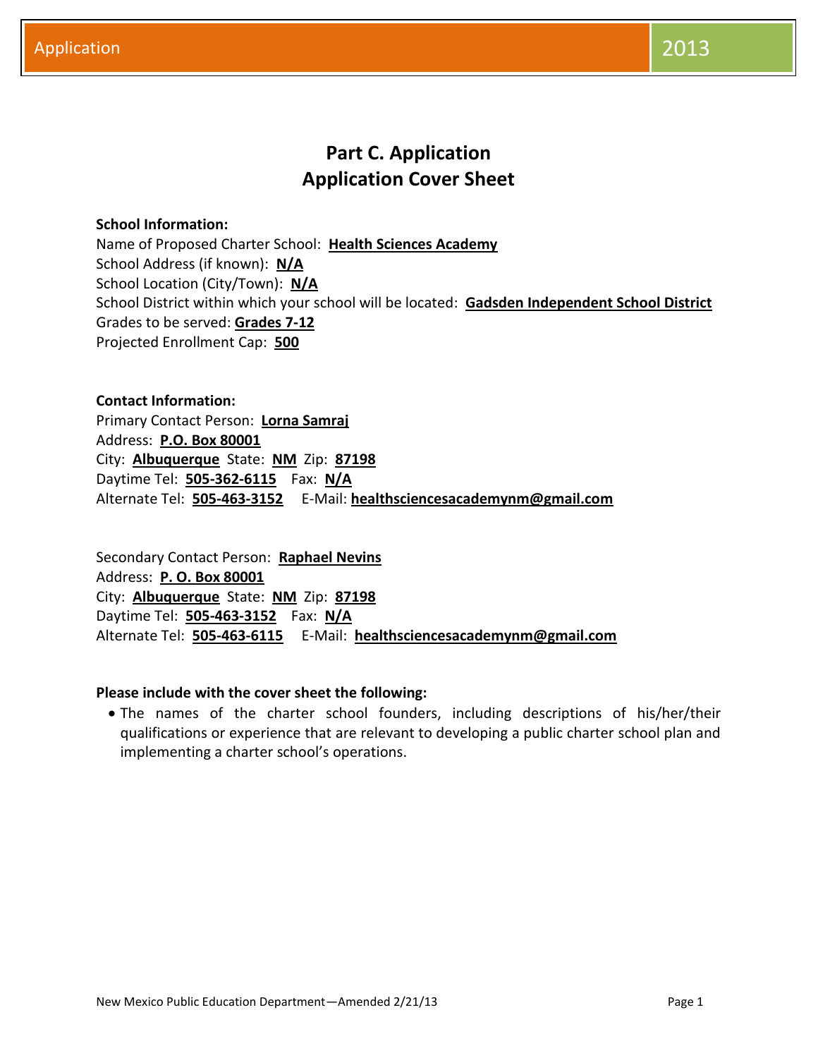# Part C. Application
# Application Cover Sheet

**School Information:**

Name of Proposed Charter School: **Health Sciences Academy**
School Address (if known): **N/A**
School Location (City/Town): **N/A**
School District within which your school will be located: **Gadsden Independent School District**
Grades to be served: **Grades 7-12**
Projected Enrollment Cap: **500**

**Contact Information:**

Primary Contact Person: **Lorna Samraj**
Address: **P.O. Box 80001**
City: **Albuquerque** State: **NM** Zip: **87198**
Daytime Tel: **505-362-6115** Fax: **N/A**
Alternate Tel: **505-463-3152** E-Mail: **healthsciencesacademynm@gmail.com**

Secondary Contact Person: **Raphael Nevins**
Address: **P. O. Box 80001**
City: **Albuquerque** State: **NM** Zip: **87198**
Daytime Tel: **505-463-3152** Fax: **N/A**
Alternate Tel: **505-463-6115** E-Mail: **healthsciencesacademynm@gmail.com**

**Please include with the cover sheet the following:**

- The names of the charter school founders, including descriptions of his/her/their qualifications or experience that are relevant to developing a public charter school plan and implementing a charter school's operations.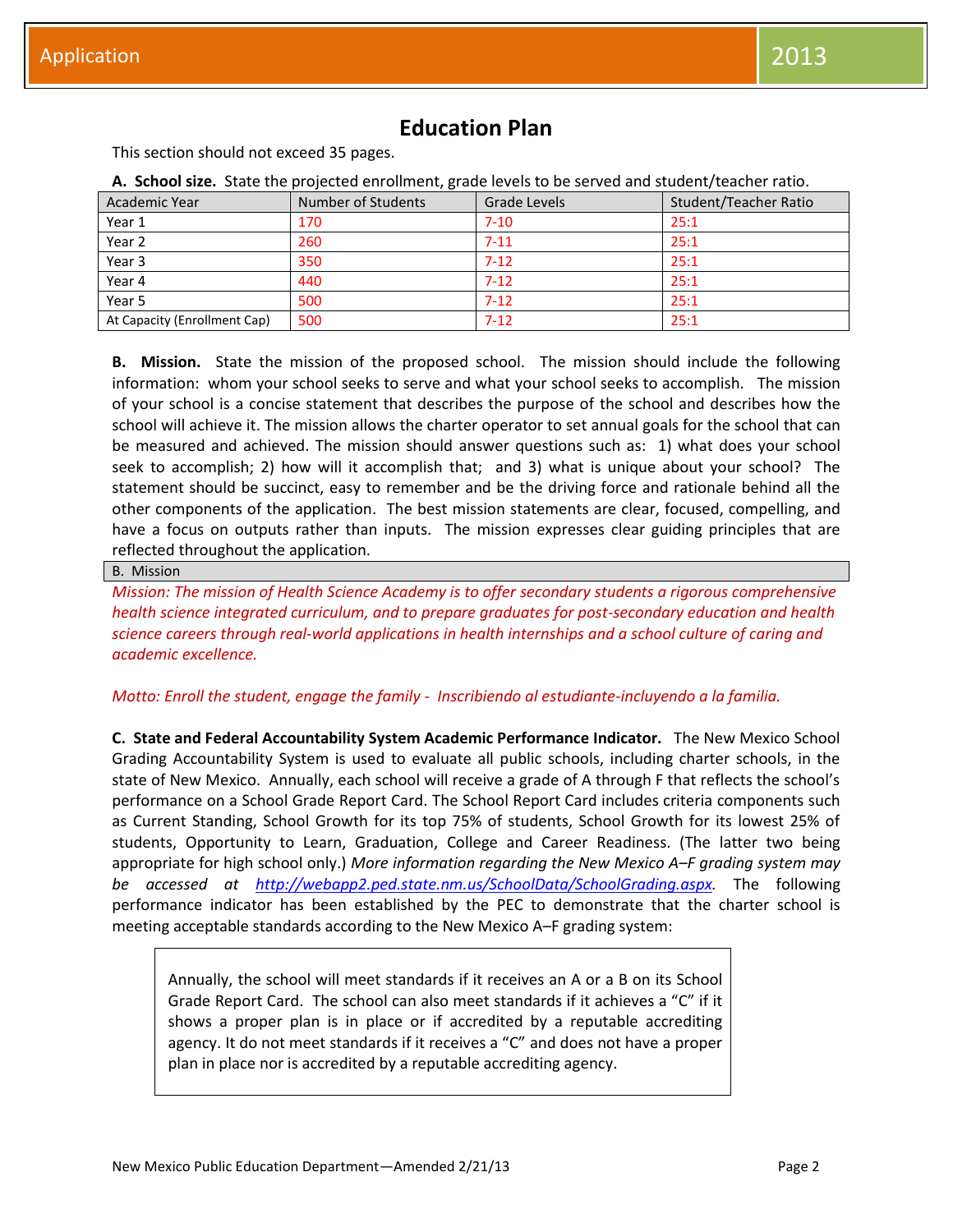# Education Plan

This section should not exceed 35 pages.

**A. School size.** State the projected enrollment, grade levels to be served and student/teacher ratio.

| Academic Year | Number of Students | Grade Levels | Student/Teacher Ratio |
|---|---|---|---|
| Year 1 | 170 | 7-10 | 25:1 |
| Year 2 | 260 | 7-11 | 25:1 |
| Year 3 | 350 | 7-12 | 25:1 |
| Year 4 | 440 | 7-12 | 25:1 |
| Year 5 | 500 | 7-12 | 25:1 |
| At Capacity (Enrollment Cap) | 500 | 7-12 | 25:1 |

**B. Mission.** State the mission of the proposed school. The mission should include the following information: whom your school seeks to serve and what your school seeks to accomplish. The mission of your school is a concise statement that describes the purpose of the school and describes how the school will achieve it. The mission allows the charter operator to set annual goals for the school that can be measured and achieved. The mission should answer questions such as: 1) what does your school seek to accomplish; 2) how will it accomplish that; and 3) what is unique about your school? The statement should be succinct, easy to remember and be the driving force and rationale behind all the other components of the application. The best mission statements are clear, focused, compelling, and have a focus on outputs rather than inputs. The mission expresses clear guiding principles that are reflected throughout the application.

| B. Mission |
|---|

*Mission: The mission of Health Science Academy is to offer secondary students a rigorous comprehensive health science integrated curriculum, and to prepare graduates for post-secondary education and health science careers through real-world applications in health internships and a school culture of caring and academic excellence.*

*Motto: Enroll the student, engage the family - Inscribiendo al estudiante-incluyendo a la familia.*

**C. State and Federal Accountability System Academic Performance Indicator.** The New Mexico School Grading Accountability System is used to evaluate all public schools, including charter schools, in the state of New Mexico. Annually, each school will receive a grade of A through F that reflects the school's performance on a School Grade Report Card. The School Report Card includes criteria components such as Current Standing, School Growth for its top 75% of students, School Growth for its lowest 25% of students, Opportunity to Learn, Graduation, College and Career Readiness. (The latter two being appropriate for high school only.) *More information regarding the New Mexico A–F grading system may be accessed at http://webapp2.ped.state.nm.us/SchoolData/SchoolGrading.aspx.* The following performance indicator has been established by the PEC to demonstrate that the charter school is meeting acceptable standards according to the New Mexico A–F grading system:

> Annually, the school will meet standards if it receives an A or a B on its School Grade Report Card. The school can also meet standards if it achieves a "C" if it shows a proper plan is in place or if accredited by a reputable accrediting agency. It do not meet standards if it receives a "C" and does not have a proper plan in place nor is accredited by a reputable accrediting agency.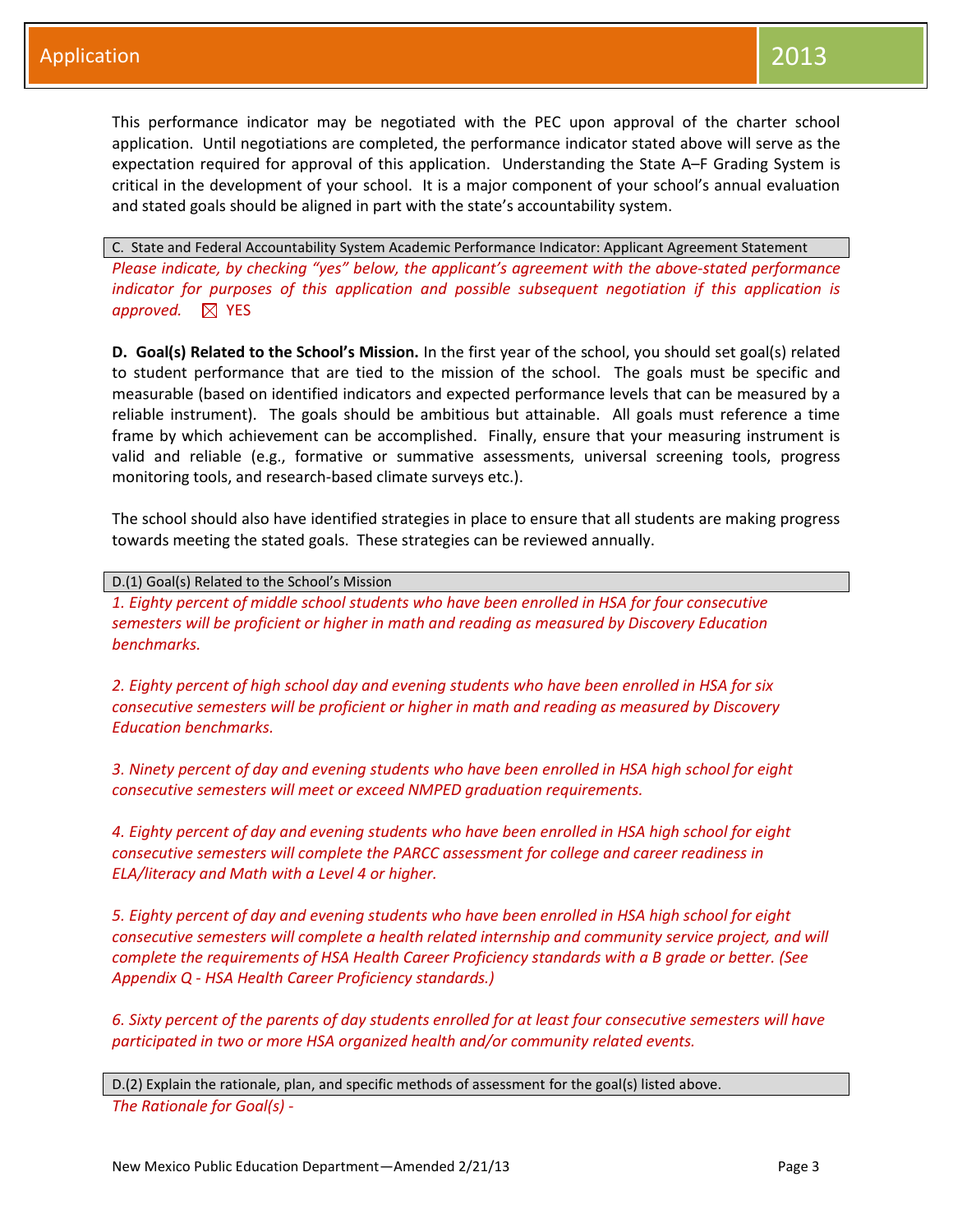This performance indicator may be negotiated with the PEC upon approval of the charter school application. Until negotiations are completed, the performance indicator stated above will serve as the expectation required for approval of this application. Understanding the State A–F Grading System is critical in the development of your school. It is a major component of your school's annual evaluation and stated goals should be aligned in part with the state's accountability system.

| C. State and Federal Accountability System Academic Performance Indicator: Applicant Agreement Statement |
|---|

*Please indicate, by checking "yes" below, the applicant's agreement with the above-stated performance indicator for purposes of this application and possible subsequent negotiation if this application is approved.* ☒ YES

**D. Goal(s) Related to the School's Mission.** In the first year of the school, you should set goal(s) related to student performance that are tied to the mission of the school. The goals must be specific and measurable (based on identified indicators and expected performance levels that can be measured by a reliable instrument). The goals should be ambitious but attainable. All goals must reference a time frame by which achievement can be accomplished. Finally, ensure that your measuring instrument is valid and reliable (e.g., formative or summative assessments, universal screening tools, progress monitoring tools, and research-based climate surveys etc.).

The school should also have identified strategies in place to ensure that all students are making progress towards meeting the stated goals. These strategies can be reviewed annually.

| D.(1) Goal(s) Related to the School's Mission |
|---|

*1. Eighty percent of middle school students who have been enrolled in HSA for four consecutive semesters will be proficient or higher in math and reading as measured by Discovery Education benchmarks.*

*2. Eighty percent of high school day and evening students who have been enrolled in HSA for six consecutive semesters will be proficient or higher in math and reading as measured by Discovery Education benchmarks.*

*3. Ninety percent of day and evening students who have been enrolled in HSA high school for eight consecutive semesters will meet or exceed NMPED graduation requirements.*

*4. Eighty percent of day and evening students who have been enrolled in HSA high school for eight consecutive semesters will complete the PARCC assessment for college and career readiness in ELA/literacy and Math with a Level 4 or higher.*

*5. Eighty percent of day and evening students who have been enrolled in HSA high school for eight consecutive semesters will complete a health related internship and community service project, and will complete the requirements of HSA Health Career Proficiency standards with a B grade or better. (See Appendix Q - HSA Health Career Proficiency standards.)*

*6. Sixty percent of the parents of day students enrolled for at least four consecutive semesters will have participated in two or more HSA organized health and/or community related events.*

| D.(2) Explain the rationale, plan, and specific methods of assessment for the goal(s) listed above. |
|---|

*The Rationale for Goal(s) -*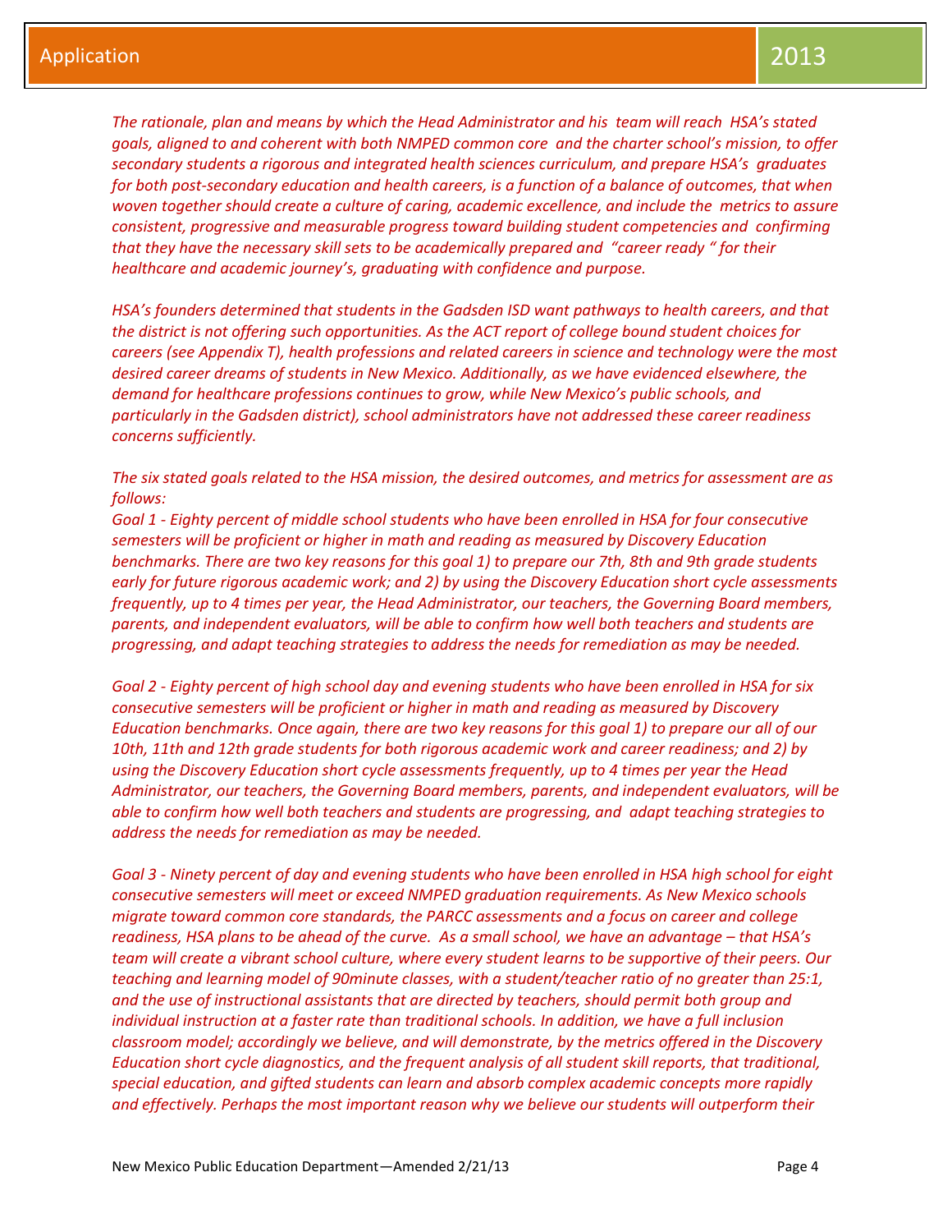*The rationale, plan and means by which the Head Administrator and his team will reach HSA's stated goals, aligned to and coherent with both NMPED common core and the charter school's mission, to offer secondary students a rigorous and integrated health sciences curriculum, and prepare HSA's graduates for both post-secondary education and health careers, is a function of a balance of outcomes, that when woven together should create a culture of caring, academic excellence, and include the metrics to assure consistent, progressive and measurable progress toward building student competencies and confirming that they have the necessary skill sets to be academically prepared and "career ready " for their healthcare and academic journey's, graduating with confidence and purpose.*

*HSA's founders determined that students in the Gadsden ISD want pathways to health careers, and that the district is not offering such opportunities. As the ACT report of college bound student choices for careers (see Appendix T), health professions and related careers in science and technology were the most desired career dreams of students in New Mexico. Additionally, as we have evidenced elsewhere, the demand for healthcare professions continues to grow, while New Mexico's public schools, and particularly in the Gadsden district), school administrators have not addressed these career readiness concerns sufficiently.*

*The six stated goals related to the HSA mission, the desired outcomes, and metrics for assessment are as follows:*

*Goal 1 - Eighty percent of middle school students who have been enrolled in HSA for four consecutive semesters will be proficient or higher in math and reading as measured by Discovery Education benchmarks. There are two key reasons for this goal 1) to prepare our 7th, 8th and 9th grade students early for future rigorous academic work; and 2) by using the Discovery Education short cycle assessments frequently, up to 4 times per year, the Head Administrator, our teachers, the Governing Board members, parents, and independent evaluators, will be able to confirm how well both teachers and students are progressing, and adapt teaching strategies to address the needs for remediation as may be needed.*

*Goal 2 - Eighty percent of high school day and evening students who have been enrolled in HSA for six consecutive semesters will be proficient or higher in math and reading as measured by Discovery Education benchmarks. Once again, there are two key reasons for this goal 1) to prepare our all of our 10th, 11th and 12th grade students for both rigorous academic work and career readiness; and 2) by using the Discovery Education short cycle assessments frequently, up to 4 times per year the Head Administrator, our teachers, the Governing Board members, parents, and independent evaluators, will be able to confirm how well both teachers and students are progressing, and adapt teaching strategies to address the needs for remediation as may be needed.*

*Goal 3 - Ninety percent of day and evening students who have been enrolled in HSA high school for eight consecutive semesters will meet or exceed NMPED graduation requirements. As New Mexico schools migrate toward common core standards, the PARCC assessments and a focus on career and college readiness, HSA plans to be ahead of the curve. As a small school, we have an advantage – that HSA's team will create a vibrant school culture, where every student learns to be supportive of their peers. Our teaching and learning model of 90minute classes, with a student/teacher ratio of no greater than 25:1, and the use of instructional assistants that are directed by teachers, should permit both group and individual instruction at a faster rate than traditional schools. In addition, we have a full inclusion classroom model; accordingly we believe, and will demonstrate, by the metrics offered in the Discovery Education short cycle diagnostics, and the frequent analysis of all student skill reports, that traditional, special education, and gifted students can learn and absorb complex academic concepts more rapidly and effectively. Perhaps the most important reason why we believe our students will outperform their*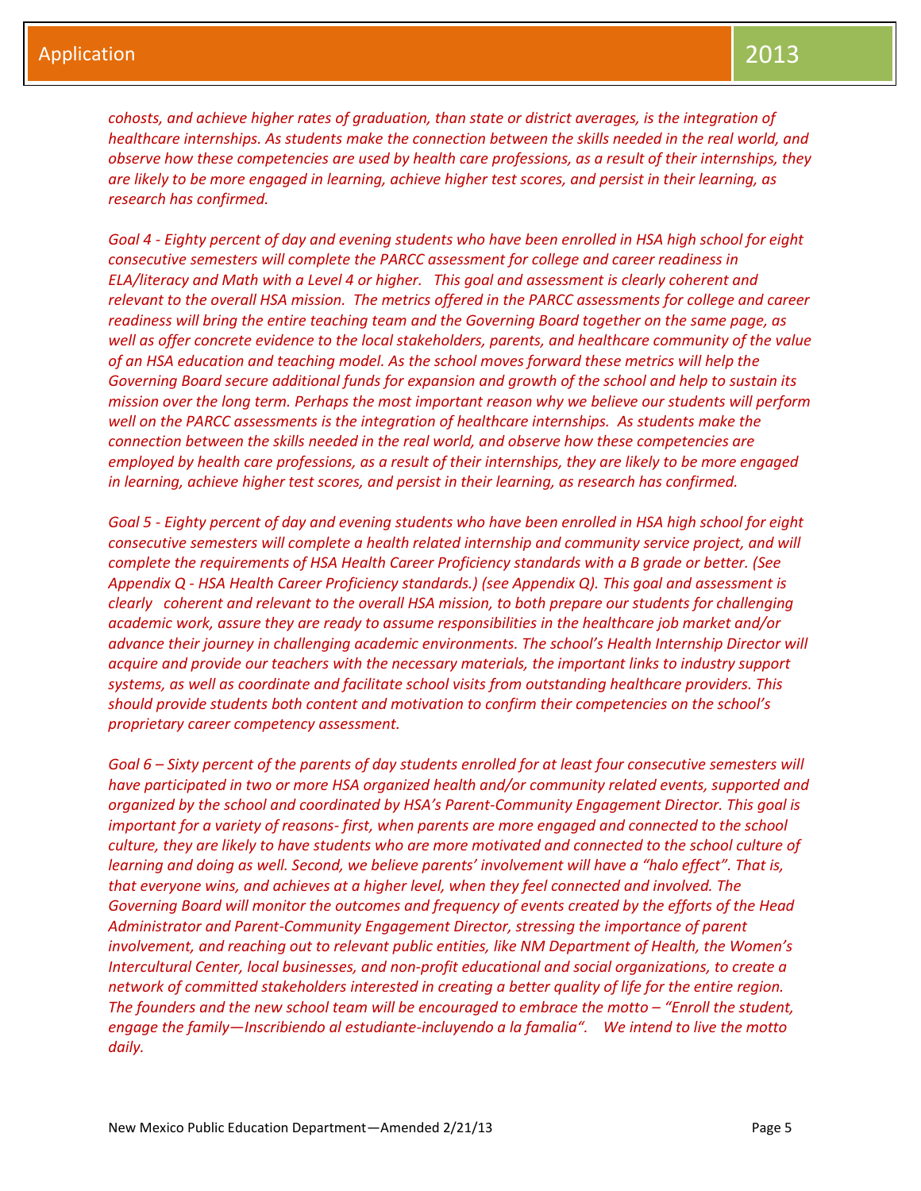*cohosts, and achieve higher rates of graduation, than state or district averages, is the integration of healthcare internships. As students make the connection between the skills needed in the real world, and observe how these competencies are used by health care professions, as a result of their internships, they are likely to be more engaged in learning, achieve higher test scores, and persist in their learning, as research has confirmed.*

*Goal 4 - Eighty percent of day and evening students who have been enrolled in HSA high school for eight consecutive semesters will complete the PARCC assessment for college and career readiness in ELA/literacy and Math with a Level 4 or higher. This goal and assessment is clearly coherent and relevant to the overall HSA mission. The metrics offered in the PARCC assessments for college and career readiness will bring the entire teaching team and the Governing Board together on the same page, as well as offer concrete evidence to the local stakeholders, parents, and healthcare community of the value of an HSA education and teaching model. As the school moves forward these metrics will help the Governing Board secure additional funds for expansion and growth of the school and help to sustain its mission over the long term. Perhaps the most important reason why we believe our students will perform well on the PARCC assessments is the integration of healthcare internships. As students make the connection between the skills needed in the real world, and observe how these competencies are employed by health care professions, as a result of their internships, they are likely to be more engaged in learning, achieve higher test scores, and persist in their learning, as research has confirmed.*

*Goal 5 - Eighty percent of day and evening students who have been enrolled in HSA high school for eight consecutive semesters will complete a health related internship and community service project, and will complete the requirements of HSA Health Career Proficiency standards with a B grade or better. (See Appendix Q - HSA Health Career Proficiency standards.) (see Appendix Q). This goal and assessment is clearly coherent and relevant to the overall HSA mission, to both prepare our students for challenging academic work, assure they are ready to assume responsibilities in the healthcare job market and/or advance their journey in challenging academic environments. The school's Health Internship Director will acquire and provide our teachers with the necessary materials, the important links to industry support systems, as well as coordinate and facilitate school visits from outstanding healthcare providers. This should provide students both content and motivation to confirm their competencies on the school's proprietary career competency assessment.*

*Goal 6 – Sixty percent of the parents of day students enrolled for at least four consecutive semesters will have participated in two or more HSA organized health and/or community related events, supported and organized by the school and coordinated by HSA's Parent-Community Engagement Director. This goal is important for a variety of reasons- first, when parents are more engaged and connected to the school culture, they are likely to have students who are more motivated and connected to the school culture of learning and doing as well. Second, we believe parents' involvement will have a "halo effect". That is, that everyone wins, and achieves at a higher level, when they feel connected and involved. The Governing Board will monitor the outcomes and frequency of events created by the efforts of the Head Administrator and Parent-Community Engagement Director, stressing the importance of parent involvement, and reaching out to relevant public entities, like NM Department of Health, the Women's Intercultural Center, local businesses, and non-profit educational and social organizations, to create a network of committed stakeholders interested in creating a better quality of life for the entire region. The founders and the new school team will be encouraged to embrace the motto – "Enroll the student, engage the family—Inscribiendo al estudiante-incluyendo a la famalia". We intend to live the motto daily.*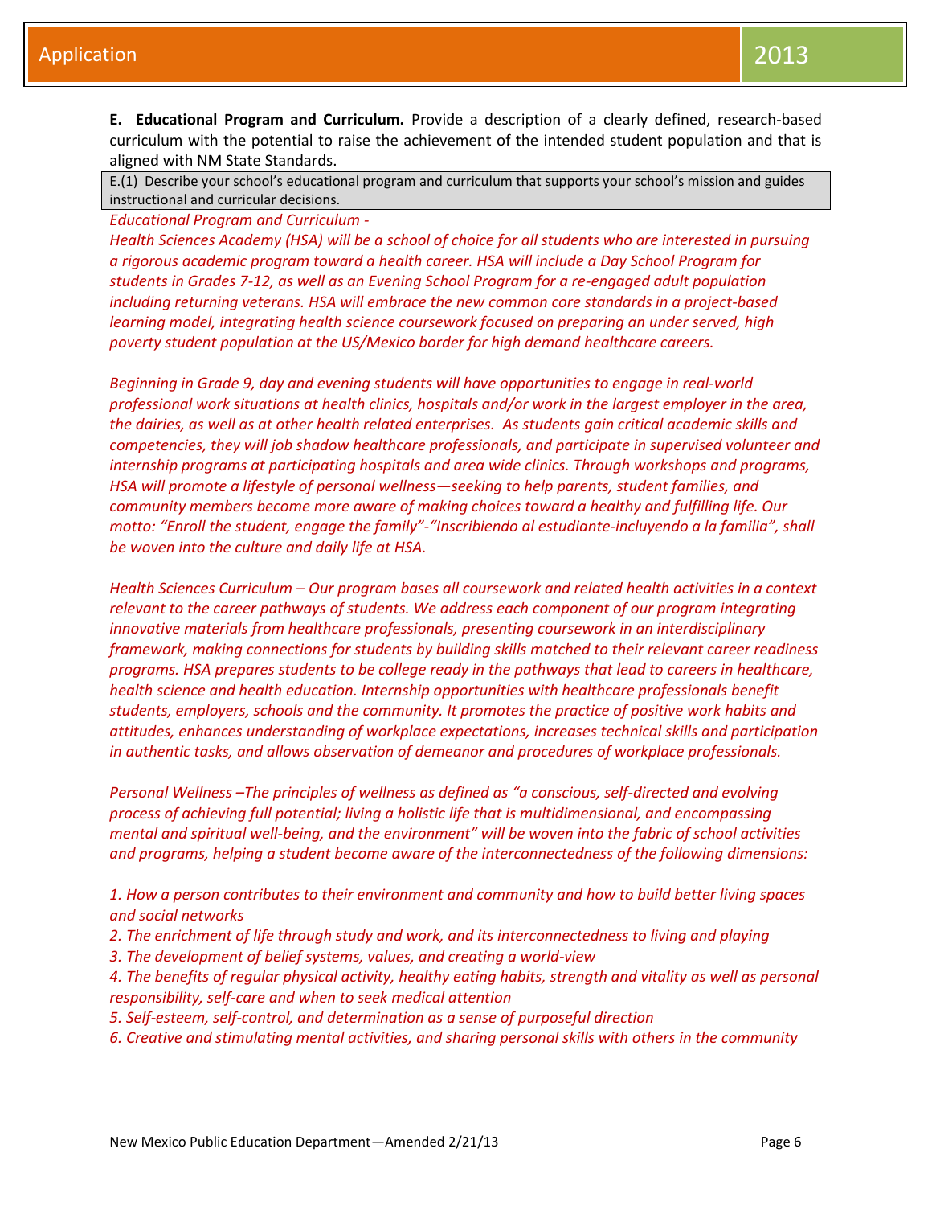**E. Educational Program and Curriculum.** Provide a description of a clearly defined, research-based curriculum with the potential to raise the achievement of the intended student population and that is aligned with NM State Standards.

E.(1) Describe your school's educational program and curriculum that supports your school's mission and guides instructional and curricular decisions.

*Educational Program and Curriculum -*

*Health Sciences Academy (HSA) will be a school of choice for all students who are interested in pursuing a rigorous academic program toward a health career. HSA will include a Day School Program for students in Grades 7-12, as well as an Evening School Program for a re-engaged adult population including returning veterans. HSA will embrace the new common core standards in a project-based learning model, integrating health science coursework focused on preparing an under served, high poverty student population at the US/Mexico border for high demand healthcare careers.*

*Beginning in Grade 9, day and evening students will have opportunities to engage in real-world professional work situations at health clinics, hospitals and/or work in the largest employer in the area, the dairies, as well as at other health related enterprises. As students gain critical academic skills and competencies, they will job shadow healthcare professionals, and participate in supervised volunteer and internship programs at participating hospitals and area wide clinics. Through workshops and programs, HSA will promote a lifestyle of personal wellness—seeking to help parents, student families, and community members become more aware of making choices toward a healthy and fulfilling life. Our motto: "Enroll the student, engage the family"-"Inscribiendo al estudiante-incluyendo a la familia", shall be woven into the culture and daily life at HSA.*

*Health Sciences Curriculum – Our program bases all coursework and related health activities in a context relevant to the career pathways of students. We address each component of our program integrating innovative materials from healthcare professionals, presenting coursework in an interdisciplinary framework, making connections for students by building skills matched to their relevant career readiness programs. HSA prepares students to be college ready in the pathways that lead to careers in healthcare, health science and health education. Internship opportunities with healthcare professionals benefit students, employers, schools and the community. It promotes the practice of positive work habits and attitudes, enhances understanding of workplace expectations, increases technical skills and participation in authentic tasks, and allows observation of demeanor and procedures of workplace professionals.*

*Personal Wellness –The principles of wellness as defined as "a conscious, self-directed and evolving process of achieving full potential; living a holistic life that is multidimensional, and encompassing mental and spiritual well-being, and the environment" will be woven into the fabric of school activities and programs, helping a student become aware of the interconnectedness of the following dimensions:*

1. *How a person contributes to their environment and community and how to build better living spaces and social networks*
2. *The enrichment of life through study and work, and its interconnectedness to living and playing*
3. *The development of belief systems, values, and creating a world-view*
4. *The benefits of regular physical activity, healthy eating habits, strength and vitality as well as personal responsibility, self-care and when to seek medical attention*
5. *Self-esteem, self-control, and determination as a sense of purposeful direction*
6. *Creative and stimulating mental activities, and sharing personal skills with others in the community*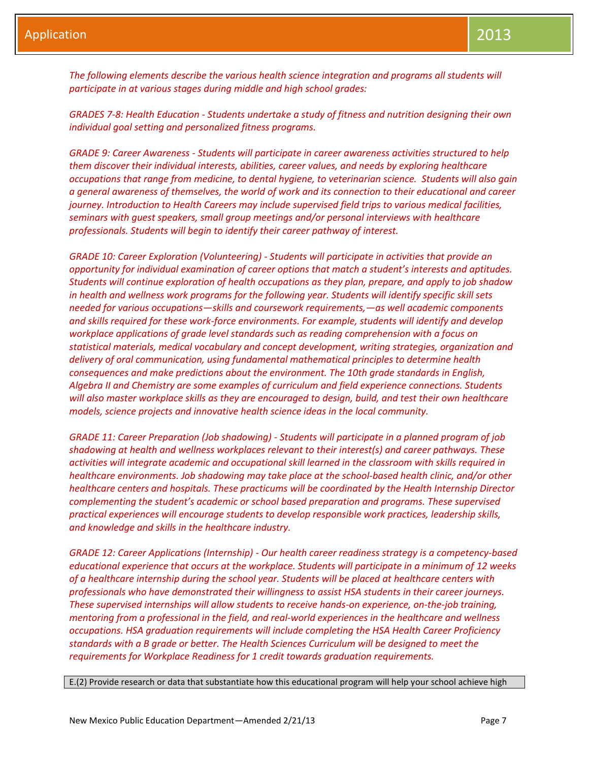*The following elements describe the various health science integration and programs all students will participate in at various stages during middle and high school grades:*

*GRADES 7-8: Health Education - Students undertake a study of fitness and nutrition designing their own individual goal setting and personalized fitness programs.*

*GRADE 9: Career Awareness - Students will participate in career awareness activities structured to help them discover their individual interests, abilities, career values, and needs by exploring healthcare occupations that range from medicine, to dental hygiene, to veterinarian science. Students will also gain a general awareness of themselves, the world of work and its connection to their educational and career journey. Introduction to Health Careers may include supervised field trips to various medical facilities, seminars with guest speakers, small group meetings and/or personal interviews with healthcare professionals. Students will begin to identify their career pathway of interest.*

*GRADE 10: Career Exploration (Volunteering) - Students will participate in activities that provide an opportunity for individual examination of career options that match a student's interests and aptitudes. Students will continue exploration of health occupations as they plan, prepare, and apply to job shadow in health and wellness work programs for the following year. Students will identify specific skill sets needed for various occupations—skills and coursework requirements,—as well academic components and skills required for these work-force environments. For example, students will identify and develop workplace applications of grade level standards such as reading comprehension with a focus on statistical materials, medical vocabulary and concept development, writing strategies, organization and delivery of oral communication, using fundamental mathematical principles to determine health consequences and make predictions about the environment. The 10th grade standards in English, Algebra II and Chemistry are some examples of curriculum and field experience connections. Students will also master workplace skills as they are encouraged to design, build, and test their own healthcare models, science projects and innovative health science ideas in the local community.*

*GRADE 11: Career Preparation (Job shadowing) - Students will participate in a planned program of job shadowing at health and wellness workplaces relevant to their interest(s) and career pathways. These activities will integrate academic and occupational skill learned in the classroom with skills required in healthcare environments. Job shadowing may take place at the school-based health clinic, and/or other healthcare centers and hospitals. These practicums will be coordinated by the Health Internship Director complementing the student's academic or school based preparation and programs. These supervised practical experiences will encourage students to develop responsible work practices, leadership skills, and knowledge and skills in the healthcare industry.*

*GRADE 12: Career Applications (Internship) - Our health career readiness strategy is a competency-based educational experience that occurs at the workplace. Students will participate in a minimum of 12 weeks of a healthcare internship during the school year. Students will be placed at healthcare centers with professionals who have demonstrated their willingness to assist HSA students in their career journeys. These supervised internships will allow students to receive hands-on experience, on-the-job training, mentoring from a professional in the field, and real-world experiences in the healthcare and wellness occupations. HSA graduation requirements will include completing the HSA Health Career Proficiency standards with a B grade or better. The Health Sciences Curriculum will be designed to meet the requirements for Workplace Readiness for 1 credit towards graduation requirements.*

E.(2) Provide research or data that substantiate how this educational program will help your school achieve high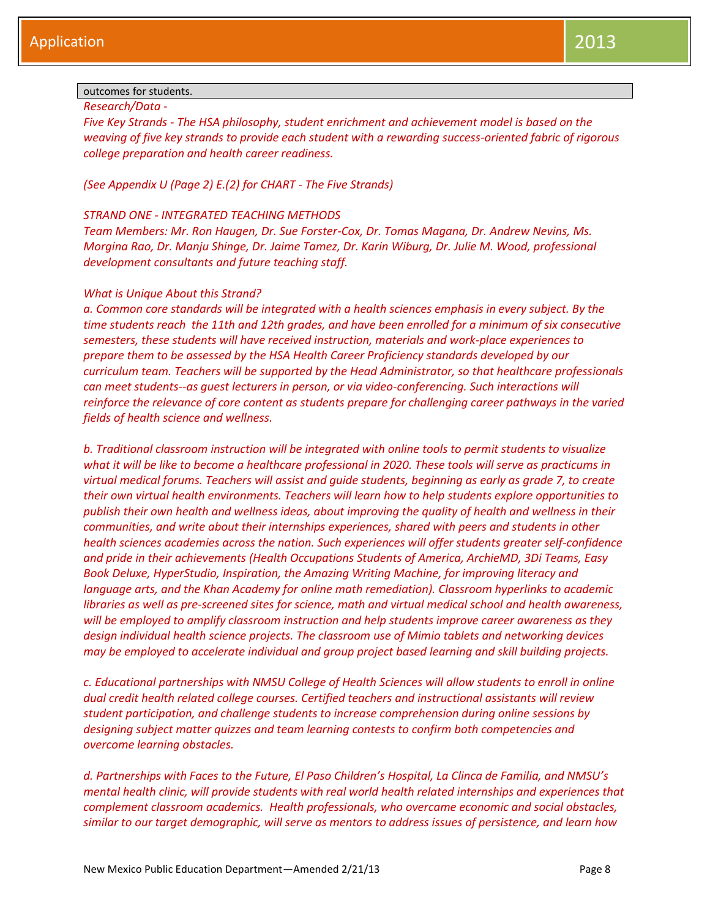outcomes for students.

*Research/Data -*

*Five Key Strands - The HSA philosophy, student enrichment and achievement model is based on the weaving of five key strands to provide each student with a rewarding success-oriented fabric of rigorous college preparation and health career readiness.*

*(See Appendix U (Page 2) E.(2) for CHART - The Five Strands)*

*STRAND ONE - INTEGRATED TEACHING METHODS*

*Team Members: Mr. Ron Haugen, Dr. Sue Forster-Cox, Dr. Tomas Magana, Dr. Andrew Nevins, Ms. Morgina Rao, Dr. Manju Shinge, Dr. Jaime Tamez, Dr. Karin Wiburg, Dr. Julie M. Wood, professional development consultants and future teaching staff.*

*What is Unique About this Strand?*

*a. Common core standards will be integrated with a health sciences emphasis in every subject. By the time students reach the 11th and 12th grades, and have been enrolled for a minimum of six consecutive semesters, these students will have received instruction, materials and work-place experiences to prepare them to be assessed by the HSA Health Career Proficiency standards developed by our curriculum team. Teachers will be supported by the Head Administrator, so that healthcare professionals can meet students--as guest lecturers in person, or via video-conferencing. Such interactions will reinforce the relevance of core content as students prepare for challenging career pathways in the varied fields of health science and wellness.*

*b. Traditional classroom instruction will be integrated with online tools to permit students to visualize what it will be like to become a healthcare professional in 2020. These tools will serve as practicums in virtual medical forums. Teachers will assist and guide students, beginning as early as grade 7, to create their own virtual health environments. Teachers will learn how to help students explore opportunities to publish their own health and wellness ideas, about improving the quality of health and wellness in their communities, and write about their internships experiences, shared with peers and students in other health sciences academies across the nation. Such experiences will offer students greater self-confidence and pride in their achievements (Health Occupations Students of America, ArchieMD, 3Di Teams, Easy Book Deluxe, HyperStudio, Inspiration, the Amazing Writing Machine, for improving literacy and language arts, and the Khan Academy for online math remediation). Classroom hyperlinks to academic libraries as well as pre-screened sites for science, math and virtual medical school and health awareness, will be employed to amplify classroom instruction and help students improve career awareness as they design individual health science projects. The classroom use of Mimio tablets and networking devices may be employed to accelerate individual and group project based learning and skill building projects.*

*c. Educational partnerships with NMSU College of Health Sciences will allow students to enroll in online dual credit health related college courses. Certified teachers and instructional assistants will review student participation, and challenge students to increase comprehension during online sessions by designing subject matter quizzes and team learning contests to confirm both competencies and overcome learning obstacles.*

*d. Partnerships with Faces to the Future, El Paso Children's Hospital, La Clinca de Familia, and NMSU's mental health clinic, will provide students with real world health related internships and experiences that complement classroom academics. Health professionals, who overcame economic and social obstacles, similar to our target demographic, will serve as mentors to address issues of persistence, and learn how*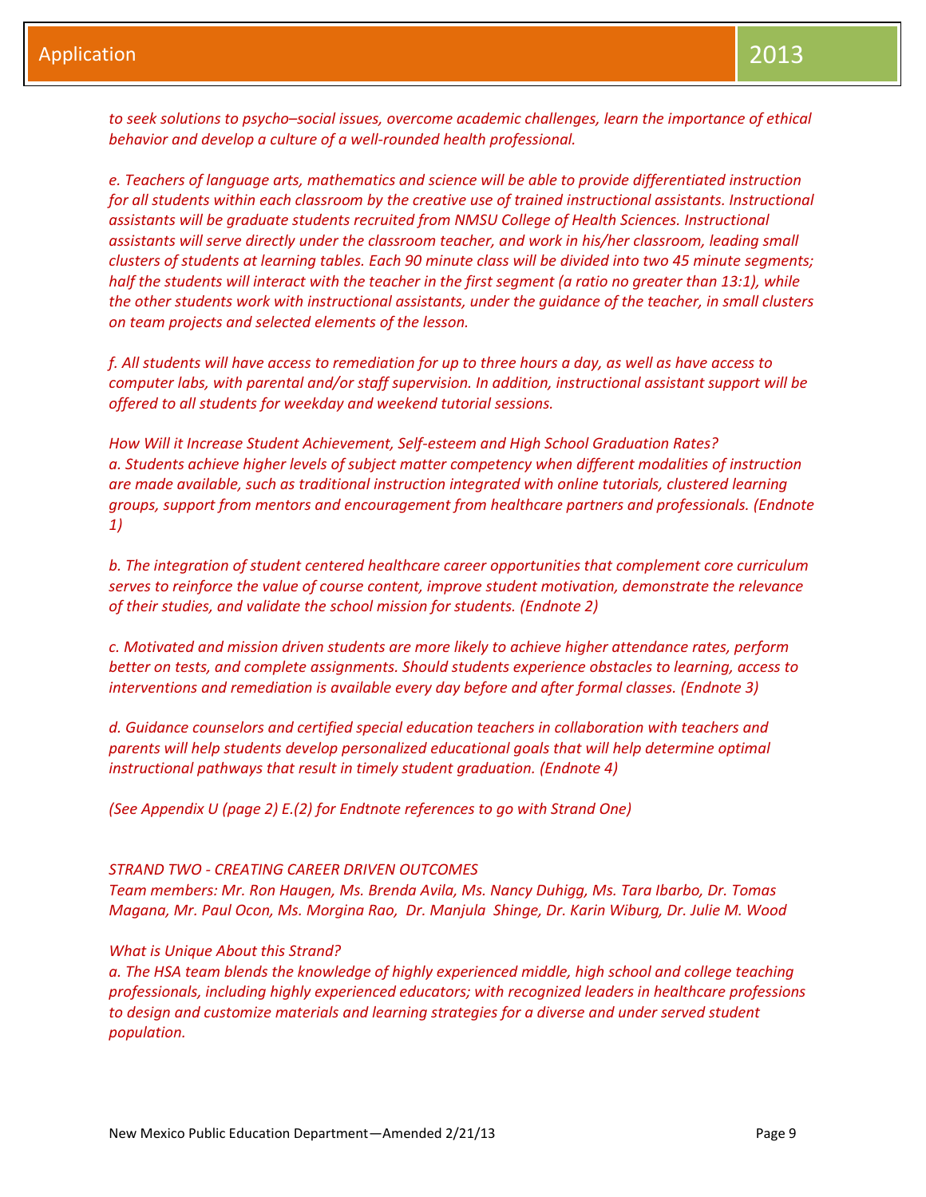*to seek solutions to psycho–social issues, overcome academic challenges, learn the importance of ethical behavior and develop a culture of a well-rounded health professional.*

*e. Teachers of language arts, mathematics and science will be able to provide differentiated instruction for all students within each classroom by the creative use of trained instructional assistants. Instructional assistants will be graduate students recruited from NMSU College of Health Sciences. Instructional assistants will serve directly under the classroom teacher, and work in his/her classroom, leading small clusters of students at learning tables. Each 90 minute class will be divided into two 45 minute segments; half the students will interact with the teacher in the first segment (a ratio no greater than 13:1), while the other students work with instructional assistants, under the guidance of the teacher, in small clusters on team projects and selected elements of the lesson.*

*f. All students will have access to remediation for up to three hours a day, as well as have access to computer labs, with parental and/or staff supervision. In addition, instructional assistant support will be offered to all students for weekday and weekend tutorial sessions.*

*How Will it Increase Student Achievement, Self-esteem and High School Graduation Rates?*
*a. Students achieve higher levels of subject matter competency when different modalities of instruction are made available, such as traditional instruction integrated with online tutorials, clustered learning groups, support from mentors and encouragement from healthcare partners and professionals. (Endnote 1)*

*b. The integration of student centered healthcare career opportunities that complement core curriculum serves to reinforce the value of course content, improve student motivation, demonstrate the relevance of their studies, and validate the school mission for students. (Endnote 2)*

*c. Motivated and mission driven students are more likely to achieve higher attendance rates, perform better on tests, and complete assignments. Should students experience obstacles to learning, access to interventions and remediation is available every day before and after formal classes. (Endnote 3)*

*d. Guidance counselors and certified special education teachers in collaboration with teachers and parents will help students develop personalized educational goals that will help determine optimal instructional pathways that result in timely student graduation. (Endnote 4)*

*(See Appendix U (page 2) E.(2) for Endtnote references to go with Strand One)*

*STRAND TWO - CREATING CAREER DRIVEN OUTCOMES*
*Team members: Mr. Ron Haugen, Ms. Brenda Avila, Ms. Nancy Duhigg, Ms. Tara Ibarbo, Dr. Tomas Magana, Mr. Paul Ocon, Ms. Morgina Rao, Dr. Manjula Shinge, Dr. Karin Wiburg, Dr. Julie M. Wood*

*What is Unique About this Strand?*
*a. The HSA team blends the knowledge of highly experienced middle, high school and college teaching professionals, including highly experienced educators; with recognized leaders in healthcare professions to design and customize materials and learning strategies for a diverse and under served student population.*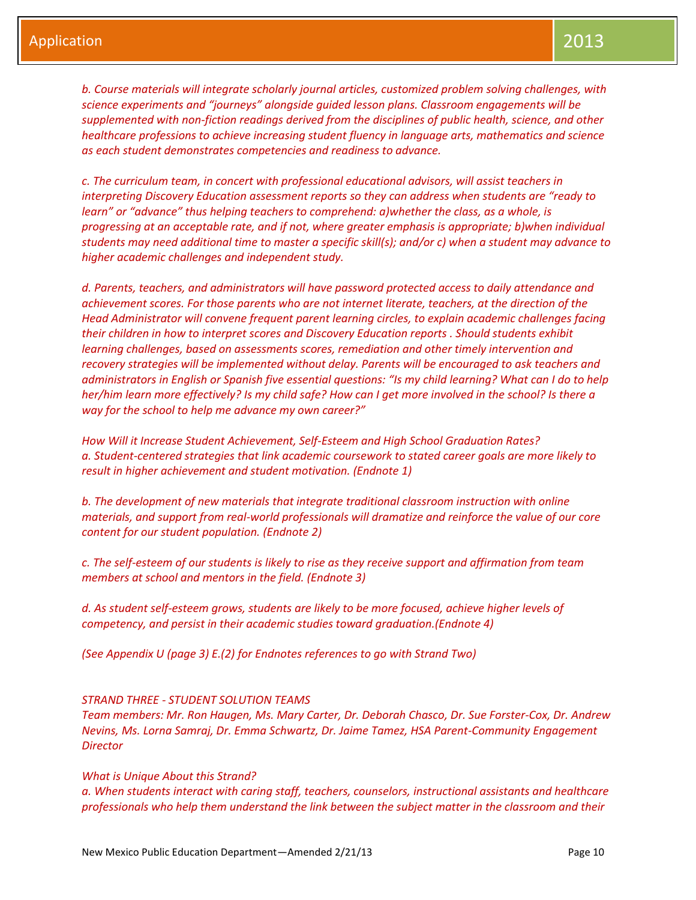*b. Course materials will integrate scholarly journal articles, customized problem solving challenges, with science experiments and "journeys" alongside guided lesson plans. Classroom engagements will be supplemented with non-fiction readings derived from the disciplines of public health, science, and other healthcare professions to achieve increasing student fluency in language arts, mathematics and science as each student demonstrates competencies and readiness to advance.*

*c. The curriculum team, in concert with professional educational advisors, will assist teachers in interpreting Discovery Education assessment reports so they can address when students are "ready to learn" or "advance" thus helping teachers to comprehend: a)whether the class, as a whole, is progressing at an acceptable rate, and if not, where greater emphasis is appropriate; b)when individual students may need additional time to master a specific skill(s); and/or c) when a student may advance to higher academic challenges and independent study.*

*d. Parents, teachers, and administrators will have password protected access to daily attendance and achievement scores. For those parents who are not internet literate, teachers, at the direction of the Head Administrator will convene frequent parent learning circles, to explain academic challenges facing their children in how to interpret scores and Discovery Education reports . Should students exhibit learning challenges, based on assessments scores, remediation and other timely intervention and recovery strategies will be implemented without delay. Parents will be encouraged to ask teachers and administrators in English or Spanish five essential questions: "Is my child learning? What can I do to help her/him learn more effectively? Is my child safe? How can I get more involved in the school? Is there a way for the school to help me advance my own career?"*

*How Will it Increase Student Achievement, Self-Esteem and High School Graduation Rates?*
*a. Student-centered strategies that link academic coursework to stated career goals are more likely to result in higher achievement and student motivation. (Endnote 1)*

*b. The development of new materials that integrate traditional classroom instruction with online materials, and support from real-world professionals will dramatize and reinforce the value of our core content for our student population. (Endnote 2)*

*c. The self-esteem of our students is likely to rise as they receive support and affirmation from team members at school and mentors in the field. (Endnote 3)*

*d. As student self-esteem grows, students are likely to be more focused, achieve higher levels of competency, and persist in their academic studies toward graduation.(Endnote 4)*

*(See Appendix U (page 3) E.(2) for Endnotes references to go with Strand Two)*

*STRAND THREE - STUDENT SOLUTION TEAMS*
*Team members: Mr. Ron Haugen, Ms. Mary Carter, Dr. Deborah Chasco, Dr. Sue Forster-Cox, Dr. Andrew Nevins, Ms. Lorna Samraj, Dr. Emma Schwartz, Dr. Jaime Tamez, HSA Parent-Community Engagement Director*

*What is Unique About this Strand?*
*a. When students interact with caring staff, teachers, counselors, instructional assistants and healthcare professionals who help them understand the link between the subject matter in the classroom and their*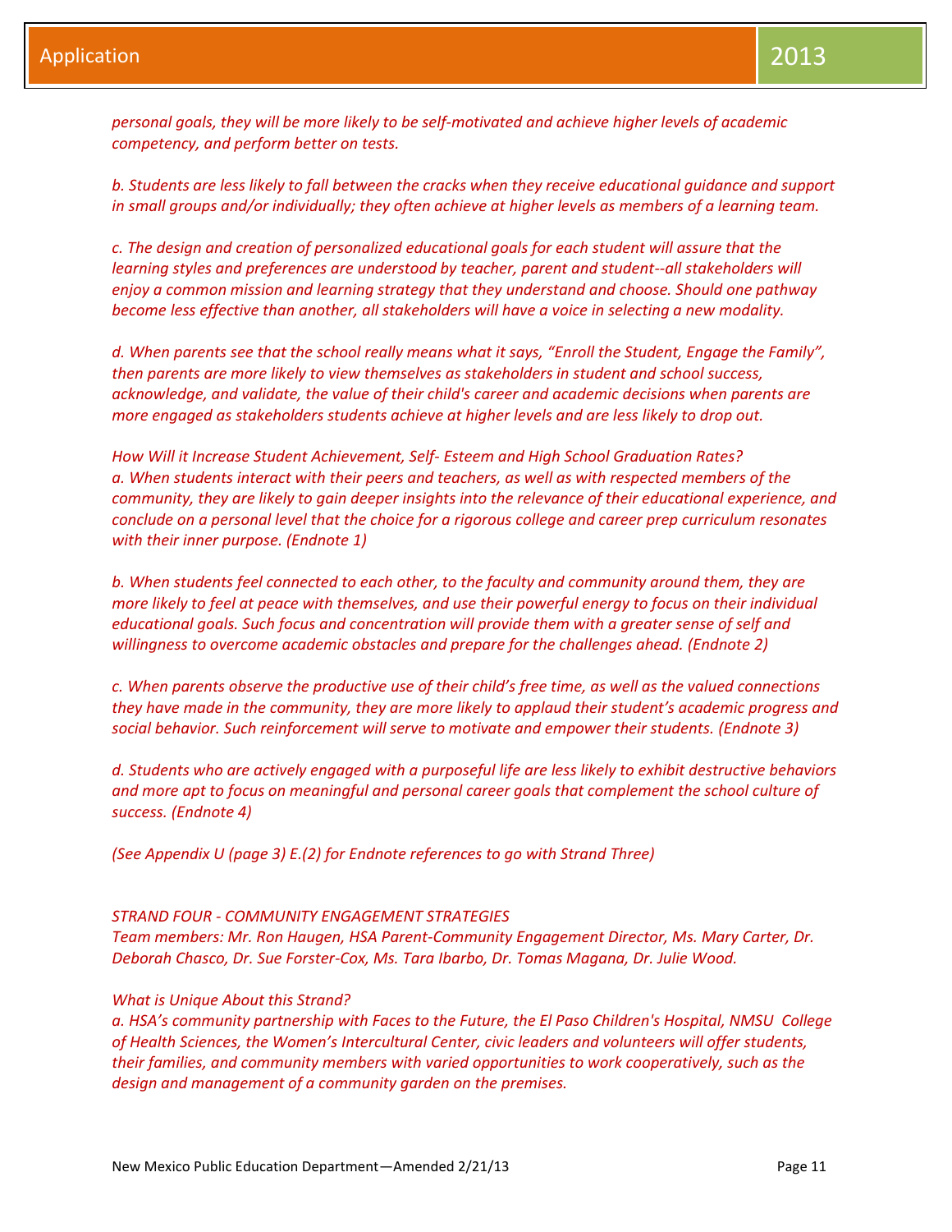*personal goals, they will be more likely to be self-motivated and achieve higher levels of academic competency, and perform better on tests.*

*b. Students are less likely to fall between the cracks when they receive educational guidance and support in small groups and/or individually; they often achieve at higher levels as members of a learning team.*

*c. The design and creation of personalized educational goals for each student will assure that the learning styles and preferences are understood by teacher, parent and student--all stakeholders will enjoy a common mission and learning strategy that they understand and choose. Should one pathway become less effective than another, all stakeholders will have a voice in selecting a new modality.*

*d. When parents see that the school really means what it says, "Enroll the Student, Engage the Family", then parents are more likely to view themselves as stakeholders in student and school success, acknowledge, and validate, the value of their child's career and academic decisions when parents are more engaged as stakeholders students achieve at higher levels and are less likely to drop out.*

*How Will it Increase Student Achievement, Self- Esteem and High School Graduation Rates?*
*a. When students interact with their peers and teachers, as well as with respected members of the community, they are likely to gain deeper insights into the relevance of their educational experience, and conclude on a personal level that the choice for a rigorous college and career prep curriculum resonates with their inner purpose. (Endnote 1)*

*b. When students feel connected to each other, to the faculty and community around them, they are more likely to feel at peace with themselves, and use their powerful energy to focus on their individual educational goals. Such focus and concentration will provide them with a greater sense of self and willingness to overcome academic obstacles and prepare for the challenges ahead. (Endnote 2)*

*c. When parents observe the productive use of their child's free time, as well as the valued connections they have made in the community, they are more likely to applaud their student's academic progress and social behavior. Such reinforcement will serve to motivate and empower their students. (Endnote 3)*

*d. Students who are actively engaged with a purposeful life are less likely to exhibit destructive behaviors and more apt to focus on meaningful and personal career goals that complement the school culture of success. (Endnote 4)*

*(See Appendix U (page 3) E.(2) for Endnote references to go with Strand Three)*

*STRAND FOUR - COMMUNITY ENGAGEMENT STRATEGIES*
*Team members: Mr. Ron Haugen, HSA Parent-Community Engagement Director, Ms. Mary Carter, Dr. Deborah Chasco, Dr. Sue Forster-Cox, Ms. Tara Ibarbo, Dr. Tomas Magana, Dr. Julie Wood.*

*What is Unique About this Strand?*
*a. HSA's community partnership with Faces to the Future, the El Paso Children's Hospital, NMSU College of Health Sciences, the Women's Intercultural Center, civic leaders and volunteers will offer students, their families, and community members with varied opportunities to work cooperatively, such as the design and management of a community garden on the premises.*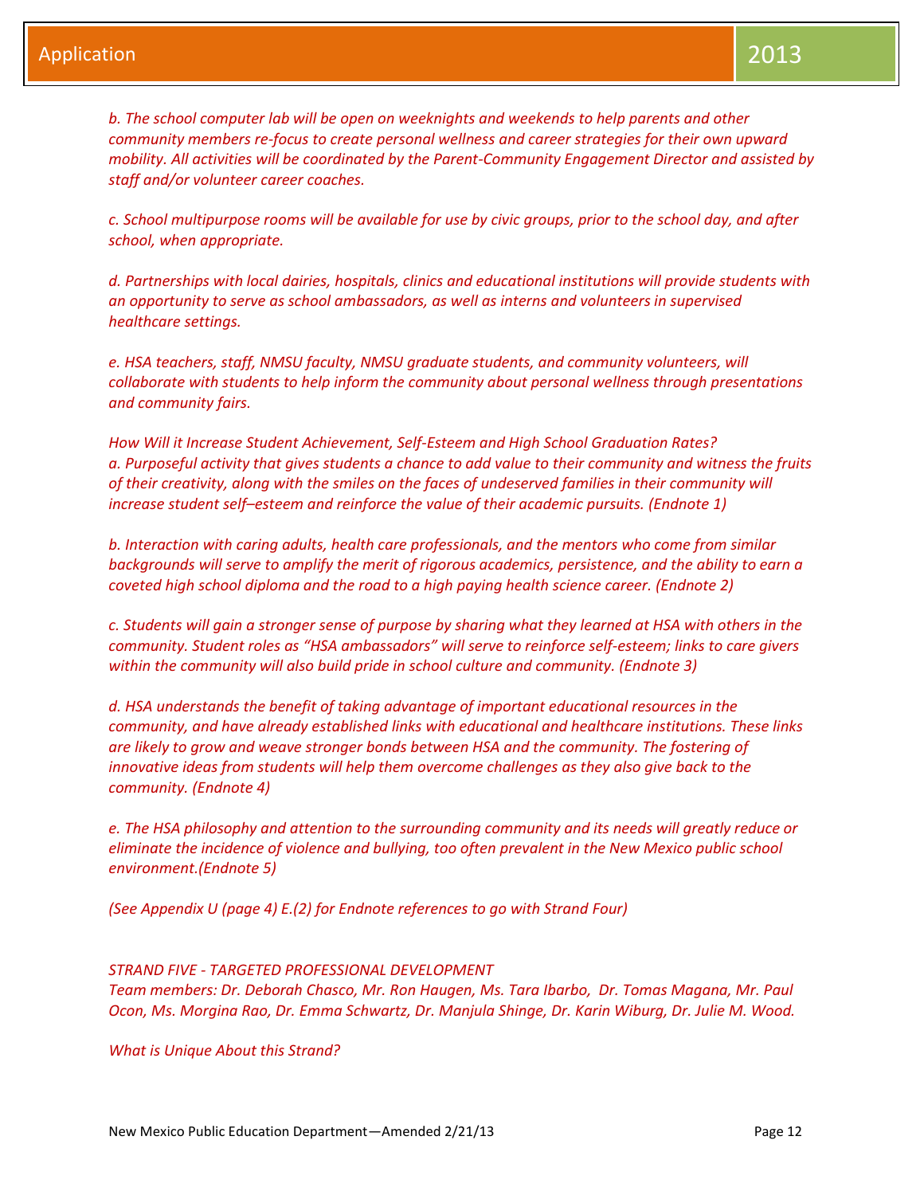*b. The school computer lab will be open on weeknights and weekends to help parents and other community members re-focus to create personal wellness and career strategies for their own upward mobility. All activities will be coordinated by the Parent-Community Engagement Director and assisted by staff and/or volunteer career coaches.*

*c. School multipurpose rooms will be available for use by civic groups, prior to the school day, and after school, when appropriate.*

*d. Partnerships with local dairies, hospitals, clinics and educational institutions will provide students with an opportunity to serve as school ambassadors, as well as interns and volunteers in supervised healthcare settings.*

*e. HSA teachers, staff, NMSU faculty, NMSU graduate students, and community volunteers, will collaborate with students to help inform the community about personal wellness through presentations and community fairs.*

*How Will it Increase Student Achievement, Self-Esteem and High School Graduation Rates?*
*a. Purposeful activity that gives students a chance to add value to their community and witness the fruits of their creativity, along with the smiles on the faces of undeserved families in their community will increase student self–esteem and reinforce the value of their academic pursuits. (Endnote 1)*

*b. Interaction with caring adults, health care professionals, and the mentors who come from similar backgrounds will serve to amplify the merit of rigorous academics, persistence, and the ability to earn a coveted high school diploma and the road to a high paying health science career. (Endnote 2)*

*c. Students will gain a stronger sense of purpose by sharing what they learned at HSA with others in the community. Student roles as "HSA ambassadors" will serve to reinforce self-esteem; links to care givers within the community will also build pride in school culture and community. (Endnote 3)*

*d. HSA understands the benefit of taking advantage of important educational resources in the community, and have already established links with educational and healthcare institutions. These links are likely to grow and weave stronger bonds between HSA and the community. The fostering of innovative ideas from students will help them overcome challenges as they also give back to the community. (Endnote 4)*

*e. The HSA philosophy and attention to the surrounding community and its needs will greatly reduce or eliminate the incidence of violence and bullying, too often prevalent in the New Mexico public school environment.(Endnote 5)*

*(See Appendix U (page 4) E.(2) for Endnote references to go with Strand Four)*

*STRAND FIVE - TARGETED PROFESSIONAL DEVELOPMENT*
*Team members: Dr. Deborah Chasco, Mr. Ron Haugen, Ms. Tara Ibarbo, Dr. Tomas Magana, Mr. Paul Ocon, Ms. Morgina Rao, Dr. Emma Schwartz, Dr. Manjula Shinge, Dr. Karin Wiburg, Dr. Julie M. Wood.*

*What is Unique About this Strand?*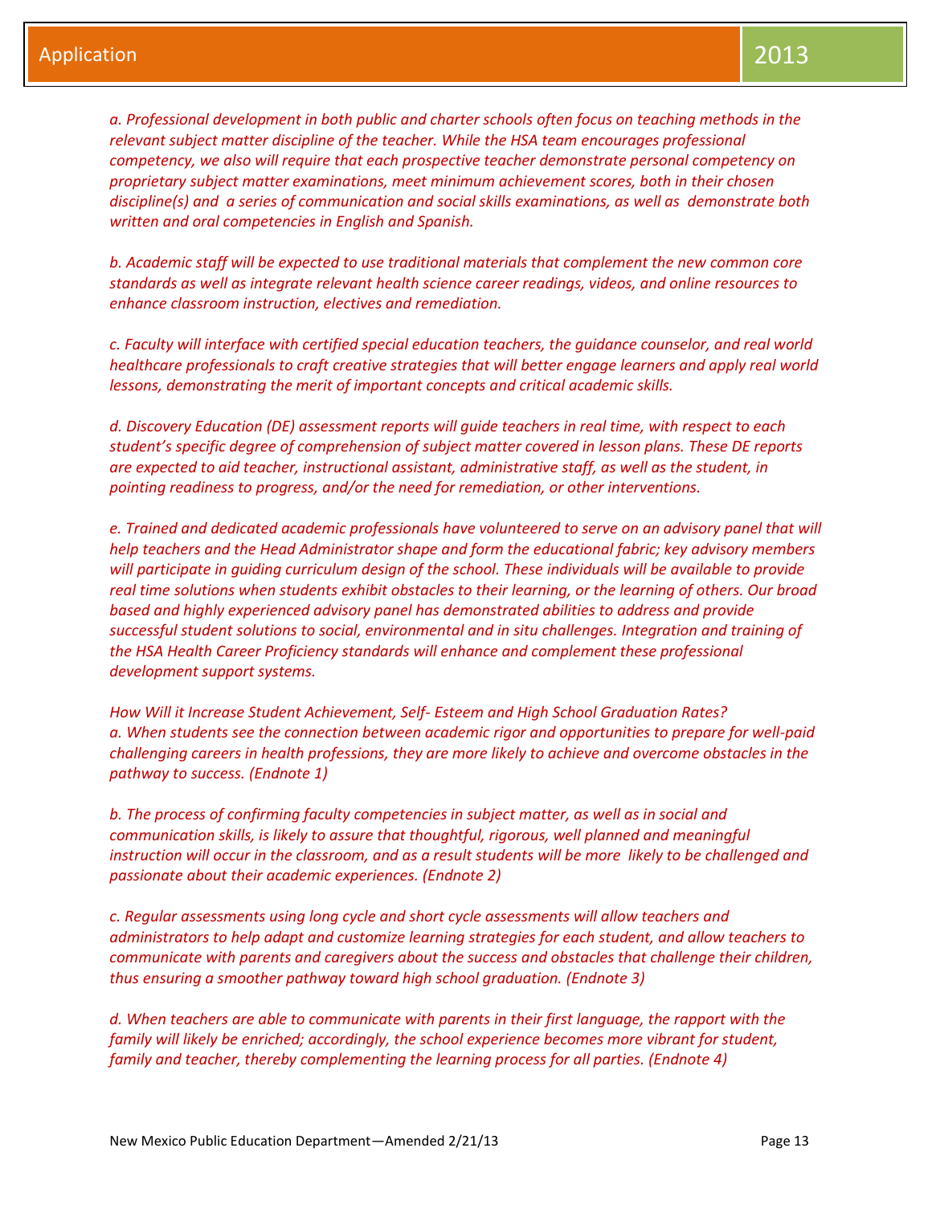*a. Professional development in both public and charter schools often focus on teaching methods in the relevant subject matter discipline of the teacher. While the HSA team encourages professional competency, we also will require that each prospective teacher demonstrate personal competency on proprietary subject matter examinations, meet minimum achievement scores, both in their chosen discipline(s) and a series of communication and social skills examinations, as well as demonstrate both written and oral competencies in English and Spanish.*

*b. Academic staff will be expected to use traditional materials that complement the new common core standards as well as integrate relevant health science career readings, videos, and online resources to enhance classroom instruction, electives and remediation.*

*c. Faculty will interface with certified special education teachers, the guidance counselor, and real world healthcare professionals to craft creative strategies that will better engage learners and apply real world lessons, demonstrating the merit of important concepts and critical academic skills.*

*d. Discovery Education (DE) assessment reports will guide teachers in real time, with respect to each student's specific degree of comprehension of subject matter covered in lesson plans. These DE reports are expected to aid teacher, instructional assistant, administrative staff, as well as the student, in pointing readiness to progress, and/or the need for remediation, or other interventions.*

*e. Trained and dedicated academic professionals have volunteered to serve on an advisory panel that will help teachers and the Head Administrator shape and form the educational fabric; key advisory members will participate in guiding curriculum design of the school. These individuals will be available to provide real time solutions when students exhibit obstacles to their learning, or the learning of others. Our broad based and highly experienced advisory panel has demonstrated abilities to address and provide successful student solutions to social, environmental and in situ challenges. Integration and training of the HSA Health Career Proficiency standards will enhance and complement these professional development support systems.*

*How Will it Increase Student Achievement, Self- Esteem and High School Graduation Rates?*
*a. When students see the connection between academic rigor and opportunities to prepare for well-paid challenging careers in health professions, they are more likely to achieve and overcome obstacles in the pathway to success. (Endnote 1)*

*b. The process of confirming faculty competencies in subject matter, as well as in social and communication skills, is likely to assure that thoughtful, rigorous, well planned and meaningful instruction will occur in the classroom, and as a result students will be more likely to be challenged and passionate about their academic experiences. (Endnote 2)*

*c. Regular assessments using long cycle and short cycle assessments will allow teachers and administrators to help adapt and customize learning strategies for each student, and allow teachers to communicate with parents and caregivers about the success and obstacles that challenge their children, thus ensuring a smoother pathway toward high school graduation. (Endnote 3)*

*d. When teachers are able to communicate with parents in their first language, the rapport with the family will likely be enriched; accordingly, the school experience becomes more vibrant for student, family and teacher, thereby complementing the learning process for all parties. (Endnote 4)*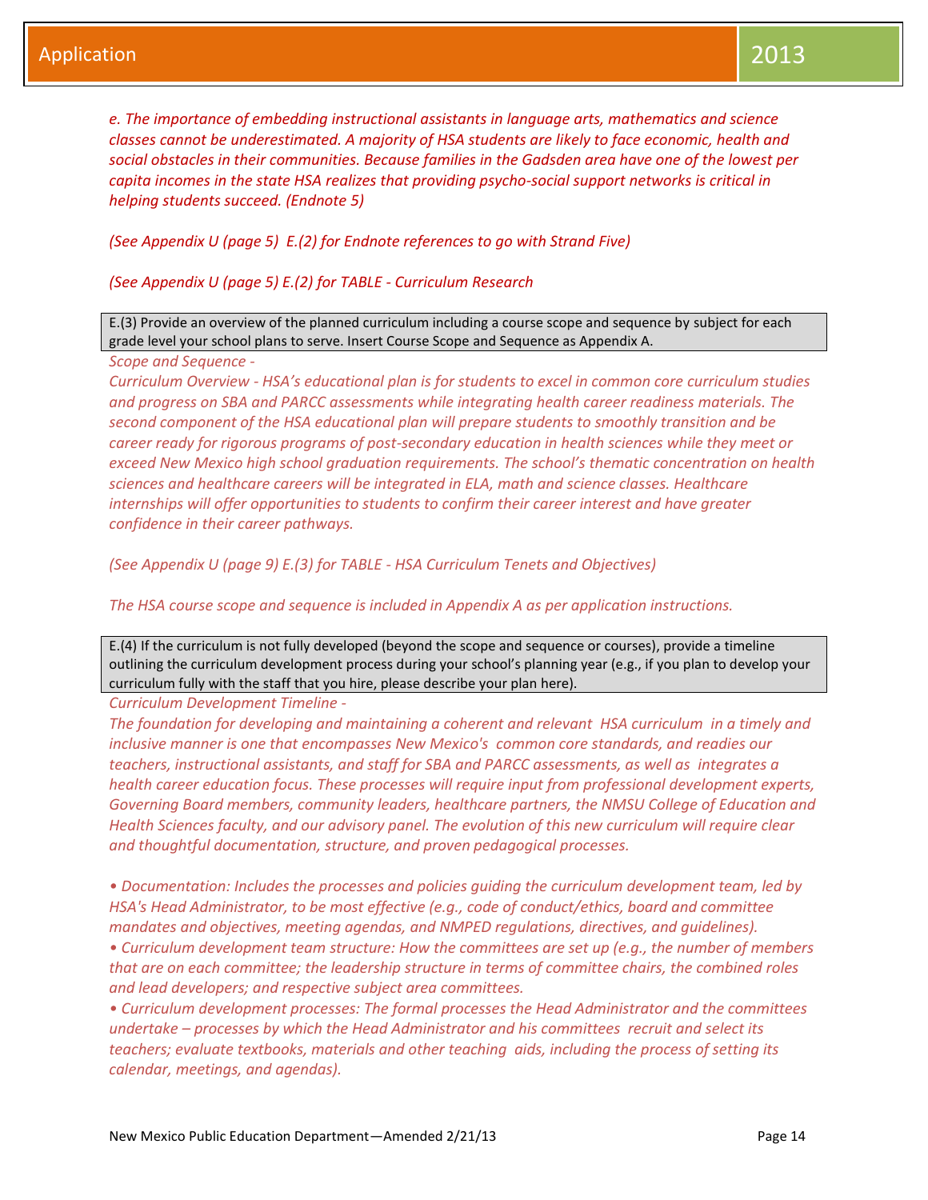*e. The importance of embedding instructional assistants in language arts, mathematics and science classes cannot be underestimated. A majority of HSA students are likely to face economic, health and social obstacles in their communities. Because families in the Gadsden area have one of the lowest per capita incomes in the state HSA realizes that providing psycho-social support networks is critical in helping students succeed. (Endnote 5)*

*(See Appendix U (page 5) E.(2) for Endnote references to go with Strand Five)*

*(See Appendix U (page 5) E.(2) for TABLE - Curriculum Research*

| E.(3) Provide an overview of the planned curriculum including a course scope and sequence by subject for each grade level your school plans to serve. Insert Course Scope and Sequence as Appendix A. |
|---|

*Scope and Sequence -*

*Curriculum Overview - HSA's educational plan is for students to excel in common core curriculum studies and progress on SBA and PARCC assessments while integrating health career readiness materials. The second component of the HSA educational plan will prepare students to smoothly transition and be career ready for rigorous programs of post-secondary education in health sciences while they meet or exceed New Mexico high school graduation requirements. The school's thematic concentration on health sciences and healthcare careers will be integrated in ELA, math and science classes. Healthcare internships will offer opportunities to students to confirm their career interest and have greater confidence in their career pathways.*

*(See Appendix U (page 9) E.(3) for TABLE - HSA Curriculum Tenets and Objectives)*

*The HSA course scope and sequence is included in Appendix A as per application instructions.*

| E.(4) If the curriculum is not fully developed (beyond the scope and sequence or courses), provide a timeline outlining the curriculum development process during your school's planning year (e.g., if you plan to develop your curriculum fully with the staff that you hire, please describe your plan here). |
|---|

*Curriculum Development Timeline -*

*The foundation for developing and maintaining a coherent and relevant HSA curriculum in a timely and inclusive manner is one that encompasses New Mexico's common core standards, and readies our teachers, instructional assistants, and staff for SBA and PARCC assessments, as well as integrates a health career education focus. These processes will require input from professional development experts, Governing Board members, community leaders, healthcare partners, the NMSU College of Education and Health Sciences faculty, and our advisory panel. The evolution of this new curriculum will require clear and thoughtful documentation, structure, and proven pedagogical processes.*

- *Documentation: Includes the processes and policies guiding the curriculum development team, led by HSA's Head Administrator, to be most effective (e.g., code of conduct/ethics, board and committee mandates and objectives, meeting agendas, and NMPED regulations, directives, and guidelines).*
- *Curriculum development team structure: How the committees are set up (e.g., the number of members that are on each committee; the leadership structure in terms of committee chairs, the combined roles and lead developers; and respective subject area committees.*
- *Curriculum development processes: The formal processes the Head Administrator and the committees undertake – processes by which the Head Administrator and his committees recruit and select its teachers; evaluate textbooks, materials and other teaching aids, including the process of setting its calendar, meetings, and agendas).*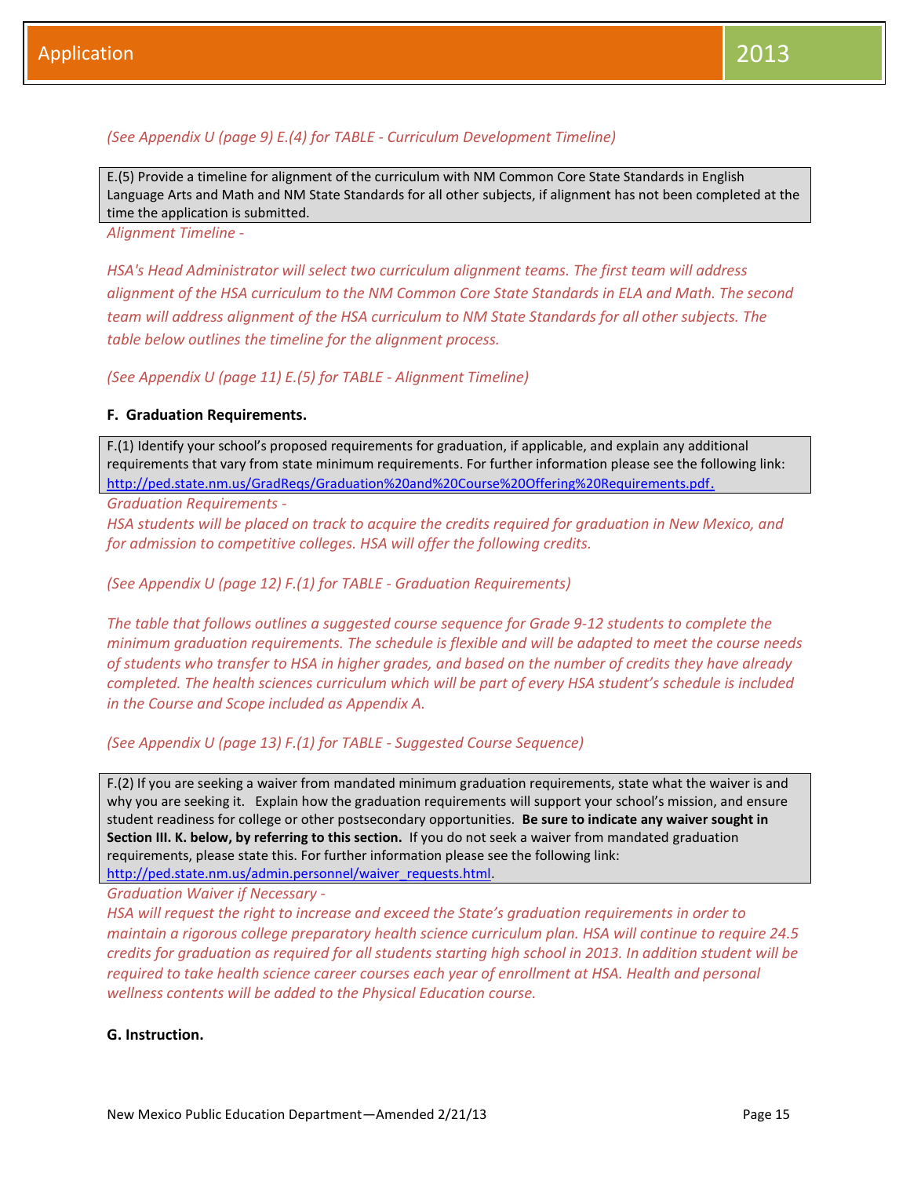*(See Appendix U (page 9) E.(4) for TABLE - Curriculum Development Timeline)*

E.(5) Provide a timeline for alignment of the curriculum with NM Common Core State Standards in English Language Arts and Math and NM State Standards for all other subjects, if alignment has not been completed at the time the application is submitted.

*Alignment Timeline -*

*HSA's Head Administrator will select two curriculum alignment teams. The first team will address alignment of the HSA curriculum to the NM Common Core State Standards in ELA and Math. The second team will address alignment of the HSA curriculum to NM State Standards for all other subjects. The table below outlines the timeline for the alignment process.*

*(See Appendix U (page 11) E.(5) for TABLE - Alignment Timeline)*

**F. Graduation Requirements.**

F.(1) Identify your school's proposed requirements for graduation, if applicable, and explain any additional requirements that vary from state minimum requirements. For further information please see the following link: http://ped.state.nm.us/GradReqs/Graduation%20and%20Course%20Offering%20Requirements.pdf.

*Graduation Requirements -*

*HSA students will be placed on track to acquire the credits required for graduation in New Mexico, and for admission to competitive colleges. HSA will offer the following credits.*

*(See Appendix U (page 12) F.(1) for TABLE - Graduation Requirements)*

*The table that follows outlines a suggested course sequence for Grade 9-12 students to complete the minimum graduation requirements. The schedule is flexible and will be adapted to meet the course needs of students who transfer to HSA in higher grades, and based on the number of credits they have already completed. The health sciences curriculum which will be part of every HSA student's schedule is included in the Course and Scope included as Appendix A.*

*(See Appendix U (page 13) F.(1) for TABLE - Suggested Course Sequence)*

F.(2) If you are seeking a waiver from mandated minimum graduation requirements, state what the waiver is and why you are seeking it. Explain how the graduation requirements will support your school's mission, and ensure student readiness for college or other postsecondary opportunities. **Be sure to indicate any waiver sought in Section III. K. below, by referring to this section.** If you do not seek a waiver from mandated graduation requirements, please state this. For further information please see the following link: http://ped.state.nm.us/admin.personnel/waiver_requests.html.

*Graduation Waiver if Necessary -*

*HSA will request the right to increase and exceed the State's graduation requirements in order to maintain a rigorous college preparatory health science curriculum plan. HSA will continue to require 24.5 credits for graduation as required for all students starting high school in 2013. In addition student will be required to take health science career courses each year of enrollment at HSA. Health and personal wellness contents will be added to the Physical Education course.*

**G. Instruction.**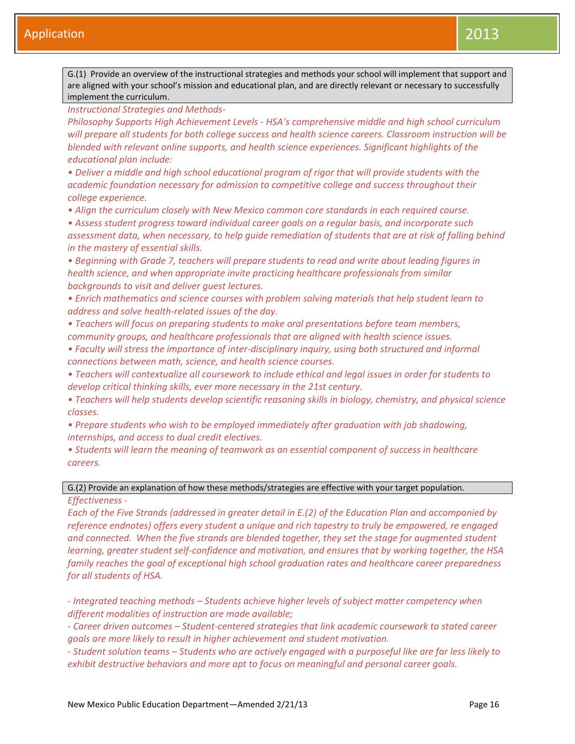G.(1) Provide an overview of the instructional strategies and methods your school will implement that support and are aligned with your school's mission and educational plan, and are directly relevant or necessary to successfully implement the curriculum.

*Instructional Strategies and Methods-*

*Philosophy Supports High Achievement Levels - HSA's comprehensive middle and high school curriculum will prepare all students for both college success and health science careers. Classroom instruction will be blended with relevant online supports, and health science experiences. Significant highlights of the educational plan include:*

- *Deliver a middle and high school educational program of rigor that will provide students with the academic foundation necessary for admission to competitive college and success throughout their college experience.*
- *Align the curriculum closely with New Mexico common core standards in each required course.*
- *Assess student progress toward individual career goals on a regular basis, and incorporate such assessment data, when necessary, to help guide remediation of students that are at risk of falling behind in the mastery of essential skills.*
- *Beginning with Grade 7, teachers will prepare students to read and write about leading figures in health science, and when appropriate invite practicing healthcare professionals from similar backgrounds to visit and deliver guest lectures.*
- *Enrich mathematics and science courses with problem solving materials that help student learn to address and solve health-related issues of the day.*
- *Teachers will focus on preparing students to make oral presentations before team members, community groups, and healthcare professionals that are aligned with health science issues.*
- *Faculty will stress the importance of inter-disciplinary inquiry, using both structured and informal connections between math, science, and health science courses.*
- *Teachers will contextualize all coursework to include ethical and legal issues in order for students to develop critical thinking skills, ever more necessary in the 21st century.*
- *Teachers will help students develop scientific reasoning skills in biology, chemistry, and physical science classes.*
- *Prepare students who wish to be employed immediately after graduation with job shadowing, internships, and access to dual credit electives.*
- *Students will learn the meaning of teamwork as an essential component of success in healthcare careers.*

G.(2) Provide an explanation of how these methods/strategies are effective with your target population.

*Effectiveness -*

*Each of the Five Strands (addressed in greater detail in E.(2) of the Education Plan and accompanied by reference endnotes) offers every student a unique and rich tapestry to truly be empowered, re engaged and connected. When the five strands are blended together, they set the stage for augmented student learning, greater student self-confidence and motivation, and ensures that by working together, the HSA family reaches the goal of exceptional high school graduation rates and healthcare career preparedness for all students of HSA.*

*- Integrated teaching methods – Students achieve higher levels of subject matter competency when different modalities of instruction are made available;*
*- Career driven outcomes – Student-centered strategies that link academic coursework to stated career goals are more likely to result in higher achievement and student motivation.*
*- Student solution teams – Students who are actively engaged with a purposeful like are far less likely to exhibit destructive behaviors and more apt to focus on meaningful and personal career goals.*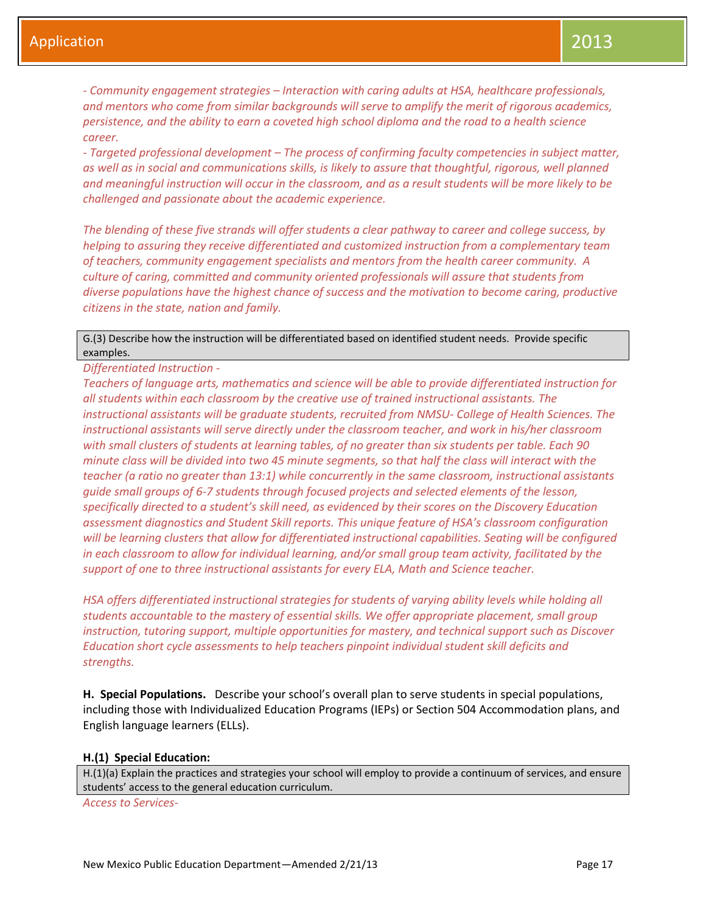*- Community engagement strategies – Interaction with caring adults at HSA, healthcare professionals, and mentors who come from similar backgrounds will serve to amplify the merit of rigorous academics, persistence, and the ability to earn a coveted high school diploma and the road to a health science career.*
*- Targeted professional development – The process of confirming faculty competencies in subject matter, as well as in social and communications skills, is likely to assure that thoughtful, rigorous, well planned and meaningful instruction will occur in the classroom, and as a result students will be more likely to be challenged and passionate about the academic experience.*

*The blending of these five strands will offer students a clear pathway to career and college success, by helping to assuring they receive differentiated and customized instruction from a complementary team of teachers, community engagement specialists and mentors from the health career community. A culture of caring, committed and community oriented professionals will assure that students from diverse populations have the highest chance of success and the motivation to become caring, productive citizens in the state, nation and family.*

| G.(3) Describe how the instruction will be differentiated based on identified student needs. Provide specific examples. |
|---|

*Differentiated Instruction -*
*Teachers of language arts, mathematics and science will be able to provide differentiated instruction for all students within each classroom by the creative use of trained instructional assistants. The instructional assistants will be graduate students, recruited from NMSU- College of Health Sciences. The instructional assistants will serve directly under the classroom teacher, and work in his/her classroom with small clusters of students at learning tables, of no greater than six students per table. Each 90 minute class will be divided into two 45 minute segments, so that half the class will interact with the teacher (a ratio no greater than 13:1) while concurrently in the same classroom, instructional assistants guide small groups of 6-7 students through focused projects and selected elements of the lesson, specifically directed to a student's skill need, as evidenced by their scores on the Discovery Education assessment diagnostics and Student Skill reports. This unique feature of HSA's classroom configuration will be learning clusters that allow for differentiated instructional capabilities. Seating will be configured in each classroom to allow for individual learning, and/or small group team activity, facilitated by the support of one to three instructional assistants for every ELA, Math and Science teacher.*

*HSA offers differentiated instructional strategies for students of varying ability levels while holding all students accountable to the mastery of essential skills. We offer appropriate placement, small group instruction, tutoring support, multiple opportunities for mastery, and technical support such as Discover Education short cycle assessments to help teachers pinpoint individual student skill deficits and strengths.*

**H. Special Populations.** Describe your school's overall plan to serve students in special populations, including those with Individualized Education Programs (IEPs) or Section 504 Accommodation plans, and English language learners (ELLs).

**H.(1) Special Education:**

| H.(1)(a) Explain the practices and strategies your school will employ to provide a continuum of services, and ensure students' access to the general education curriculum. |
|---|

*Access to Services-*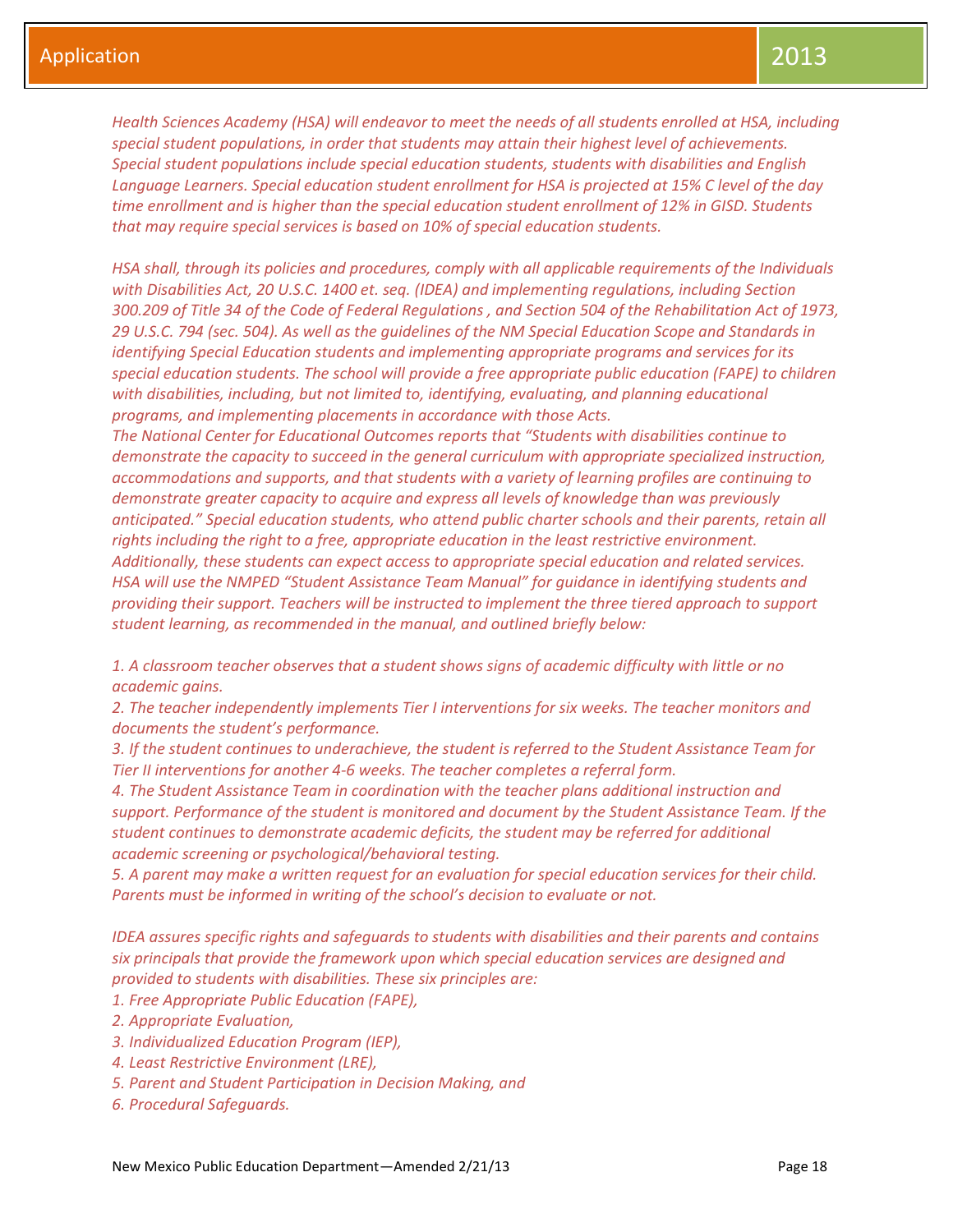*Health Sciences Academy (HSA) will endeavor to meet the needs of all students enrolled at HSA, including special student populations, in order that students may attain their highest level of achievements. Special student populations include special education students, students with disabilities and English Language Learners. Special education student enrollment for HSA is projected at 15% C level of the day time enrollment and is higher than the special education student enrollment of 12% in GISD. Students that may require special services is based on 10% of special education students.*

*HSA shall, through its policies and procedures, comply with all applicable requirements of the Individuals with Disabilities Act, 20 U.S.C. 1400 et. seq. (IDEA) and implementing regulations, including Section 300.209 of Title 34 of the Code of Federal Regulations , and Section 504 of the Rehabilitation Act of 1973, 29 U.S.C. 794 (sec. 504). As well as the guidelines of the NM Special Education Scope and Standards in identifying Special Education students and implementing appropriate programs and services for its special education students. The school will provide a free appropriate public education (FAPE) to children with disabilities, including, but not limited to, identifying, evaluating, and planning educational programs, and implementing placements in accordance with those Acts.*
*The National Center for Educational Outcomes reports that "Students with disabilities continue to demonstrate the capacity to succeed in the general curriculum with appropriate specialized instruction, accommodations and supports, and that students with a variety of learning profiles are continuing to demonstrate greater capacity to acquire and express all levels of knowledge than was previously anticipated." Special education students, who attend public charter schools and their parents, retain all rights including the right to a free, appropriate education in the least restrictive environment. Additionally, these students can expect access to appropriate special education and related services. HSA will use the NMPED "Student Assistance Team Manual" for guidance in identifying students and providing their support. Teachers will be instructed to implement the three tiered approach to support student learning, as recommended in the manual, and outlined briefly below:*

*1. A classroom teacher observes that a student shows signs of academic difficulty with little or no academic gains.*
*2. The teacher independently implements Tier I interventions for six weeks. The teacher monitors and documents the student's performance.*
*3. If the student continues to underachieve, the student is referred to the Student Assistance Team for Tier II interventions for another 4-6 weeks. The teacher completes a referral form.*
*4. The Student Assistance Team in coordination with the teacher plans additional instruction and support. Performance of the student is monitored and document by the Student Assistance Team. If the student continues to demonstrate academic deficits, the student may be referred for additional academic screening or psychological/behavioral testing.*
*5. A parent may make a written request for an evaluation for special education services for their child. Parents must be informed in writing of the school's decision to evaluate or not.*

*IDEA assures specific rights and safeguards to students with disabilities and their parents and contains six principals that provide the framework upon which special education services are designed and provided to students with disabilities. These six principles are:*
*1. Free Appropriate Public Education (FAPE),*
*2. Appropriate Evaluation,*
*3. Individualized Education Program (IEP),*
*4. Least Restrictive Environment (LRE),*
*5. Parent and Student Participation in Decision Making, and*
*6. Procedural Safeguards.*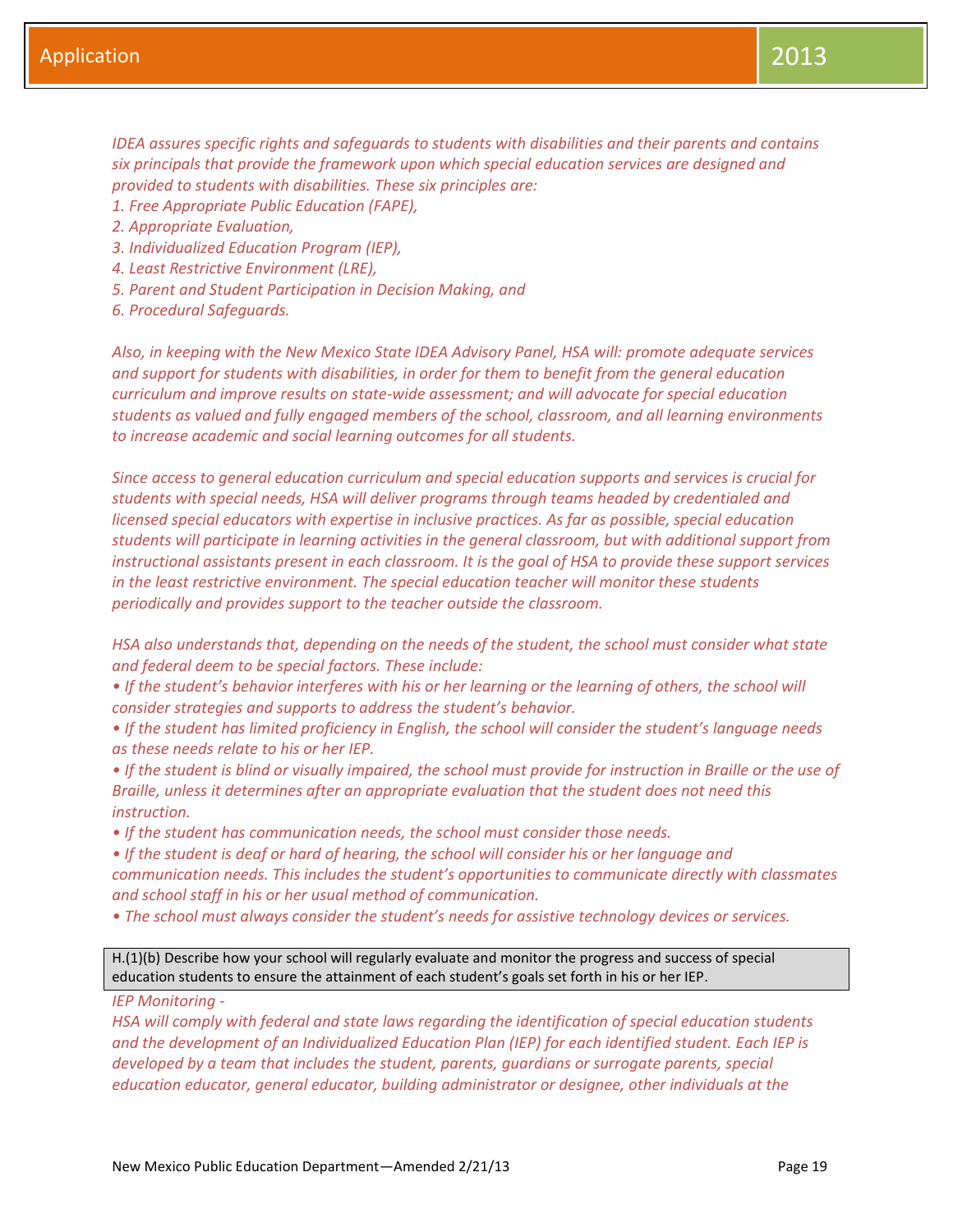*IDEA assures specific rights and safeguards to students with disabilities and their parents and contains six principals that provide the framework upon which special education services are designed and provided to students with disabilities. These six principles are:*

*1. Free Appropriate Public Education (FAPE),*
*2. Appropriate Evaluation,*
*3. Individualized Education Program (IEP),*
*4. Least Restrictive Environment (LRE),*
*5. Parent and Student Participation in Decision Making, and*
*6. Procedural Safeguards.*

*Also, in keeping with the New Mexico State IDEA Advisory Panel, HSA will: promote adequate services and support for students with disabilities, in order for them to benefit from the general education curriculum and improve results on state-wide assessment; and will advocate for special education students as valued and fully engaged members of the school, classroom, and all learning environments to increase academic and social learning outcomes for all students.*

*Since access to general education curriculum and special education supports and services is crucial for students with special needs, HSA will deliver programs through teams headed by credentialed and licensed special educators with expertise in inclusive practices. As far as possible, special education students will participate in learning activities in the general classroom, but with additional support from instructional assistants present in each classroom. It is the goal of HSA to provide these support services in the least restrictive environment. The special education teacher will monitor these students periodically and provides support to the teacher outside the classroom.*

*HSA also understands that, depending on the needs of the student, the school must consider what state and federal deem to be special factors. These include:*

- *If the student's behavior interferes with his or her learning or the learning of others, the school will consider strategies and supports to address the student's behavior.*
- *If the student has limited proficiency in English, the school will consider the student's language needs as these needs relate to his or her IEP.*
- *If the student is blind or visually impaired, the school must provide for instruction in Braille or the use of Braille, unless it determines after an appropriate evaluation that the student does not need this instruction.*
- *If the student has communication needs, the school must consider those needs.*
- *If the student is deaf or hard of hearing, the school will consider his or her language and communication needs. This includes the student's opportunities to communicate directly with classmates and school staff in his or her usual method of communication.*
- *The school must always consider the student's needs for assistive technology devices or services.*

| H.(1)(b) Describe how your school will regularly evaluate and monitor the progress and success of special education students to ensure the attainment of each student's goals set forth in his or her IEP. |
|---|

*IEP Monitoring -*

*HSA will comply with federal and state laws regarding the identification of special education students and the development of an Individualized Education Plan (IEP) for each identified student. Each IEP is developed by a team that includes the student, parents, guardians or surrogate parents, special education educator, general educator, building administrator or designee, other individuals at the*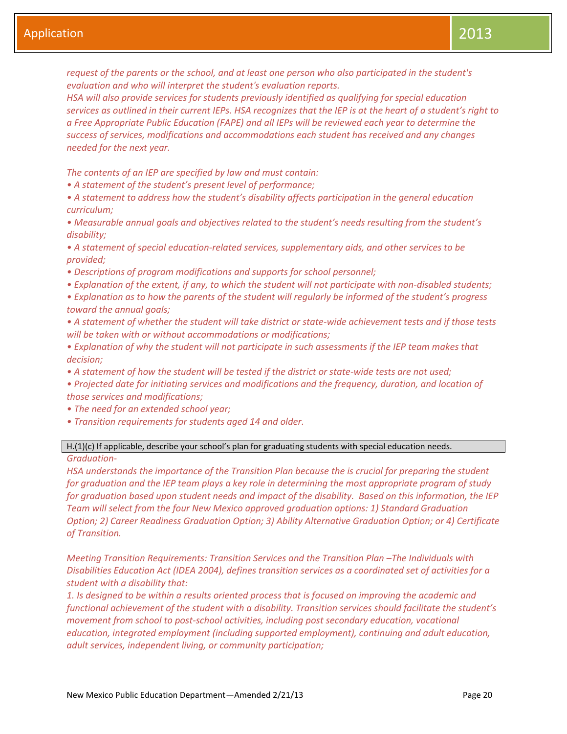*request of the parents or the school, and at least one person who also participated in the student's evaluation and who will interpret the student's evaluation reports.*
*HSA will also provide services for students previously identified as qualifying for special education services as outlined in their current IEPs. HSA recognizes that the IEP is at the heart of a student's right to a Free Appropriate Public Education (FAPE) and all IEPs will be reviewed each year to determine the success of services, modifications and accommodations each student has received and any changes needed for the next year.*

*The contents of an IEP are specified by law and must contain:*

- *A statement of the student's present level of performance;*
- *A statement to address how the student's disability affects participation in the general education curriculum;*
- *Measurable annual goals and objectives related to the student's needs resulting from the student's disability;*
- *A statement of special education-related services, supplementary aids, and other services to be provided;*
- *Descriptions of program modifications and supports for school personnel;*
- *Explanation of the extent, if any, to which the student will not participate with non-disabled students;*
- *Explanation as to how the parents of the student will regularly be informed of the student's progress toward the annual goals;*
- *A statement of whether the student will take district or state-wide achievement tests and if those tests will be taken with or without accommodations or modifications;*
- *Explanation of why the student will not participate in such assessments if the IEP team makes that decision;*
- *A statement of how the student will be tested if the district or state-wide tests are not used;*
- *Projected date for initiating services and modifications and the frequency, duration, and location of those services and modifications;*
- *The need for an extended school year;*
- *Transition requirements for students aged 14 and older.*

| H.(1)(c) If applicable, describe your school's plan for graduating students with special education needs. |
|---|

*Graduation-*
*HSA understands the importance of the Transition Plan because the is crucial for preparing the student for graduation and the IEP team plays a key role in determining the most appropriate program of study for graduation based upon student needs and impact of the disability. Based on this information, the IEP Team will select from the four New Mexico approved graduation options: 1) Standard Graduation Option; 2) Career Readiness Graduation Option; 3) Ability Alternative Graduation Option; or 4) Certificate of Transition.*

*Meeting Transition Requirements: Transition Services and the Transition Plan –The Individuals with Disabilities Education Act (IDEA 2004), defines transition services as a coordinated set of activities for a student with a disability that:*

*1. Is designed to be within a results oriented process that is focused on improving the academic and functional achievement of the student with a disability. Transition services should facilitate the student's movement from school to post-school activities, including post secondary education, vocational education, integrated employment (including supported employment), continuing and adult education, adult services, independent living, or community participation;*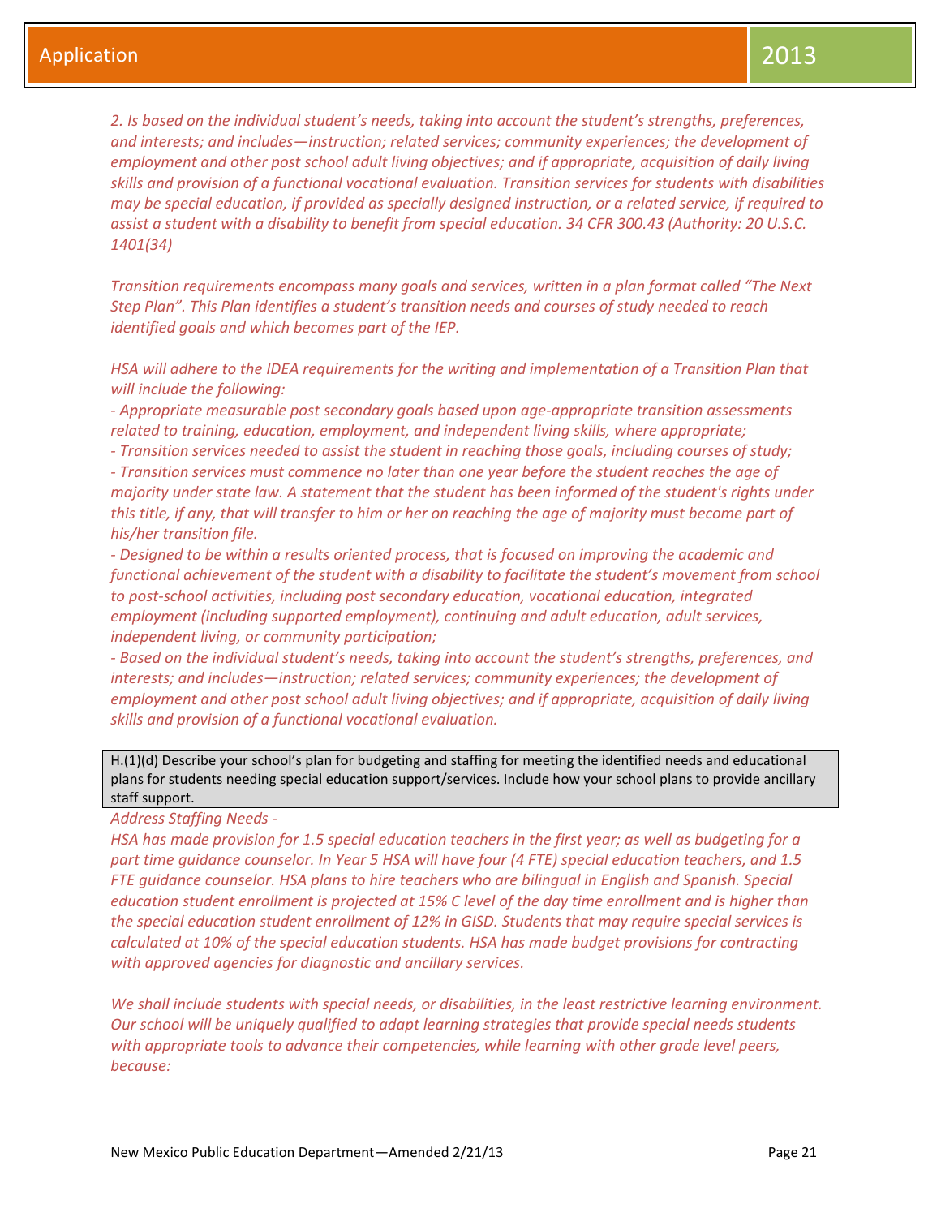*2. Is based on the individual student's needs, taking into account the student's strengths, preferences, and interests; and includes—instruction; related services; community experiences; the development of employment and other post school adult living objectives; and if appropriate, acquisition of daily living skills and provision of a functional vocational evaluation. Transition services for students with disabilities may be special education, if provided as specially designed instruction, or a related service, if required to assist a student with a disability to benefit from special education. 34 CFR 300.43 (Authority: 20 U.S.C. 1401(34)*

*Transition requirements encompass many goals and services, written in a plan format called "The Next Step Plan". This Plan identifies a student's transition needs and courses of study needed to reach identified goals and which becomes part of the IEP.*

*HSA will adhere to the IDEA requirements for the writing and implementation of a Transition Plan that will include the following:*
*- Appropriate measurable post secondary goals based upon age-appropriate transition assessments related to training, education, employment, and independent living skills, where appropriate;*
*- Transition services needed to assist the student in reaching those goals, including courses of study;*
*- Transition services must commence no later than one year before the student reaches the age of majority under state law. A statement that the student has been informed of the student's rights under this title, if any, that will transfer to him or her on reaching the age of majority must become part of his/her transition file.*
*- Designed to be within a results oriented process, that is focused on improving the academic and functional achievement of the student with a disability to facilitate the student's movement from school to post-school activities, including post secondary education, vocational education, integrated employment (including supported employment), continuing and adult education, adult services, independent living, or community participation;*
*- Based on the individual student's needs, taking into account the student's strengths, preferences, and interests; and includes—instruction; related services; community experiences; the development of employment and other post school adult living objectives; and if appropriate, acquisition of daily living skills and provision of a functional vocational evaluation.*

H.(1)(d) Describe your school's plan for budgeting and staffing for meeting the identified needs and educational plans for students needing special education support/services. Include how your school plans to provide ancillary staff support.

*Address Staffing Needs -*
*HSA has made provision for 1.5 special education teachers in the first year; as well as budgeting for a part time guidance counselor. In Year 5 HSA will have four (4 FTE) special education teachers, and 1.5 FTE guidance counselor. HSA plans to hire teachers who are bilingual in English and Spanish. Special education student enrollment is projected at 15% C level of the day time enrollment and is higher than the special education student enrollment of 12% in GISD. Students that may require special services is calculated at 10% of the special education students. HSA has made budget provisions for contracting with approved agencies for diagnostic and ancillary services.*

*We shall include students with special needs, or disabilities, in the least restrictive learning environment. Our school will be uniquely qualified to adapt learning strategies that provide special needs students with appropriate tools to advance their competencies, while learning with other grade level peers, because:*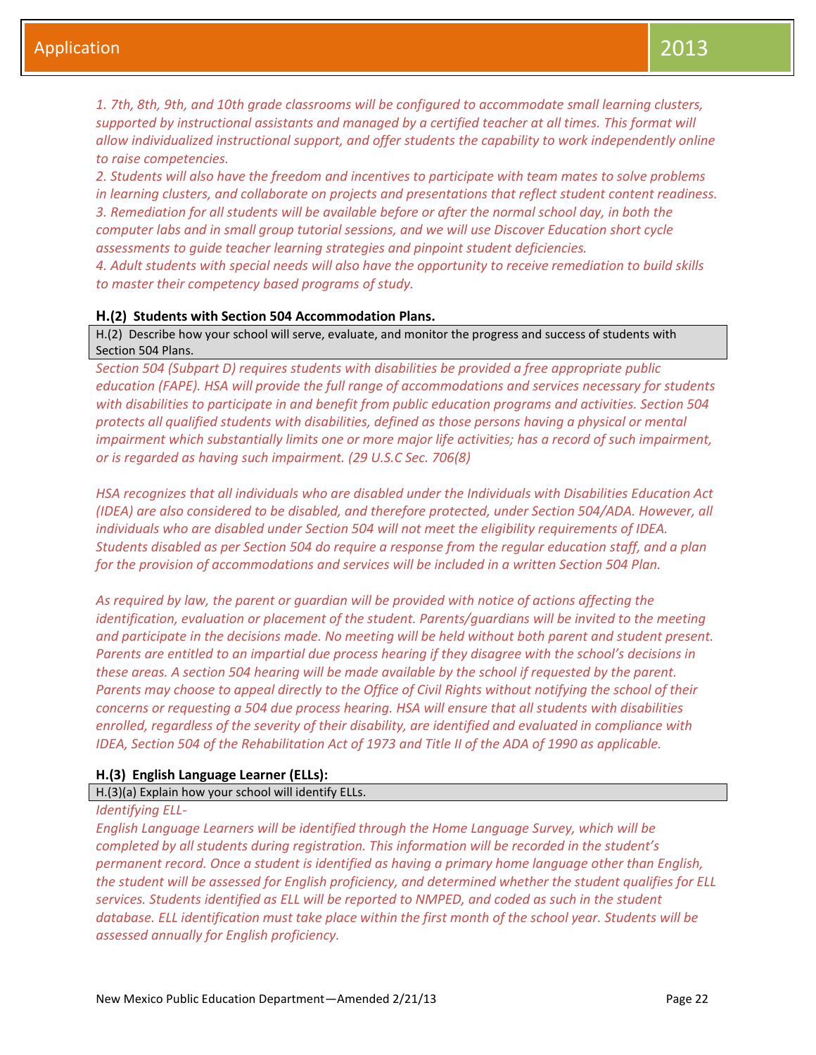*1. 7th, 8th, 9th, and 10th grade classrooms will be configured to accommodate small learning clusters, supported by instructional assistants and managed by a certified teacher at all times. This format will allow individualized instructional support, and offer students the capability to work independently online to raise competencies.*
*2. Students will also have the freedom and incentives to participate with team mates to solve problems in learning clusters, and collaborate on projects and presentations that reflect student content readiness.*
*3. Remediation for all students will be available before or after the normal school day, in both the computer labs and in small group tutorial sessions, and we will use Discover Education short cycle assessments to guide teacher learning strategies and pinpoint student deficiencies.*
*4. Adult students with special needs will also have the opportunity to receive remediation to build skills to master their competency based programs of study.*

**H.(2) Students with Section 504 Accommodation Plans.**

| H.(2) Describe how your school will serve, evaluate, and monitor the progress and success of students with Section 504 Plans. |
|---|

*Section 504 (Subpart D) requires students with disabilities be provided a free appropriate public education (FAPE). HSA will provide the full range of accommodations and services necessary for students with disabilities to participate in and benefit from public education programs and activities. Section 504 protects all qualified students with disabilities, defined as those persons having a physical or mental impairment which substantially limits one or more major life activities; has a record of such impairment, or is regarded as having such impairment. (29 U.S.C Sec. 706(8)*

*HSA recognizes that all individuals who are disabled under the Individuals with Disabilities Education Act (IDEA) are also considered to be disabled, and therefore protected, under Section 504/ADA. However, all individuals who are disabled under Section 504 will not meet the eligibility requirements of IDEA. Students disabled as per Section 504 do require a response from the regular education staff, and a plan for the provision of accommodations and services will be included in a written Section 504 Plan.*

*As required by law, the parent or guardian will be provided with notice of actions affecting the identification, evaluation or placement of the student. Parents/guardians will be invited to the meeting and participate in the decisions made. No meeting will be held without both parent and student present. Parents are entitled to an impartial due process hearing if they disagree with the school's decisions in these areas. A section 504 hearing will be made available by the school if requested by the parent. Parents may choose to appeal directly to the Office of Civil Rights without notifying the school of their concerns or requesting a 504 due process hearing. HSA will ensure that all students with disabilities enrolled, regardless of the severity of their disability, are identified and evaluated in compliance with IDEA, Section 504 of the Rehabilitation Act of 1973 and Title II of the ADA of 1990 as applicable.*

**H.(3) English Language Learner (ELLs):**

| H.(3)(a) Explain how your school will identify ELLs. |
|---|

*Identifying ELL-*
*English Language Learners will be identified through the Home Language Survey, which will be completed by all students during registration. This information will be recorded in the student's permanent record. Once a student is identified as having a primary home language other than English, the student will be assessed for English proficiency, and determined whether the student qualifies for ELL services. Students identified as ELL will be reported to NMPED, and coded as such in the student database. ELL identification must take place within the first month of the school year. Students will be assessed annually for English proficiency.*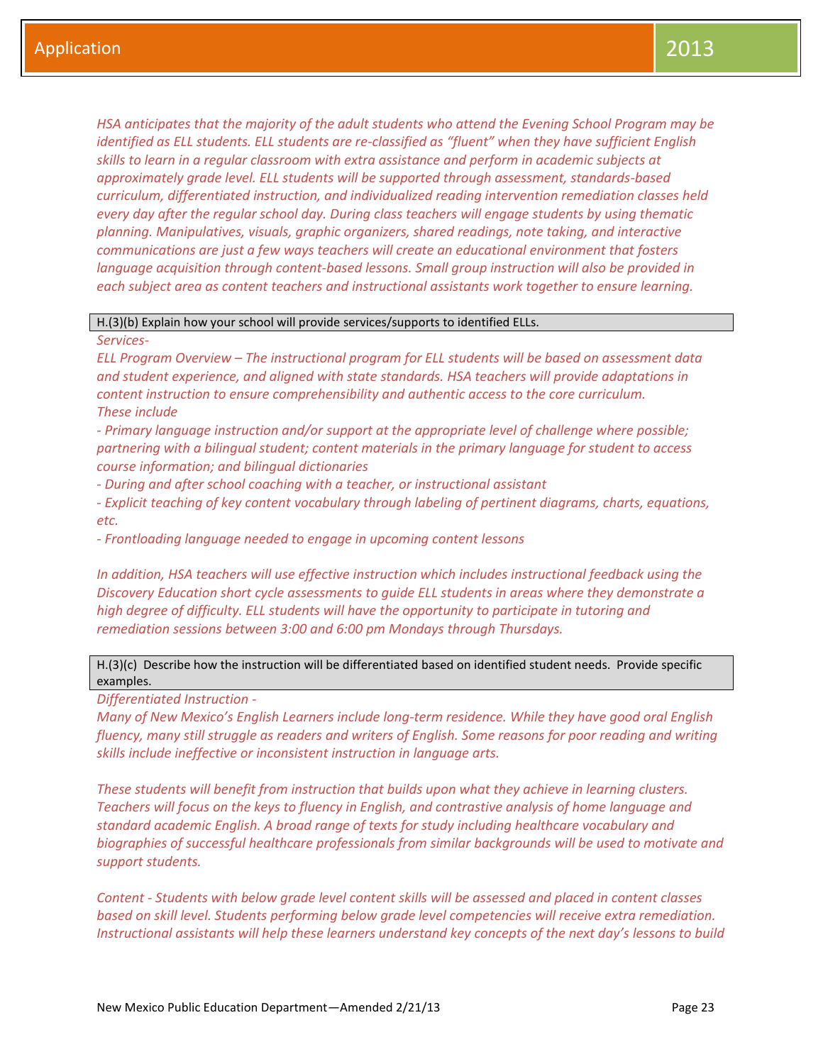*HSA anticipates that the majority of the adult students who attend the Evening School Program may be identified as ELL students. ELL students are re-classified as "fluent" when they have sufficient English skills to learn in a regular classroom with extra assistance and perform in academic subjects at approximately grade level. ELL students will be supported through assessment, standards-based curriculum, differentiated instruction, and individualized reading intervention remediation classes held every day after the regular school day. During class teachers will engage students by using thematic planning. Manipulatives, visuals, graphic organizers, shared readings, note taking, and interactive communications are just a few ways teachers will create an educational environment that fosters language acquisition through content-based lessons. Small group instruction will also be provided in each subject area as content teachers and instructional assistants work together to ensure learning.*

| H.(3)(b) Explain how your school will provide services/supports to identified ELLs. |
|---|

*Services-*

*ELL Program Overview – The instructional program for ELL students will be based on assessment data and student experience, and aligned with state standards. HSA teachers will provide adaptations in content instruction to ensure comprehensibility and authentic access to the core curriculum.*

*These include*

*- Primary language instruction and/or support at the appropriate level of challenge where possible; partnering with a bilingual student; content materials in the primary language for student to access course information; and bilingual dictionaries*

*- During and after school coaching with a teacher, or instructional assistant*

*- Explicit teaching of key content vocabulary through labeling of pertinent diagrams, charts, equations, etc.*

*- Frontloading language needed to engage in upcoming content lessons*

*In addition, HSA teachers will use effective instruction which includes instructional feedback using the Discovery Education short cycle assessments to guide ELL students in areas where they demonstrate a high degree of difficulty. ELL students will have the opportunity to participate in tutoring and remediation sessions between 3:00 and 6:00 pm Mondays through Thursdays.*

| H.(3)(c) Describe how the instruction will be differentiated based on identified student needs. Provide specific examples. |
|---|

*Differentiated Instruction -*

*Many of New Mexico's English Learners include long-term residence. While they have good oral English fluency, many still struggle as readers and writers of English. Some reasons for poor reading and writing skills include ineffective or inconsistent instruction in language arts.*

*These students will benefit from instruction that builds upon what they achieve in learning clusters. Teachers will focus on the keys to fluency in English, and contrastive analysis of home language and standard academic English. A broad range of texts for study including healthcare vocabulary and biographies of successful healthcare professionals from similar backgrounds will be used to motivate and support students.*

*Content - Students with below grade level content skills will be assessed and placed in content classes based on skill level. Students performing below grade level competencies will receive extra remediation. Instructional assistants will help these learners understand key concepts of the next day's lessons to build*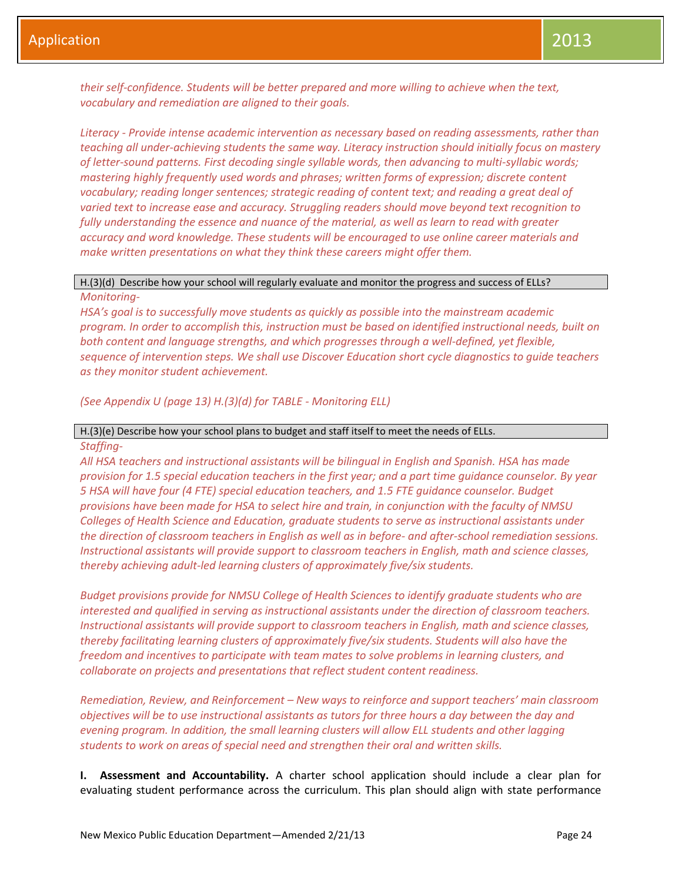*their self-confidence. Students will be better prepared and more willing to achieve when the text, vocabulary and remediation are aligned to their goals.*

*Literacy - Provide intense academic intervention as necessary based on reading assessments, rather than teaching all under-achieving students the same way. Literacy instruction should initially focus on mastery of letter-sound patterns. First decoding single syllable words, then advancing to multi-syllabic words; mastering highly frequently used words and phrases; written forms of expression; discrete content vocabulary; reading longer sentences; strategic reading of content text; and reading a great deal of varied text to increase ease and accuracy. Struggling readers should move beyond text recognition to fully understanding the essence and nuance of the material, as well as learn to read with greater accuracy and word knowledge. These students will be encouraged to use online career materials and make written presentations on what they think these careers might offer them.*

| H.(3)(d) Describe how your school will regularly evaluate and monitor the progress and success of ELLs? |
|---|

*Monitoring-*

*HSA's goal is to successfully move students as quickly as possible into the mainstream academic program. In order to accomplish this, instruction must be based on identified instructional needs, built on both content and language strengths, and which progresses through a well-defined, yet flexible, sequence of intervention steps. We shall use Discover Education short cycle diagnostics to guide teachers as they monitor student achievement.*

*(See Appendix U (page 13) H.(3)(d) for TABLE - Monitoring ELL)*

| H.(3)(e) Describe how your school plans to budget and staff itself to meet the needs of ELLs. |
|---|

*Staffing-*

*All HSA teachers and instructional assistants will be bilingual in English and Spanish. HSA has made provision for 1.5 special education teachers in the first year; and a part time guidance counselor. By year 5 HSA will have four (4 FTE) special education teachers, and 1.5 FTE guidance counselor. Budget provisions have been made for HSA to select hire and train, in conjunction with the faculty of NMSU Colleges of Health Science and Education, graduate students to serve as instructional assistants under the direction of classroom teachers in English as well as in before- and after-school remediation sessions. Instructional assistants will provide support to classroom teachers in English, math and science classes, thereby achieving adult-led learning clusters of approximately five/six students.*

*Budget provisions provide for NMSU College of Health Sciences to identify graduate students who are interested and qualified in serving as instructional assistants under the direction of classroom teachers. Instructional assistants will provide support to classroom teachers in English, math and science classes, thereby facilitating learning clusters of approximately five/six students. Students will also have the freedom and incentives to participate with team mates to solve problems in learning clusters, and collaborate on projects and presentations that reflect student content readiness.*

*Remediation, Review, and Reinforcement – New ways to reinforce and support teachers' main classroom objectives will be to use instructional assistants as tutors for three hours a day between the day and evening program. In addition, the small learning clusters will allow ELL students and other lagging students to work on areas of special need and strengthen their oral and written skills.*

**I. Assessment and Accountability.** A charter school application should include a clear plan for evaluating student performance across the curriculum. This plan should align with state performance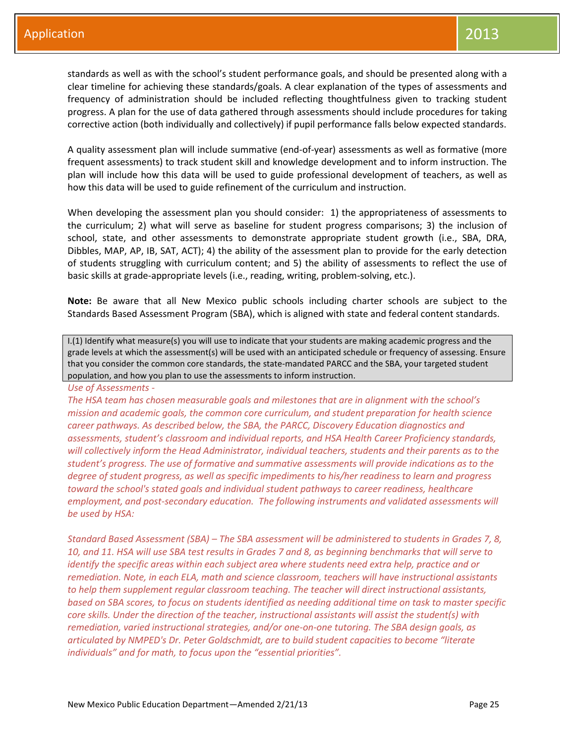standards as well as with the school's student performance goals, and should be presented along with a clear timeline for achieving these standards/goals. A clear explanation of the types of assessments and frequency of administration should be included reflecting thoughtfulness given to tracking student progress. A plan for the use of data gathered through assessments should include procedures for taking corrective action (both individually and collectively) if pupil performance falls below expected standards.

A quality assessment plan will include summative (end-of-year) assessments as well as formative (more frequent assessments) to track student skill and knowledge development and to inform instruction. The plan will include how this data will be used to guide professional development of teachers, as well as how this data will be used to guide refinement of the curriculum and instruction.

When developing the assessment plan you should consider: 1) the appropriateness of assessments to the curriculum; 2) what will serve as baseline for student progress comparisons; 3) the inclusion of school, state, and other assessments to demonstrate appropriate student growth (i.e., SBA, DRA, Dibbles, MAP, AP, IB, SAT, ACT); 4) the ability of the assessment plan to provide for the early detection of students struggling with curriculum content; and 5) the ability of assessments to reflect the use of basic skills at grade-appropriate levels (i.e., reading, writing, problem-solving, etc.).

**Note:** Be aware that all New Mexico public schools including charter schools are subject to the Standards Based Assessment Program (SBA), which is aligned with state and federal content standards.

I.(1) Identify what measure(s) you will use to indicate that your students are making academic progress and the grade levels at which the assessment(s) will be used with an anticipated schedule or frequency of assessing. Ensure that you consider the common core standards, the state-mandated PARCC and the SBA, your targeted student population, and how you plan to use the assessments to inform instruction.

*Use of Assessments -*

*The HSA team has chosen measurable goals and milestones that are in alignment with the school's mission and academic goals, the common core curriculum, and student preparation for health science career pathways. As described below, the SBA, the PARCC, Discovery Education diagnostics and assessments, student's classroom and individual reports, and HSA Health Career Proficiency standards, will collectively inform the Head Administrator, individual teachers, students and their parents as to the student's progress. The use of formative and summative assessments will provide indications as to the degree of student progress, as well as specific impediments to his/her readiness to learn and progress toward the school's stated goals and individual student pathways to career readiness, healthcare employment, and post-secondary education. The following instruments and validated assessments will be used by HSA:*

*Standard Based Assessment (SBA) – The SBA assessment will be administered to students in Grades 7, 8, 10, and 11. HSA will use SBA test results in Grades 7 and 8, as beginning benchmarks that will serve to identify the specific areas within each subject area where students need extra help, practice and or remediation. Note, in each ELA, math and science classroom, teachers will have instructional assistants to help them supplement regular classroom teaching. The teacher will direct instructional assistants, based on SBA scores, to focus on students identified as needing additional time on task to master specific core skills. Under the direction of the teacher, instructional assistants will assist the student(s) with remediation, varied instructional strategies, and/or one-on-one tutoring. The SBA design goals, as articulated by NMPED's Dr. Peter Goldschmidt, are to build student capacities to become "literate individuals" and for math, to focus upon the "essential priorities".*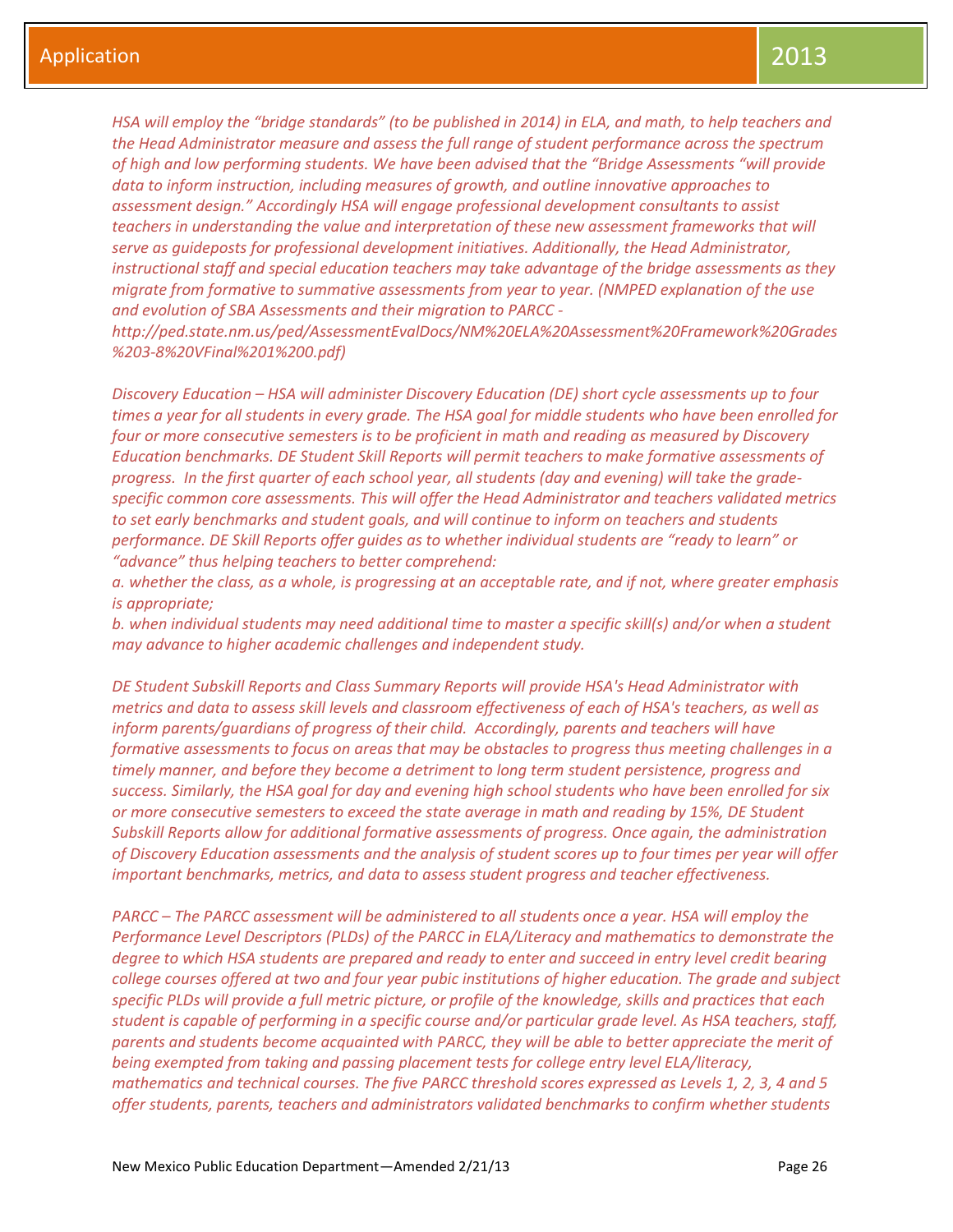*HSA will employ the "bridge standards" (to be published in 2014) in ELA, and math, to help teachers and the Head Administrator measure and assess the full range of student performance across the spectrum of high and low performing students. We have been advised that the "Bridge Assessments "will provide data to inform instruction, including measures of growth, and outline innovative approaches to assessment design." Accordingly HSA will engage professional development consultants to assist teachers in understanding the value and interpretation of these new assessment frameworks that will serve as guideposts for professional development initiatives. Additionally, the Head Administrator, instructional staff and special education teachers may take advantage of the bridge assessments as they migrate from formative to summative assessments from year to year. (NMPED explanation of the use and evolution of SBA Assessments and their migration to PARCC - http://ped.state.nm.us/ped/AssessmentEvalDocs/NM%20ELA%20Assessment%20Framework%20Grades%203-8%20VFinal%201%200.pdf)*

*Discovery Education – HSA will administer Discovery Education (DE) short cycle assessments up to four times a year for all students in every grade. The HSA goal for middle students who have been enrolled for four or more consecutive semesters is to be proficient in math and reading as measured by Discovery Education benchmarks. DE Student Skill Reports will permit teachers to make formative assessments of progress. In the first quarter of each school year, all students (day and evening) will take the grade-specific common core assessments. This will offer the Head Administrator and teachers validated metrics to set early benchmarks and student goals, and will continue to inform on teachers and students performance. DE Skill Reports offer guides as to whether individual students are "ready to learn" or "advance" thus helping teachers to better comprehend:*
*a. whether the class, as a whole, is progressing at an acceptable rate, and if not, where greater emphasis is appropriate;*
*b. when individual students may need additional time to master a specific skill(s) and/or when a student may advance to higher academic challenges and independent study.*

*DE Student Subskill Reports and Class Summary Reports will provide HSA's Head Administrator with metrics and data to assess skill levels and classroom effectiveness of each of HSA's teachers, as well as inform parents/guardians of progress of their child. Accordingly, parents and teachers will have formative assessments to focus on areas that may be obstacles to progress thus meeting challenges in a timely manner, and before they become a detriment to long term student persistence, progress and success. Similarly, the HSA goal for day and evening high school students who have been enrolled for six or more consecutive semesters to exceed the state average in math and reading by 15%, DE Student Subskill Reports allow for additional formative assessments of progress. Once again, the administration of Discovery Education assessments and the analysis of student scores up to four times per year will offer important benchmarks, metrics, and data to assess student progress and teacher effectiveness.*

*PARCC – The PARCC assessment will be administered to all students once a year. HSA will employ the Performance Level Descriptors (PLDs) of the PARCC in ELA/Literacy and mathematics to demonstrate the degree to which HSA students are prepared and ready to enter and succeed in entry level credit bearing college courses offered at two and four year pubic institutions of higher education. The grade and subject specific PLDs will provide a full metric picture, or profile of the knowledge, skills and practices that each student is capable of performing in a specific course and/or particular grade level. As HSA teachers, staff, parents and students become acquainted with PARCC, they will be able to better appreciate the merit of being exempted from taking and passing placement tests for college entry level ELA/literacy, mathematics and technical courses. The five PARCC threshold scores expressed as Levels 1, 2, 3, 4 and 5 offer students, parents, teachers and administrators validated benchmarks to confirm whether students*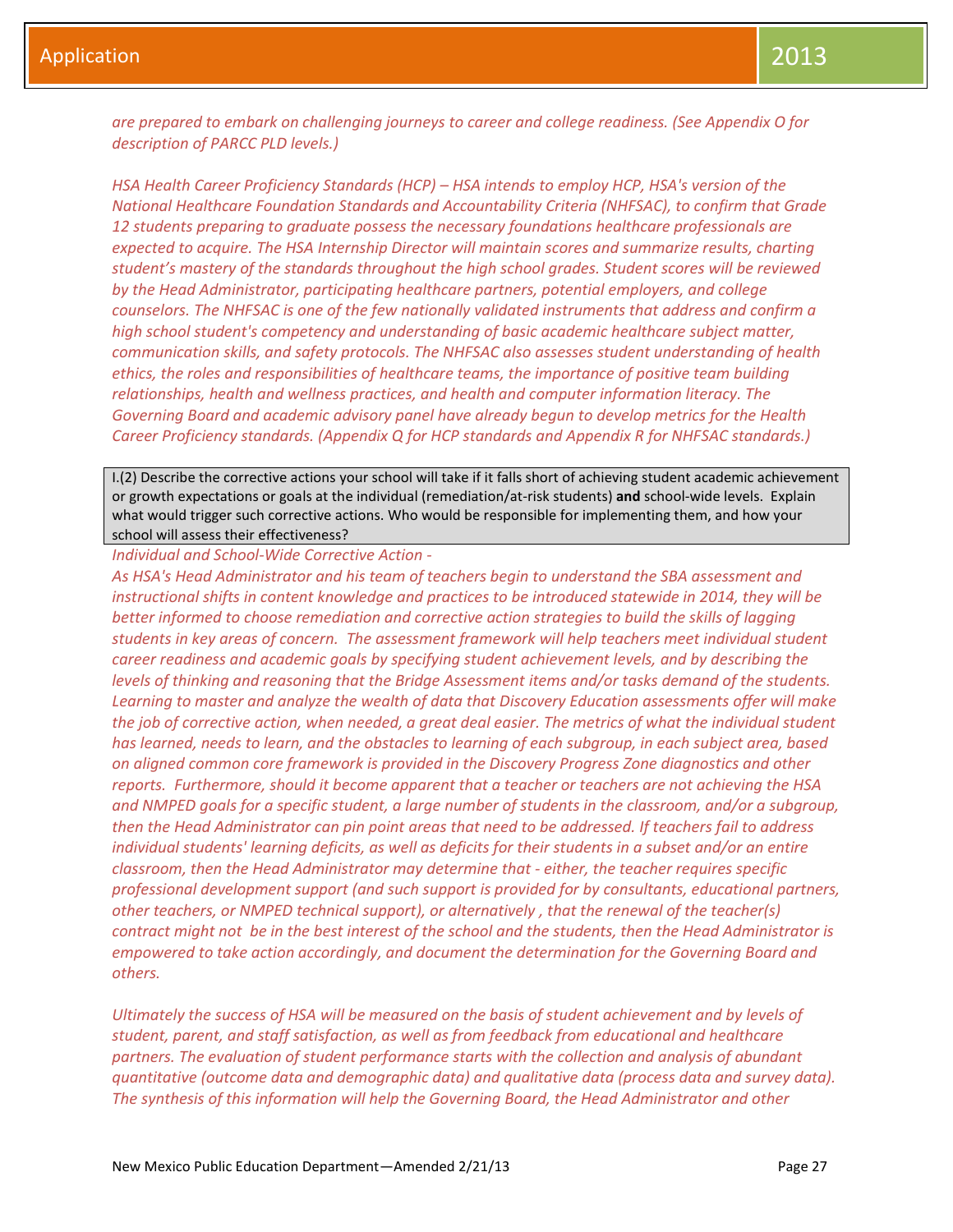*are prepared to embark on challenging journeys to career and college readiness. (See Appendix O for description of PARCC PLD levels.)*

*HSA Health Career Proficiency Standards (HCP) – HSA intends to employ HCP, HSA's version of the National Healthcare Foundation Standards and Accountability Criteria (NHFSAC), to confirm that Grade 12 students preparing to graduate possess the necessary foundations healthcare professionals are expected to acquire. The HSA Internship Director will maintain scores and summarize results, charting student's mastery of the standards throughout the high school grades. Student scores will be reviewed by the Head Administrator, participating healthcare partners, potential employers, and college counselors. The NHFSAC is one of the few nationally validated instruments that address and confirm a high school student's competency and understanding of basic academic healthcare subject matter, communication skills, and safety protocols. The NHFSAC also assesses student understanding of health ethics, the roles and responsibilities of healthcare teams, the importance of positive team building relationships, health and wellness practices, and health and computer information literacy. The Governing Board and academic advisory panel have already begun to develop metrics for the Health Career Proficiency standards. (Appendix Q for HCP standards and Appendix R for NHFSAC standards.)*

I.(2) Describe the corrective actions your school will take if it falls short of achieving student academic achievement or growth expectations or goals at the individual (remediation/at-risk students) **and** school-wide levels. Explain what would trigger such corrective actions. Who would be responsible for implementing them, and how your school will assess their effectiveness?

*Individual and School-Wide Corrective Action -*

*As HSA's Head Administrator and his team of teachers begin to understand the SBA assessment and instructional shifts in content knowledge and practices to be introduced statewide in 2014, they will be better informed to choose remediation and corrective action strategies to build the skills of lagging students in key areas of concern. The assessment framework will help teachers meet individual student career readiness and academic goals by specifying student achievement levels, and by describing the levels of thinking and reasoning that the Bridge Assessment items and/or tasks demand of the students. Learning to master and analyze the wealth of data that Discovery Education assessments offer will make the job of corrective action, when needed, a great deal easier. The metrics of what the individual student has learned, needs to learn, and the obstacles to learning of each subgroup, in each subject area, based on aligned common core framework is provided in the Discovery Progress Zone diagnostics and other reports. Furthermore, should it become apparent that a teacher or teachers are not achieving the HSA and NMPED goals for a specific student, a large number of students in the classroom, and/or a subgroup, then the Head Administrator can pin point areas that need to be addressed. If teachers fail to address individual students' learning deficits, as well as deficits for their students in a subset and/or an entire classroom, then the Head Administrator may determine that - either, the teacher requires specific professional development support (and such support is provided for by consultants, educational partners, other teachers, or NMPED technical support), or alternatively , that the renewal of the teacher(s) contract might not be in the best interest of the school and the students, then the Head Administrator is empowered to take action accordingly, and document the determination for the Governing Board and others.*

*Ultimately the success of HSA will be measured on the basis of student achievement and by levels of student, parent, and staff satisfaction, as well as from feedback from educational and healthcare partners. The evaluation of student performance starts with the collection and analysis of abundant quantitative (outcome data and demographic data) and qualitative data (process data and survey data). The synthesis of this information will help the Governing Board, the Head Administrator and other*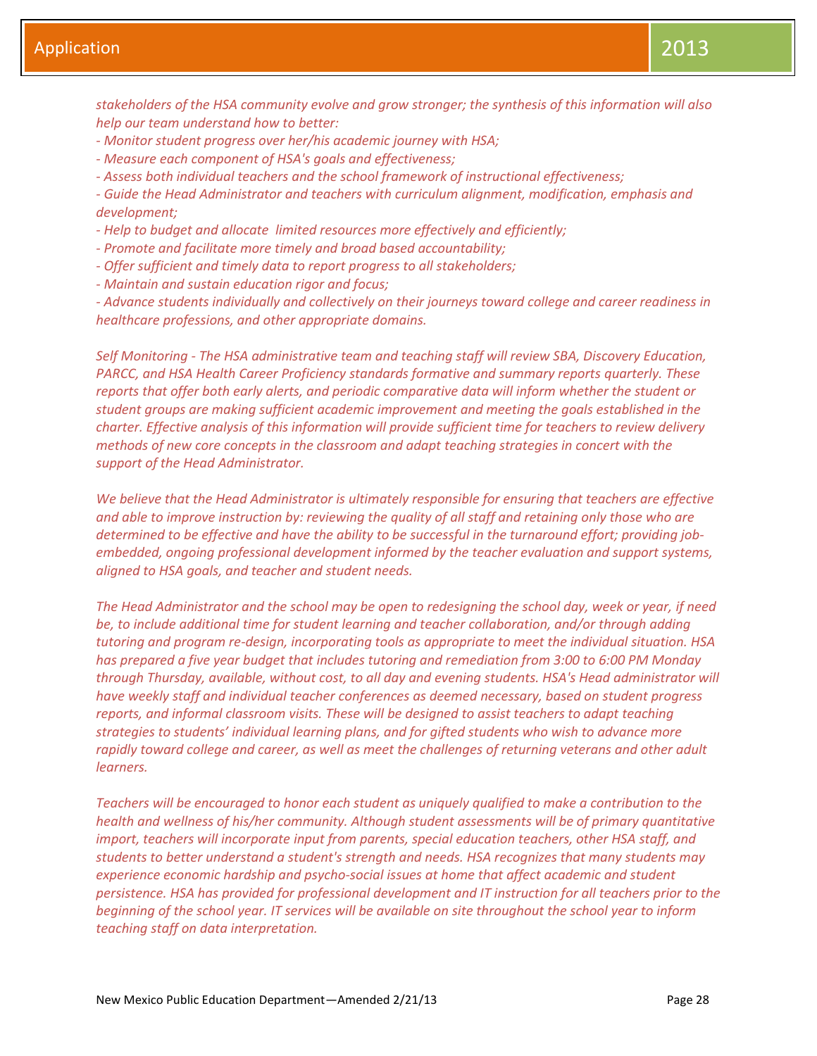*stakeholders of the HSA community evolve and grow stronger; the synthesis of this information will also help our team understand how to better:*

*- Monitor student progress over her/his academic journey with HSA;*

*- Measure each component of HSA's goals and effectiveness;*

*- Assess both individual teachers and the school framework of instructional effectiveness;*

*- Guide the Head Administrator and teachers with curriculum alignment, modification, emphasis and development;*

*- Help to budget and allocate limited resources more effectively and efficiently;*

*- Promote and facilitate more timely and broad based accountability;*

*- Offer sufficient and timely data to report progress to all stakeholders;*

*- Maintain and sustain education rigor and focus;*

*- Advance students individually and collectively on their journeys toward college and career readiness in healthcare professions, and other appropriate domains.*

*Self Monitoring - The HSA administrative team and teaching staff will review SBA, Discovery Education, PARCC, and HSA Health Career Proficiency standards formative and summary reports quarterly. These reports that offer both early alerts, and periodic comparative data will inform whether the student or student groups are making sufficient academic improvement and meeting the goals established in the charter. Effective analysis of this information will provide sufficient time for teachers to review delivery methods of new core concepts in the classroom and adapt teaching strategies in concert with the support of the Head Administrator.*

*We believe that the Head Administrator is ultimately responsible for ensuring that teachers are effective and able to improve instruction by: reviewing the quality of all staff and retaining only those who are determined to be effective and have the ability to be successful in the turnaround effort; providing job-embedded, ongoing professional development informed by the teacher evaluation and support systems, aligned to HSA goals, and teacher and student needs.*

*The Head Administrator and the school may be open to redesigning the school day, week or year, if need be, to include additional time for student learning and teacher collaboration, and/or through adding tutoring and program re-design, incorporating tools as appropriate to meet the individual situation. HSA has prepared a five year budget that includes tutoring and remediation from 3:00 to 6:00 PM Monday through Thursday, available, without cost, to all day and evening students. HSA's Head administrator will have weekly staff and individual teacher conferences as deemed necessary, based on student progress reports, and informal classroom visits. These will be designed to assist teachers to adapt teaching strategies to students' individual learning plans, and for gifted students who wish to advance more rapidly toward college and career, as well as meet the challenges of returning veterans and other adult learners.*

*Teachers will be encouraged to honor each student as uniquely qualified to make a contribution to the health and wellness of his/her community. Although student assessments will be of primary quantitative import, teachers will incorporate input from parents, special education teachers, other HSA staff, and students to better understand a student's strength and needs. HSA recognizes that many students may experience economic hardship and psycho-social issues at home that affect academic and student persistence. HSA has provided for professional development and IT instruction for all teachers prior to the beginning of the school year. IT services will be available on site throughout the school year to inform teaching staff on data interpretation.*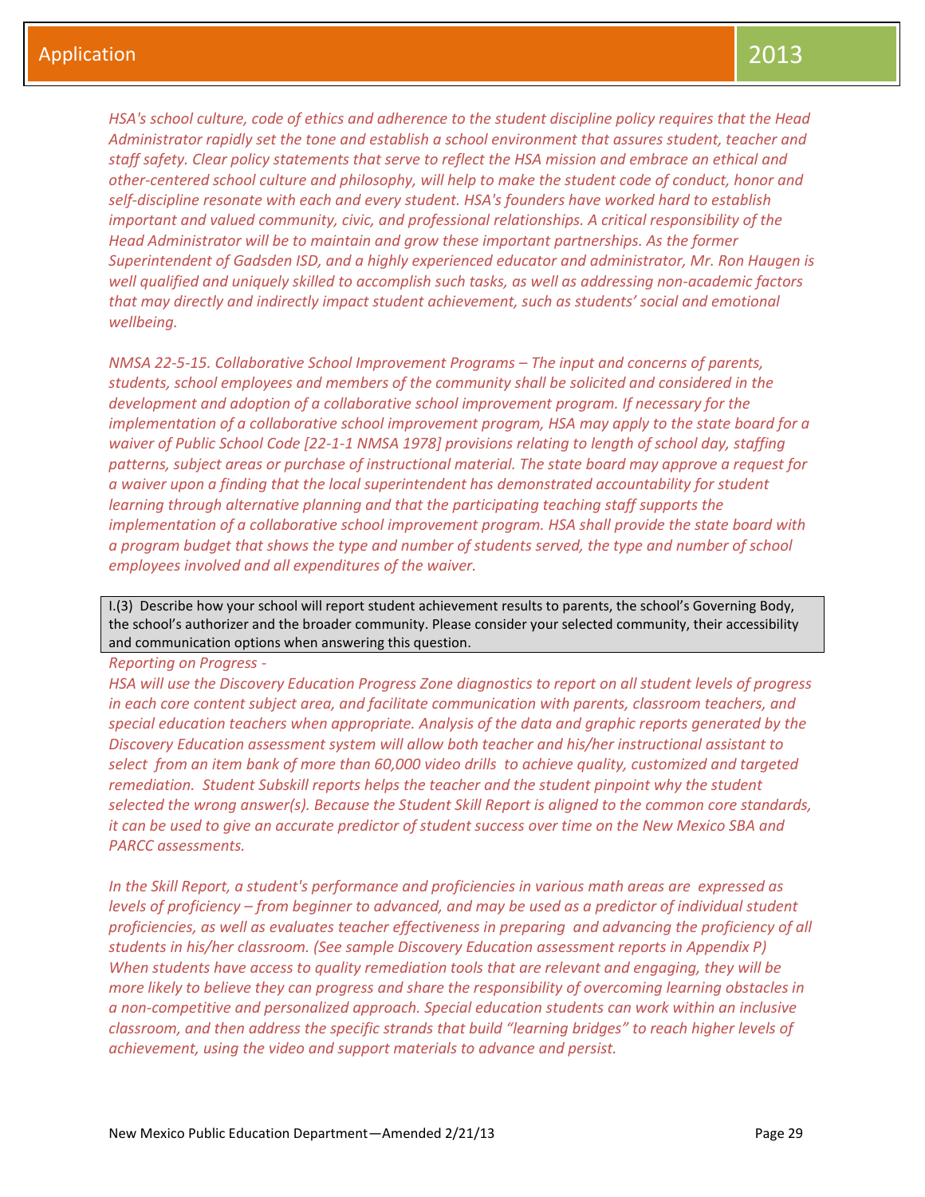*HSA's school culture, code of ethics and adherence to the student discipline policy requires that the Head Administrator rapidly set the tone and establish a school environment that assures student, teacher and staff safety. Clear policy statements that serve to reflect the HSA mission and embrace an ethical and other-centered school culture and philosophy, will help to make the student code of conduct, honor and self-discipline resonate with each and every student. HSA's founders have worked hard to establish important and valued community, civic, and professional relationships. A critical responsibility of the Head Administrator will be to maintain and grow these important partnerships. As the former Superintendent of Gadsden ISD, and a highly experienced educator and administrator, Mr. Ron Haugen is well qualified and uniquely skilled to accomplish such tasks, as well as addressing non-academic factors that may directly and indirectly impact student achievement, such as students' social and emotional wellbeing.*

*NMSA 22-5-15. Collaborative School Improvement Programs – The input and concerns of parents, students, school employees and members of the community shall be solicited and considered in the development and adoption of a collaborative school improvement program. If necessary for the implementation of a collaborative school improvement program, HSA may apply to the state board for a waiver of Public School Code [22-1-1 NMSA 1978] provisions relating to length of school day, staffing patterns, subject areas or purchase of instructional material. The state board may approve a request for a waiver upon a finding that the local superintendent has demonstrated accountability for student learning through alternative planning and that the participating teaching staff supports the implementation of a collaborative school improvement program. HSA shall provide the state board with a program budget that shows the type and number of students served, the type and number of school employees involved and all expenditures of the waiver.*

I.(3) Describe how your school will report student achievement results to parents, the school's Governing Body, the school's authorizer and the broader community. Please consider your selected community, their accessibility and communication options when answering this question.

*Reporting on Progress -*

*HSA will use the Discovery Education Progress Zone diagnostics to report on all student levels of progress in each core content subject area, and facilitate communication with parents, classroom teachers, and special education teachers when appropriate. Analysis of the data and graphic reports generated by the Discovery Education assessment system will allow both teacher and his/her instructional assistant to select from an item bank of more than 60,000 video drills to achieve quality, customized and targeted remediation. Student Subskill reports helps the teacher and the student pinpoint why the student selected the wrong answer(s). Because the Student Skill Report is aligned to the common core standards, it can be used to give an accurate predictor of student success over time on the New Mexico SBA and PARCC assessments.*

*In the Skill Report, a student's performance and proficiencies in various math areas are expressed as levels of proficiency – from beginner to advanced, and may be used as a predictor of individual student proficiencies, as well as evaluates teacher effectiveness in preparing and advancing the proficiency of all students in his/her classroom. (See sample Discovery Education assessment reports in Appendix P) When students have access to quality remediation tools that are relevant and engaging, they will be more likely to believe they can progress and share the responsibility of overcoming learning obstacles in a non-competitive and personalized approach. Special education students can work within an inclusive classroom, and then address the specific strands that build "learning bridges" to reach higher levels of achievement, using the video and support materials to advance and persist.*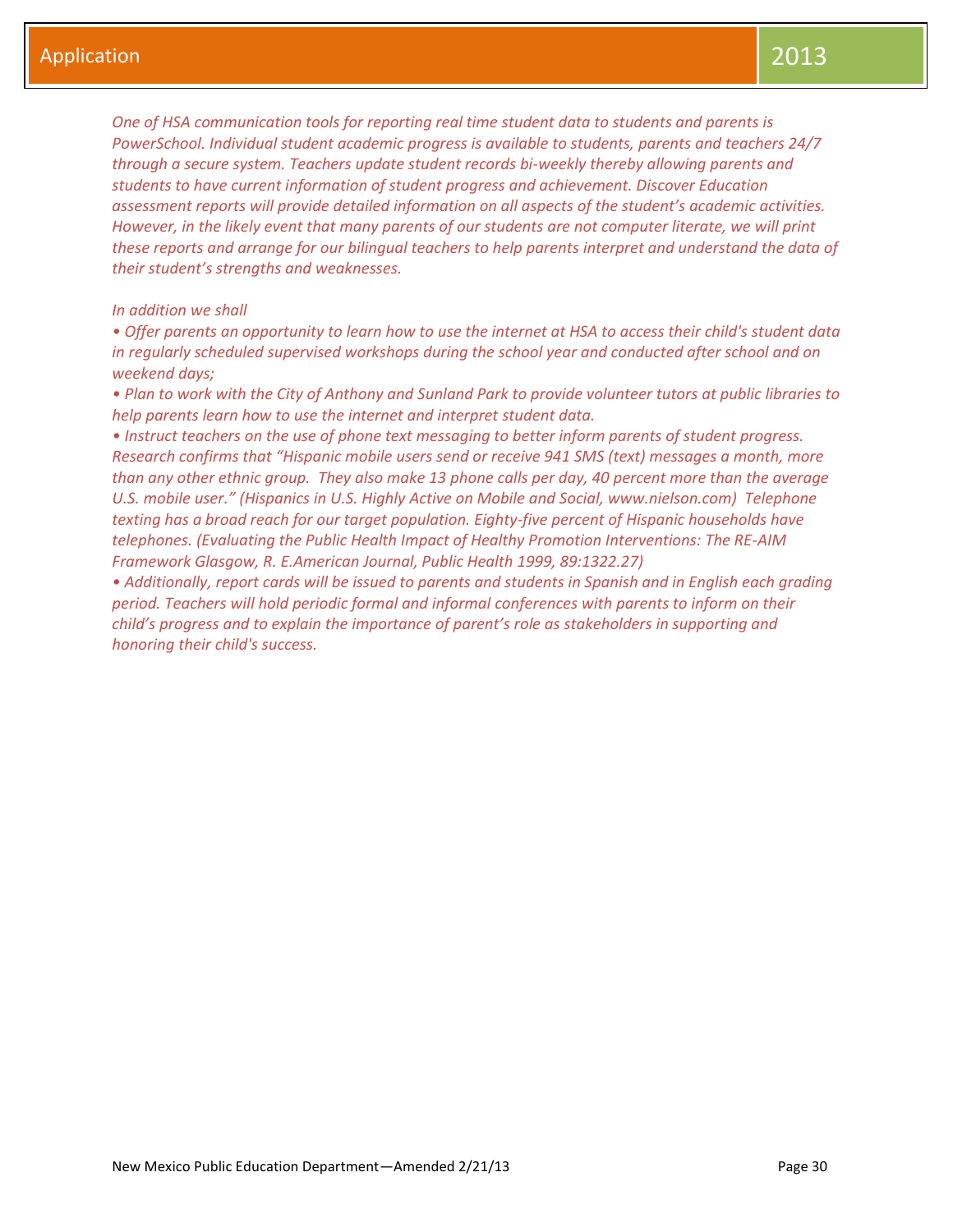*One of HSA communication tools for reporting real time student data to students and parents is PowerSchool. Individual student academic progress is available to students, parents and teachers 24/7 through a secure system. Teachers update student records bi-weekly thereby allowing parents and students to have current information of student progress and achievement. Discover Education assessment reports will provide detailed information on all aspects of the student's academic activities. However, in the likely event that many parents of our students are not computer literate, we will print these reports and arrange for our bilingual teachers to help parents interpret and understand the data of their student's strengths and weaknesses.*

*In addition we shall*

- *Offer parents an opportunity to learn how to use the internet at HSA to access their child's student data in regularly scheduled supervised workshops during the school year and conducted after school and on weekend days;*
- *Plan to work with the City of Anthony and Sunland Park to provide volunteer tutors at public libraries to help parents learn how to use the internet and interpret student data.*
- *Instruct teachers on the use of phone text messaging to better inform parents of student progress. Research confirms that "Hispanic mobile users send or receive 941 SMS (text) messages a month, more than any other ethnic group. They also make 13 phone calls per day, 40 percent more than the average U.S. mobile user." (Hispanics in U.S. Highly Active on Mobile and Social, www.nielson.com) Telephone texting has a broad reach for our target population. Eighty-five percent of Hispanic households have telephones. (Evaluating the Public Health Impact of Healthy Promotion Interventions: The RE-AIM Framework Glasgow, R. E.American Journal, Public Health 1999, 89:1322.27)*
- *Additionally, report cards will be issued to parents and students in Spanish and in English each grading period. Teachers will hold periodic formal and informal conferences with parents to inform on their child's progress and to explain the importance of parent's role as stakeholders in supporting and honoring their child's success.*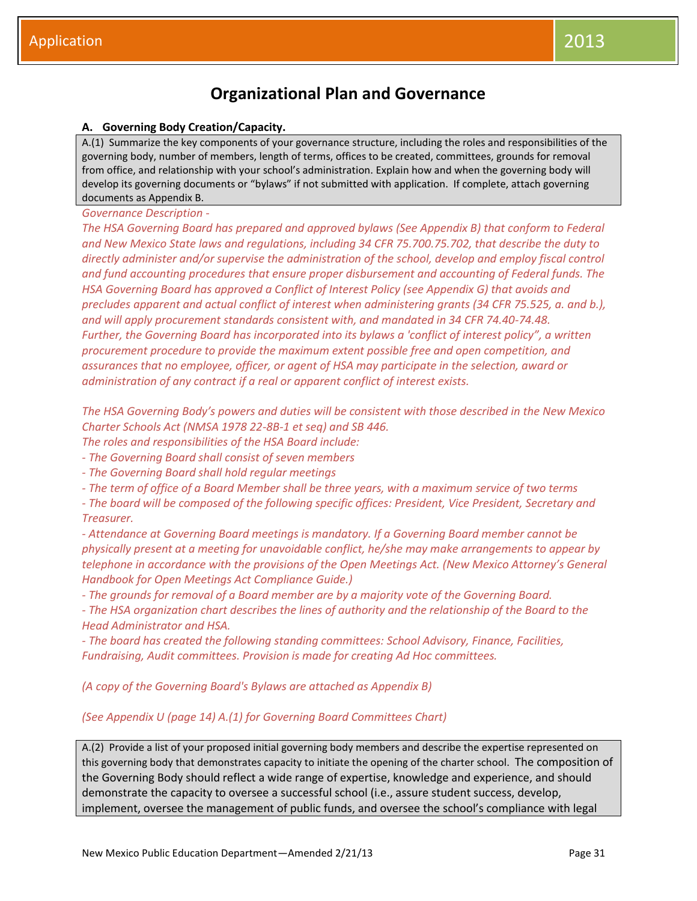# Organizational Plan and Governance

**A. Governing Body Creation/Capacity.**

A.(1) Summarize the key components of your governance structure, including the roles and responsibilities of the governing body, number of members, length of terms, offices to be created, committees, grounds for removal from office, and relationship with your school's administration. Explain how and when the governing body will develop its governing documents or "bylaws" if not submitted with application. If complete, attach governing documents as Appendix B.

*Governance Description -*

*The HSA Governing Board has prepared and approved bylaws (See Appendix B) that conform to Federal and New Mexico State laws and regulations, including 34 CFR 75.700.75.702, that describe the duty to directly administer and/or supervise the administration of the school, develop and employ fiscal control and fund accounting procedures that ensure proper disbursement and accounting of Federal funds. The HSA Governing Board has approved a Conflict of Interest Policy (see Appendix G) that avoids and precludes apparent and actual conflict of interest when administering grants (34 CFR 75.525, a. and b.), and will apply procurement standards consistent with, and mandated in 34 CFR 74.40-74.48. Further, the Governing Board has incorporated into its bylaws a 'conflict of interest policy", a written procurement procedure to provide the maximum extent possible free and open competition, and assurances that no employee, officer, or agent of HSA may participate in the selection, award or administration of any contract if a real or apparent conflict of interest exists.*

*The HSA Governing Body's powers and duties will be consistent with those described in the New Mexico Charter Schools Act (NMSA 1978 22-8B-1 et seq) and SB 446.*

*The roles and responsibilities of the HSA Board include:*

- *The Governing Board shall consist of seven members*
- *The Governing Board shall hold regular meetings*
- *The term of office of a Board Member shall be three years, with a maximum service of two terms*
- *The board will be composed of the following specific offices: President, Vice President, Secretary and Treasurer.*
- *Attendance at Governing Board meetings is mandatory. If a Governing Board member cannot be physically present at a meeting for unavoidable conflict, he/she may make arrangements to appear by telephone in accordance with the provisions of the Open Meetings Act. (New Mexico Attorney's General Handbook for Open Meetings Act Compliance Guide.)*
- *The grounds for removal of a Board member are by a majority vote of the Governing Board.*
- *The HSA organization chart describes the lines of authority and the relationship of the Board to the Head Administrator and HSA.*
- *The board has created the following standing committees: School Advisory, Finance, Facilities, Fundraising, Audit committees. Provision is made for creating Ad Hoc committees.*

*(A copy of the Governing Board's Bylaws are attached as Appendix B)*

*(See Appendix U (page 14) A.(1) for Governing Board Committees Chart)*

A.(2) Provide a list of your proposed initial governing body members and describe the expertise represented on this governing body that demonstrates capacity to initiate the opening of the charter school. The composition of the Governing Body should reflect a wide range of expertise, knowledge and experience, and should demonstrate the capacity to oversee a successful school (i.e., assure student success, develop, implement, oversee the management of public funds, and oversee the school's compliance with legal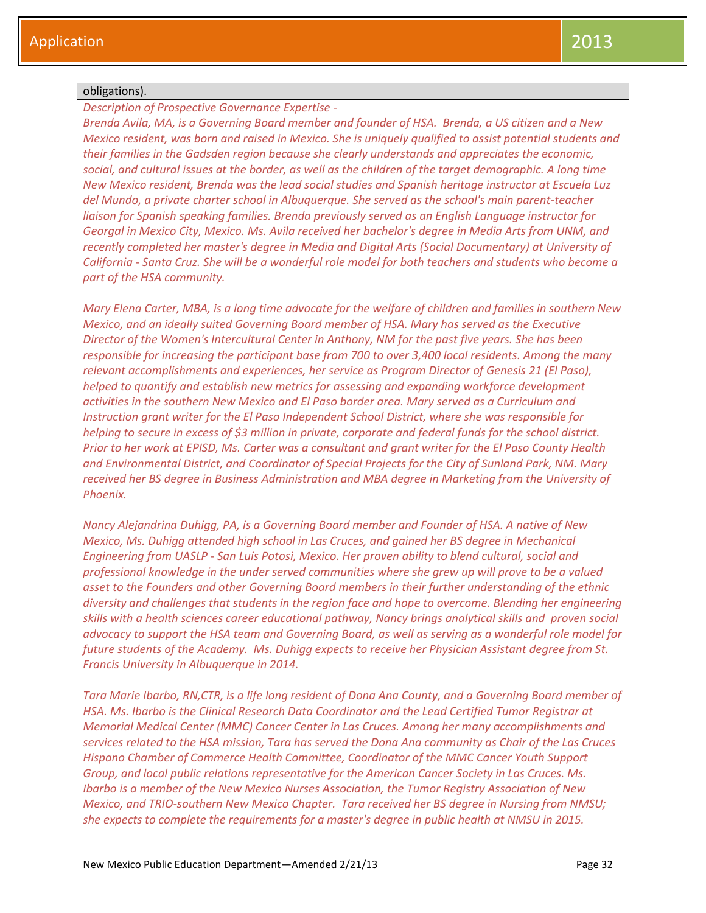| obligations). |
|---|

*Description of Prospective Governance Expertise -*

*Brenda Avila, MA, is a Governing Board member and founder of HSA. Brenda, a US citizen and a New Mexico resident, was born and raised in Mexico. She is uniquely qualified to assist potential students and their families in the Gadsden region because she clearly understands and appreciates the economic, social, and cultural issues at the border, as well as the children of the target demographic. A long time New Mexico resident, Brenda was the lead social studies and Spanish heritage instructor at Escuela Luz del Mundo, a private charter school in Albuquerque. She served as the school's main parent-teacher liaison for Spanish speaking families. Brenda previously served as an English Language instructor for Georgal in Mexico City, Mexico. Ms. Avila received her bachelor's degree in Media Arts from UNM, and recently completed her master's degree in Media and Digital Arts (Social Documentary) at University of California - Santa Cruz. She will be a wonderful role model for both teachers and students who become a part of the HSA community.*

*Mary Elena Carter, MBA, is a long time advocate for the welfare of children and families in southern New Mexico, and an ideally suited Governing Board member of HSA. Mary has served as the Executive Director of the Women's Intercultural Center in Anthony, NM for the past five years. She has been responsible for increasing the participant base from 700 to over 3,400 local residents. Among the many relevant accomplishments and experiences, her service as Program Director of Genesis 21 (El Paso), helped to quantify and establish new metrics for assessing and expanding workforce development activities in the southern New Mexico and El Paso border area. Mary served as a Curriculum and Instruction grant writer for the El Paso Independent School District, where she was responsible for helping to secure in excess of $3 million in private, corporate and federal funds for the school district. Prior to her work at EPISD, Ms. Carter was a consultant and grant writer for the El Paso County Health and Environmental District, and Coordinator of Special Projects for the City of Sunland Park, NM. Mary received her BS degree in Business Administration and MBA degree in Marketing from the University of Phoenix.*

*Nancy Alejandrina Duhigg, PA, is a Governing Board member and Founder of HSA. A native of New Mexico, Ms. Duhigg attended high school in Las Cruces, and gained her BS degree in Mechanical Engineering from UASLP - San Luis Potosi, Mexico. Her proven ability to blend cultural, social and professional knowledge in the under served communities where she grew up will prove to be a valued asset to the Founders and other Governing Board members in their further understanding of the ethnic diversity and challenges that students in the region face and hope to overcome. Blending her engineering skills with a health sciences career educational pathway, Nancy brings analytical skills and proven social advocacy to support the HSA team and Governing Board, as well as serving as a wonderful role model for future students of the Academy. Ms. Duhigg expects to receive her Physician Assistant degree from St. Francis University in Albuquerque in 2014.*

*Tara Marie Ibarbo, RN,CTR, is a life long resident of Dona Ana County, and a Governing Board member of HSA. Ms. Ibarbo is the Clinical Research Data Coordinator and the Lead Certified Tumor Registrar at Memorial Medical Center (MMC) Cancer Center in Las Cruces. Among her many accomplishments and services related to the HSA mission, Tara has served the Dona Ana community as Chair of the Las Cruces Hispano Chamber of Commerce Health Committee, Coordinator of the MMC Cancer Youth Support Group, and local public relations representative for the American Cancer Society in Las Cruces. Ms. Ibarbo is a member of the New Mexico Nurses Association, the Tumor Registry Association of New Mexico, and TRIO-southern New Mexico Chapter. Tara received her BS degree in Nursing from NMSU; she expects to complete the requirements for a master's degree in public health at NMSU in 2015.*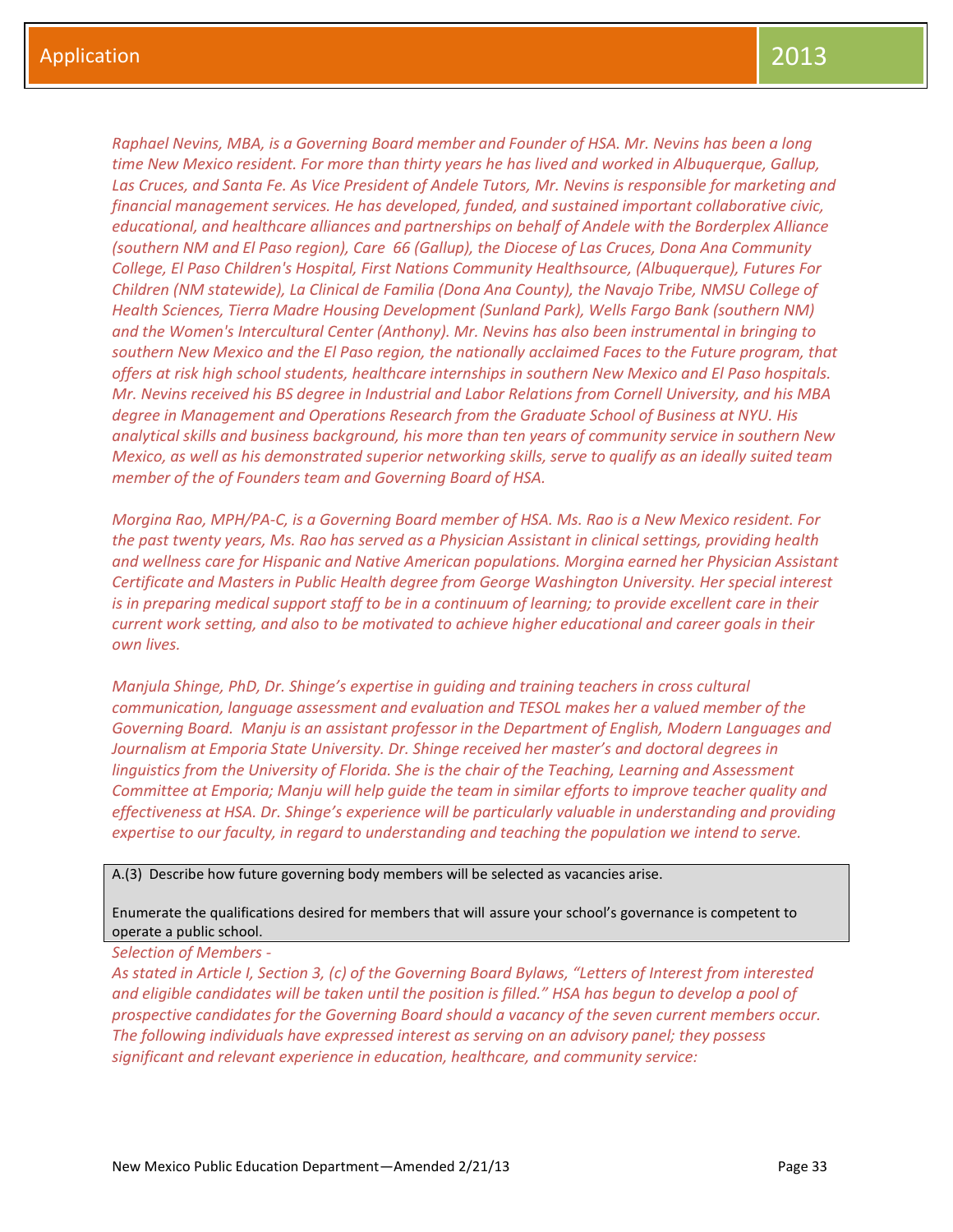*Raphael Nevins, MBA, is a Governing Board member and Founder of HSA. Mr. Nevins has been a long time New Mexico resident. For more than thirty years he has lived and worked in Albuquerque, Gallup, Las Cruces, and Santa Fe. As Vice President of Andele Tutors, Mr. Nevins is responsible for marketing and financial management services. He has developed, funded, and sustained important collaborative civic, educational, and healthcare alliances and partnerships on behalf of Andele with the Borderplex Alliance (southern NM and El Paso region), Care 66 (Gallup), the Diocese of Las Cruces, Dona Ana Community College, El Paso Children's Hospital, First Nations Community Healthsource, (Albuquerque), Futures For Children (NM statewide), La Clinical de Familia (Dona Ana County), the Navajo Tribe, NMSU College of Health Sciences, Tierra Madre Housing Development (Sunland Park), Wells Fargo Bank (southern NM) and the Women's Intercultural Center (Anthony). Mr. Nevins has also been instrumental in bringing to southern New Mexico and the El Paso region, the nationally acclaimed Faces to the Future program, that offers at risk high school students, healthcare internships in southern New Mexico and El Paso hospitals. Mr. Nevins received his BS degree in Industrial and Labor Relations from Cornell University, and his MBA degree in Management and Operations Research from the Graduate School of Business at NYU. His analytical skills and business background, his more than ten years of community service in southern New Mexico, as well as his demonstrated superior networking skills, serve to qualify as an ideally suited team member of the of Founders team and Governing Board of HSA.*

*Morgina Rao, MPH/PA-C, is a Governing Board member of HSA. Ms. Rao is a New Mexico resident. For the past twenty years, Ms. Rao has served as a Physician Assistant in clinical settings, providing health and wellness care for Hispanic and Native American populations. Morgina earned her Physician Assistant Certificate and Masters in Public Health degree from George Washington University. Her special interest is in preparing medical support staff to be in a continuum of learning; to provide excellent care in their current work setting, and also to be motivated to achieve higher educational and career goals in their own lives.*

*Manjula Shinge, PhD, Dr. Shinge's expertise in guiding and training teachers in cross cultural communication, language assessment and evaluation and TESOL makes her a valued member of the Governing Board. Manju is an assistant professor in the Department of English, Modern Languages and Journalism at Emporia State University. Dr. Shinge received her master's and doctoral degrees in linguistics from the University of Florida. She is the chair of the Teaching, Learning and Assessment Committee at Emporia; Manju will help guide the team in similar efforts to improve teacher quality and effectiveness at HSA. Dr. Shinge's experience will be particularly valuable in understanding and providing expertise to our faculty, in regard to understanding and teaching the population we intend to serve.*

| A.(3) Describe how future governing body members will be selected as vacancies arise. <br><br> Enumerate the qualifications desired for members that will assure your school's governance is competent to operate a public school. |
|---|

*Selection of Members -*

*As stated in Article I, Section 3, (c) of the Governing Board Bylaws, "Letters of Interest from interested and eligible candidates will be taken until the position is filled." HSA has begun to develop a pool of prospective candidates for the Governing Board should a vacancy of the seven current members occur. The following individuals have expressed interest as serving on an advisory panel; they possess significant and relevant experience in education, healthcare, and community service:*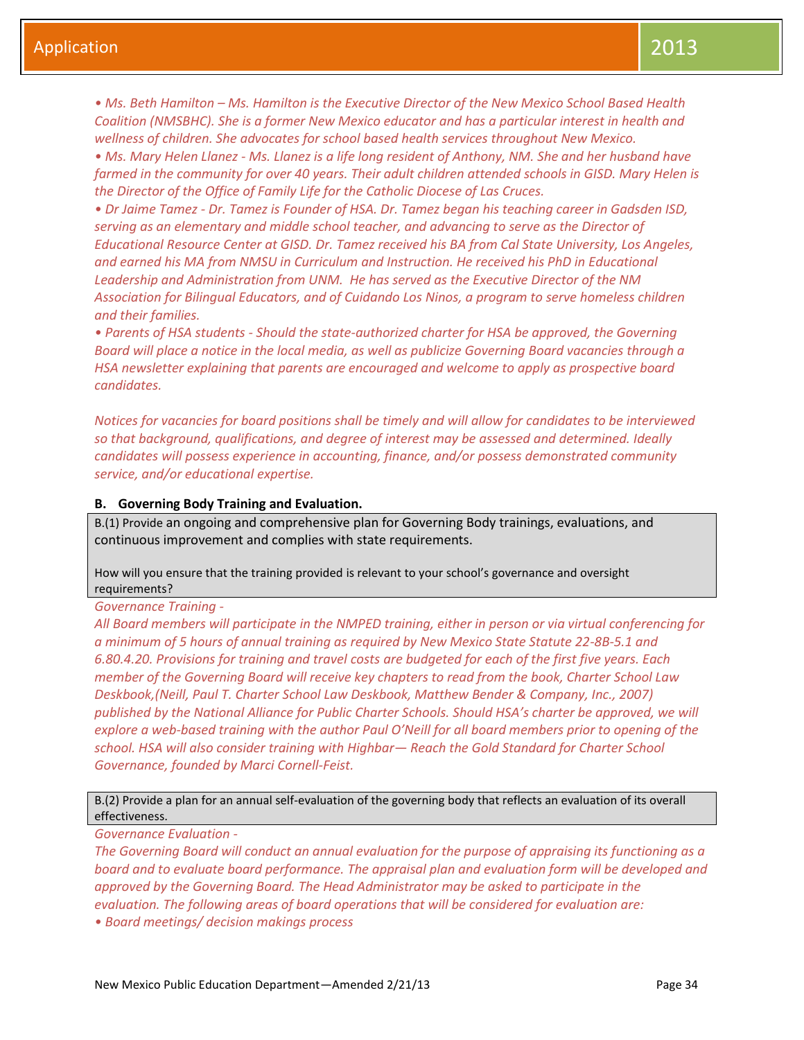*• Ms. Beth Hamilton – Ms. Hamilton is the Executive Director of the New Mexico School Based Health Coalition (NMSBHC). She is a former New Mexico educator and has a particular interest in health and wellness of children. She advocates for school based health services throughout New Mexico.*
*• Ms. Mary Helen Llanez - Ms. Llanez is a life long resident of Anthony, NM. She and her husband have farmed in the community for over 40 years. Their adult children attended schools in GISD. Mary Helen is the Director of the Office of Family Life for the Catholic Diocese of Las Cruces.*
*• Dr Jaime Tamez - Dr. Tamez is Founder of HSA. Dr. Tamez began his teaching career in Gadsden ISD, serving as an elementary and middle school teacher, and advancing to serve as the Director of Educational Resource Center at GISD. Dr. Tamez received his BA from Cal State University, Los Angeles, and earned his MA from NMSU in Curriculum and Instruction. He received his PhD in Educational Leadership and Administration from UNM. He has served as the Executive Director of the NM Association for Bilingual Educators, and of Cuidando Los Ninos, a program to serve homeless children and their families.*
*• Parents of HSA students - Should the state-authorized charter for HSA be approved, the Governing Board will place a notice in the local media, as well as publicize Governing Board vacancies through a HSA newsletter explaining that parents are encouraged and welcome to apply as prospective board candidates.*

*Notices for vacancies for board positions shall be timely and will allow for candidates to be interviewed so that background, qualifications, and degree of interest may be assessed and determined. Ideally candidates will possess experience in accounting, finance, and/or possess demonstrated community service, and/or educational expertise.*

**B. Governing Body Training and Evaluation.**

B.(1) Provide an ongoing and comprehensive plan for Governing Body trainings, evaluations, and continuous improvement and complies with state requirements.

How will you ensure that the training provided is relevant to your school's governance and oversight requirements?

*Governance Training -*
*All Board members will participate in the NMPED training, either in person or via virtual conferencing for a minimum of 5 hours of annual training as required by New Mexico State Statute 22-8B-5.1 and 6.80.4.20. Provisions for training and travel costs are budgeted for each of the first five years. Each member of the Governing Board will receive key chapters to read from the book, Charter School Law Deskbook,(Neill, Paul T. Charter School Law Deskbook, Matthew Bender & Company, Inc., 2007) published by the National Alliance for Public Charter Schools. Should HSA's charter be approved, we will explore a web-based training with the author Paul O'Neill for all board members prior to opening of the school. HSA will also consider training with Highbar— Reach the Gold Standard for Charter School Governance, founded by Marci Cornell-Feist.*

B.(2) Provide a plan for an annual self-evaluation of the governing body that reflects an evaluation of its overall effectiveness.

*Governance Evaluation -*
*The Governing Board will conduct an annual evaluation for the purpose of appraising its functioning as a board and to evaluate board performance. The appraisal plan and evaluation form will be developed and approved by the Governing Board. The Head Administrator may be asked to participate in the evaluation. The following areas of board operations that will be considered for evaluation are:*
*• Board meetings/ decision makings process*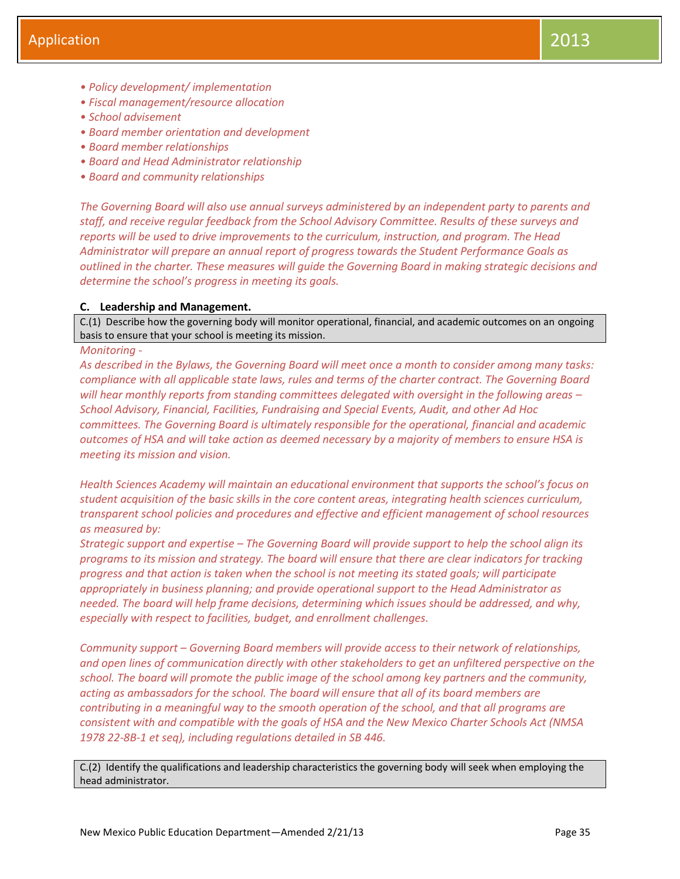*• Policy development/ implementation*
*• Fiscal management/resource allocation*
*• School advisement*
*• Board member orientation and development*
*• Board member relationships*
*• Board and Head Administrator relationship*
*• Board and community relationships*

*The Governing Board will also use annual surveys administered by an independent party to parents and staff, and receive regular feedback from the School Advisory Committee. Results of these surveys and reports will be used to drive improvements to the curriculum, instruction, and program. The Head Administrator will prepare an annual report of progress towards the Student Performance Goals as outlined in the charter. These measures will guide the Governing Board in making strategic decisions and determine the school's progress in meeting its goals.*

### C. Leadership and Management.

| C.(1) Describe how the governing body will monitor operational, financial, and academic outcomes on an ongoing basis to ensure that your school is meeting its mission. |
|---|

*Monitoring -*
*As described in the Bylaws, the Governing Board will meet once a month to consider among many tasks: compliance with all applicable state laws, rules and terms of the charter contract. The Governing Board will hear monthly reports from standing committees delegated with oversight in the following areas – School Advisory, Financial, Facilities, Fundraising and Special Events, Audit, and other Ad Hoc committees. The Governing Board is ultimately responsible for the operational, financial and academic outcomes of HSA and will take action as deemed necessary by a majority of members to ensure HSA is meeting its mission and vision.*

*Health Sciences Academy will maintain an educational environment that supports the school's focus on student acquisition of the basic skills in the core content areas, integrating health sciences curriculum, transparent school policies and procedures and effective and efficient management of school resources as measured by:*
*Strategic support and expertise – The Governing Board will provide support to help the school align its programs to its mission and strategy. The board will ensure that there are clear indicators for tracking progress and that action is taken when the school is not meeting its stated goals; will participate appropriately in business planning; and provide operational support to the Head Administrator as needed. The board will help frame decisions, determining which issues should be addressed, and why, especially with respect to facilities, budget, and enrollment challenges.*

*Community support – Governing Board members will provide access to their network of relationships, and open lines of communication directly with other stakeholders to get an unfiltered perspective on the school. The board will promote the public image of the school among key partners and the community, acting as ambassadors for the school. The board will ensure that all of its board members are contributing in a meaningful way to the smooth operation of the school, and that all programs are consistent with and compatible with the goals of HSA and the New Mexico Charter Schools Act (NMSA 1978 22-8B-1 et seq), including regulations detailed in SB 446.*

| C.(2) Identify the qualifications and leadership characteristics the governing body will seek when employing the head administrator. |
|---|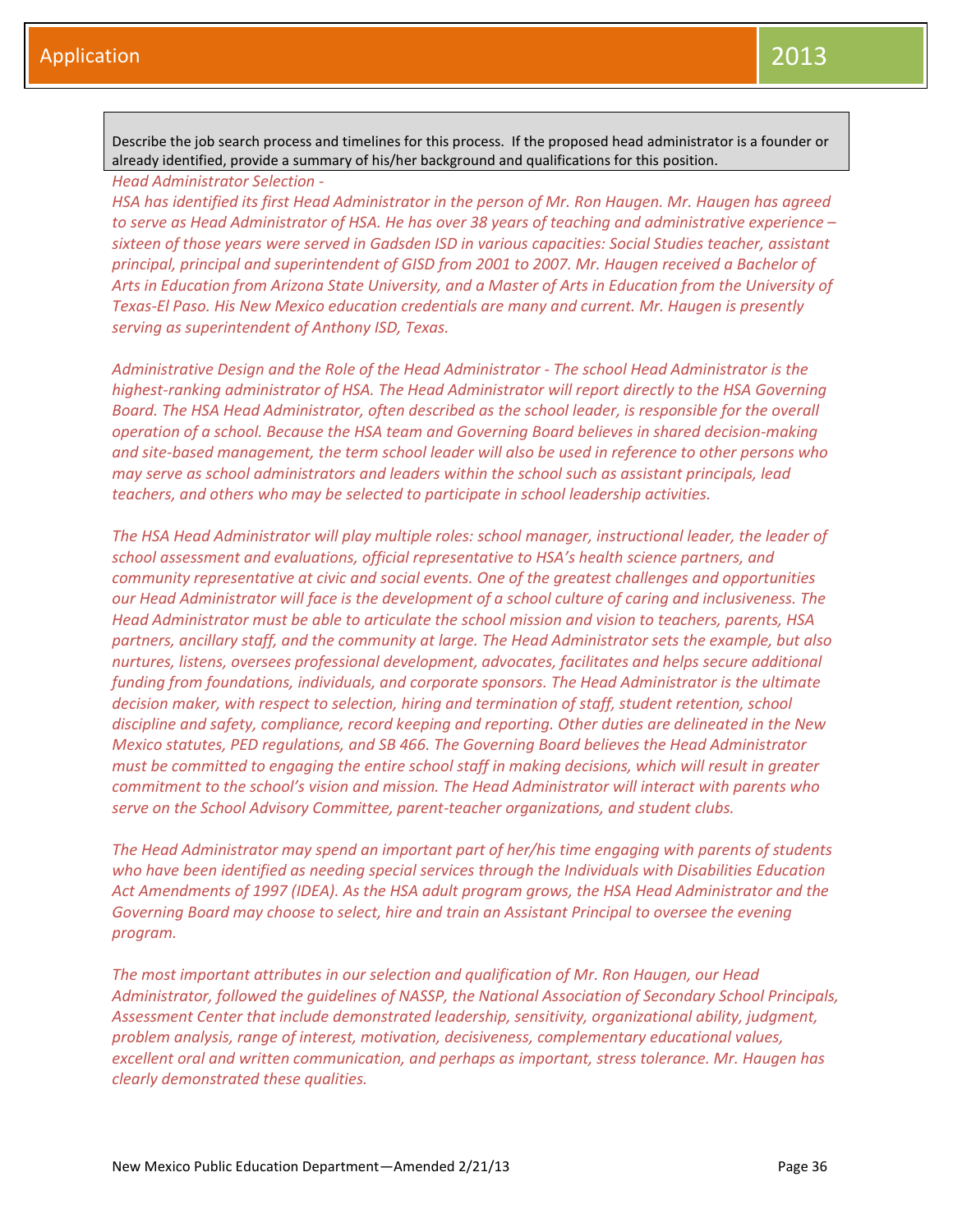Describe the job search process and timelines for this process. If the proposed head administrator is a founder or already identified, provide a summary of his/her background and qualifications for this position.

*Head Administrator Selection -*

*HSA has identified its first Head Administrator in the person of Mr. Ron Haugen. Mr. Haugen has agreed to serve as Head Administrator of HSA. He has over 38 years of teaching and administrative experience – sixteen of those years were served in Gadsden ISD in various capacities: Social Studies teacher, assistant principal, principal and superintendent of GISD from 2001 to 2007. Mr. Haugen received a Bachelor of Arts in Education from Arizona State University, and a Master of Arts in Education from the University of Texas-El Paso. His New Mexico education credentials are many and current. Mr. Haugen is presently serving as superintendent of Anthony ISD, Texas.*

*Administrative Design and the Role of the Head Administrator - The school Head Administrator is the highest-ranking administrator of HSA. The Head Administrator will report directly to the HSA Governing Board. The HSA Head Administrator, often described as the school leader, is responsible for the overall operation of a school. Because the HSA team and Governing Board believes in shared decision-making and site-based management, the term school leader will also be used in reference to other persons who may serve as school administrators and leaders within the school such as assistant principals, lead teachers, and others who may be selected to participate in school leadership activities.*

*The HSA Head Administrator will play multiple roles: school manager, instructional leader, the leader of school assessment and evaluations, official representative to HSA's health science partners, and community representative at civic and social events. One of the greatest challenges and opportunities our Head Administrator will face is the development of a school culture of caring and inclusiveness. The Head Administrator must be able to articulate the school mission and vision to teachers, parents, HSA partners, ancillary staff, and the community at large. The Head Administrator sets the example, but also nurtures, listens, oversees professional development, advocates, facilitates and helps secure additional funding from foundations, individuals, and corporate sponsors. The Head Administrator is the ultimate decision maker, with respect to selection, hiring and termination of staff, student retention, school discipline and safety, compliance, record keeping and reporting. Other duties are delineated in the New Mexico statutes, PED regulations, and SB 466. The Governing Board believes the Head Administrator must be committed to engaging the entire school staff in making decisions, which will result in greater commitment to the school's vision and mission. The Head Administrator will interact with parents who serve on the School Advisory Committee, parent-teacher organizations, and student clubs.*

*The Head Administrator may spend an important part of her/his time engaging with parents of students who have been identified as needing special services through the Individuals with Disabilities Education Act Amendments of 1997 (IDEA). As the HSA adult program grows, the HSA Head Administrator and the Governing Board may choose to select, hire and train an Assistant Principal to oversee the evening program.*

*The most important attributes in our selection and qualification of Mr. Ron Haugen, our Head Administrator, followed the guidelines of NASSP, the National Association of Secondary School Principals, Assessment Center that include demonstrated leadership, sensitivity, organizational ability, judgment, problem analysis, range of interest, motivation, decisiveness, complementary educational values, excellent oral and written communication, and perhaps as important, stress tolerance. Mr. Haugen has clearly demonstrated these qualities.*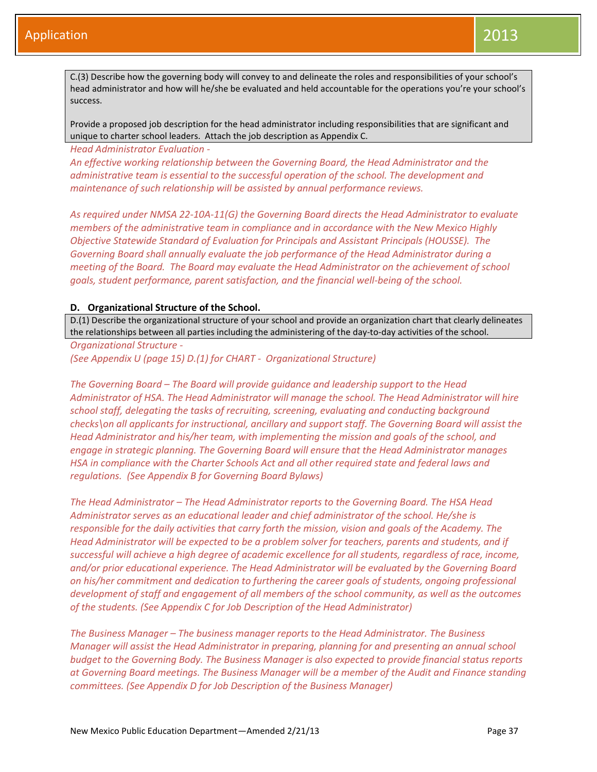C.(3) Describe how the governing body will convey to and delineate the roles and responsibilities of your school's head administrator and how will he/she be evaluated and held accountable for the operations you're your school's success.

Provide a proposed job description for the head administrator including responsibilities that are significant and unique to charter school leaders. Attach the job description as Appendix C.

*Head Administrator Evaluation -*

*An effective working relationship between the Governing Board, the Head Administrator and the administrative team is essential to the successful operation of the school. The development and maintenance of such relationship will be assisted by annual performance reviews.*

*As required under NMSA 22-10A-11(G) the Governing Board directs the Head Administrator to evaluate members of the administrative team in compliance and in accordance with the New Mexico Highly Objective Statewide Standard of Evaluation for Principals and Assistant Principals (HOUSSE). The Governing Board shall annually evaluate the job performance of the Head Administrator during a meeting of the Board. The Board may evaluate the Head Administrator on the achievement of school goals, student performance, parent satisfaction, and the financial well-being of the school.*

## D. Organizational Structure of the School.

D.(1) Describe the organizational structure of your school and provide an organization chart that clearly delineates the relationships between all parties including the administering of the day-to-day activities of the school.

*Organizational Structure -*
*(See Appendix U (page 15) D.(1) for CHART - Organizational Structure)*

*The Governing Board – The Board will provide guidance and leadership support to the Head Administrator of HSA. The Head Administrator will manage the school. The Head Administrator will hire school staff, delegating the tasks of recruiting, screening, evaluating and conducting background checks\on all applicants for instructional, ancillary and support staff. The Governing Board will assist the Head Administrator and his/her team, with implementing the mission and goals of the school, and engage in strategic planning. The Governing Board will ensure that the Head Administrator manages HSA in compliance with the Charter Schools Act and all other required state and federal laws and regulations. (See Appendix B for Governing Board Bylaws)*

*The Head Administrator – The Head Administrator reports to the Governing Board. The HSA Head Administrator serves as an educational leader and chief administrator of the school. He/she is responsible for the daily activities that carry forth the mission, vision and goals of the Academy. The Head Administrator will be expected to be a problem solver for teachers, parents and students, and if successful will achieve a high degree of academic excellence for all students, regardless of race, income, and/or prior educational experience. The Head Administrator will be evaluated by the Governing Board on his/her commitment and dedication to furthering the career goals of students, ongoing professional development of staff and engagement of all members of the school community, as well as the outcomes of the students. (See Appendix C for Job Description of the Head Administrator)*

*The Business Manager – The business manager reports to the Head Administrator. The Business Manager will assist the Head Administrator in preparing, planning for and presenting an annual school budget to the Governing Body. The Business Manager is also expected to provide financial status reports at Governing Board meetings. The Business Manager will be a member of the Audit and Finance standing committees. (See Appendix D for Job Description of the Business Manager)*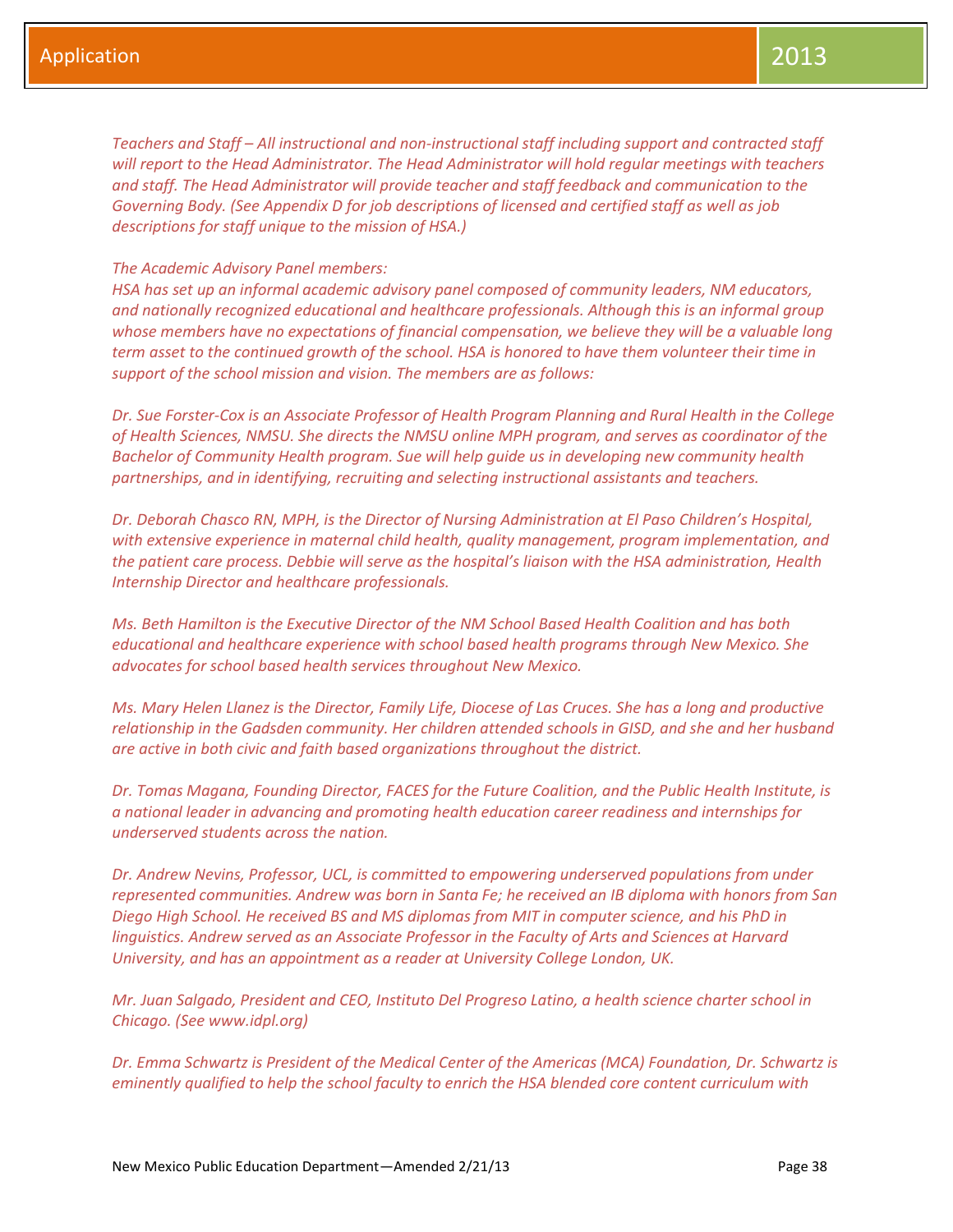*Teachers and Staff – All instructional and non-instructional staff including support and contracted staff will report to the Head Administrator. The Head Administrator will hold regular meetings with teachers and staff. The Head Administrator will provide teacher and staff feedback and communication to the Governing Body. (See Appendix D for job descriptions of licensed and certified staff as well as job descriptions for staff unique to the mission of HSA.)*

*The Academic Advisory Panel members:*
*HSA has set up an informal academic advisory panel composed of community leaders, NM educators, and nationally recognized educational and healthcare professionals. Although this is an informal group whose members have no expectations of financial compensation, we believe they will be a valuable long term asset to the continued growth of the school. HSA is honored to have them volunteer their time in support of the school mission and vision. The members are as follows:*

*Dr. Sue Forster-Cox is an Associate Professor of Health Program Planning and Rural Health in the College of Health Sciences, NMSU. She directs the NMSU online MPH program, and serves as coordinator of the Bachelor of Community Health program. Sue will help guide us in developing new community health partnerships, and in identifying, recruiting and selecting instructional assistants and teachers.*

*Dr. Deborah Chasco RN, MPH, is the Director of Nursing Administration at El Paso Children's Hospital, with extensive experience in maternal child health, quality management, program implementation, and the patient care process. Debbie will serve as the hospital's liaison with the HSA administration, Health Internship Director and healthcare professionals.*

*Ms. Beth Hamilton is the Executive Director of the NM School Based Health Coalition and has both educational and healthcare experience with school based health programs through New Mexico. She advocates for school based health services throughout New Mexico.*

*Ms. Mary Helen Llanez is the Director, Family Life, Diocese of Las Cruces. She has a long and productive relationship in the Gadsden community. Her children attended schools in GISD, and she and her husband are active in both civic and faith based organizations throughout the district.*

*Dr. Tomas Magana, Founding Director, FACES for the Future Coalition, and the Public Health Institute, is a national leader in advancing and promoting health education career readiness and internships for underserved students across the nation.*

*Dr. Andrew Nevins, Professor, UCL, is committed to empowering underserved populations from under represented communities. Andrew was born in Santa Fe; he received an IB diploma with honors from San Diego High School. He received BS and MS diplomas from MIT in computer science, and his PhD in linguistics. Andrew served as an Associate Professor in the Faculty of Arts and Sciences at Harvard University, and has an appointment as a reader at University College London, UK.*

*Mr. Juan Salgado, President and CEO, Instituto Del Progreso Latino, a health science charter school in Chicago. (See www.idpl.org)*

*Dr. Emma Schwartz is President of the Medical Center of the Americas (MCA) Foundation, Dr. Schwartz is eminently qualified to help the school faculty to enrich the HSA blended core content curriculum with*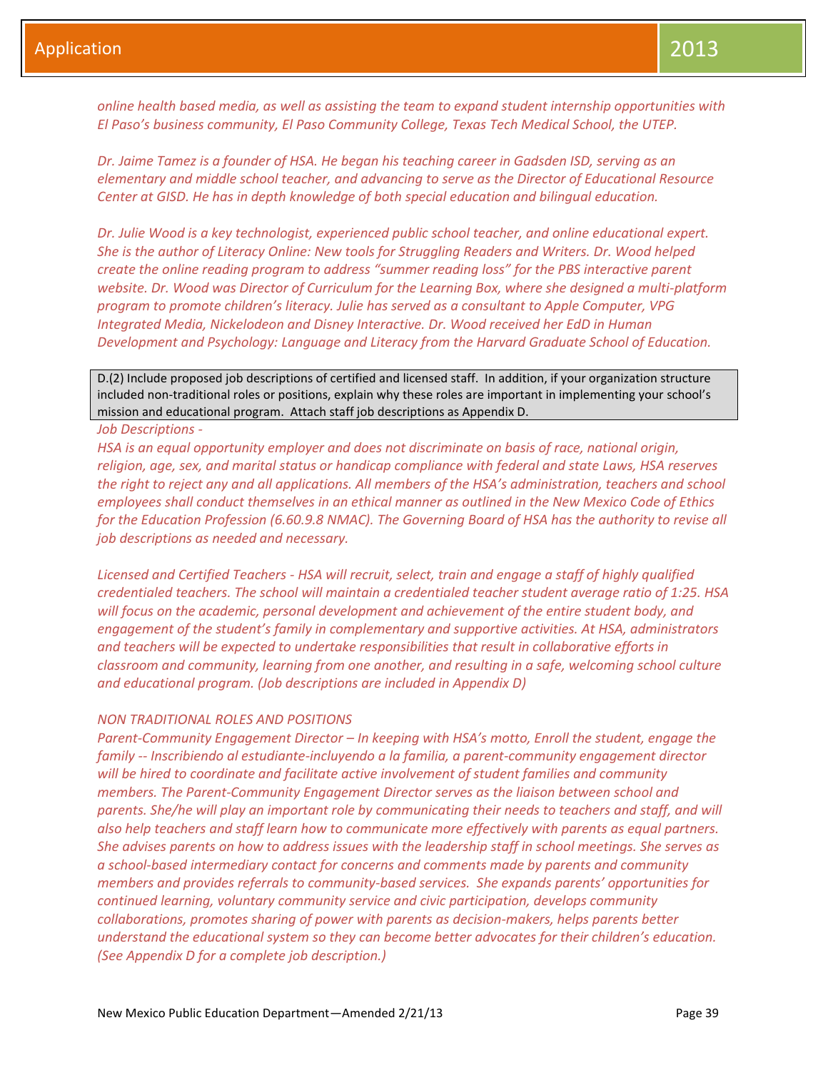*online health based media, as well as assisting the team to expand student internship opportunities with El Paso's business community, El Paso Community College, Texas Tech Medical School, the UTEP.*

*Dr. Jaime Tamez is a founder of HSA. He began his teaching career in Gadsden ISD, serving as an elementary and middle school teacher, and advancing to serve as the Director of Educational Resource Center at GISD. He has in depth knowledge of both special education and bilingual education.*

*Dr. Julie Wood is a key technologist, experienced public school teacher, and online educational expert. She is the author of Literacy Online: New tools for Struggling Readers and Writers. Dr. Wood helped create the online reading program to address "summer reading loss" for the PBS interactive parent website. Dr. Wood was Director of Curriculum for the Learning Box, where she designed a multi-platform program to promote children's literacy. Julie has served as a consultant to Apple Computer, VPG Integrated Media, Nickelodeon and Disney Interactive. Dr. Wood received her EdD in Human Development and Psychology: Language and Literacy from the Harvard Graduate School of Education.*

D.(2) Include proposed job descriptions of certified and licensed staff. In addition, if your organization structure included non-traditional roles or positions, explain why these roles are important in implementing your school's mission and educational program. Attach staff job descriptions as Appendix D.

*Job Descriptions -*

*HSA is an equal opportunity employer and does not discriminate on basis of race, national origin, religion, age, sex, and marital status or handicap compliance with federal and state Laws, HSA reserves the right to reject any and all applications. All members of the HSA's administration, teachers and school employees shall conduct themselves in an ethical manner as outlined in the New Mexico Code of Ethics for the Education Profession (6.60.9.8 NMAC). The Governing Board of HSA has the authority to revise all job descriptions as needed and necessary.*

*Licensed and Certified Teachers - HSA will recruit, select, train and engage a staff of highly qualified credentialed teachers. The school will maintain a credentialed teacher student average ratio of 1:25. HSA will focus on the academic, personal development and achievement of the entire student body, and engagement of the student's family in complementary and supportive activities. At HSA, administrators and teachers will be expected to undertake responsibilities that result in collaborative efforts in classroom and community, learning from one another, and resulting in a safe, welcoming school culture and educational program. (Job descriptions are included in Appendix D)*

*NON TRADITIONAL ROLES AND POSITIONS*

*Parent-Community Engagement Director – In keeping with HSA's motto, Enroll the student, engage the family -- Inscribiendo al estudiante-incluyendo a la familia, a parent-community engagement director will be hired to coordinate and facilitate active involvement of student families and community members. The Parent-Community Engagement Director serves as the liaison between school and parents. She/he will play an important role by communicating their needs to teachers and staff, and will also help teachers and staff learn how to communicate more effectively with parents as equal partners. She advises parents on how to address issues with the leadership staff in school meetings. She serves as a school-based intermediary contact for concerns and comments made by parents and community members and provides referrals to community-based services. She expands parents' opportunities for continued learning, voluntary community service and civic participation, develops community collaborations, promotes sharing of power with parents as decision-makers, helps parents better understand the educational system so they can become better advocates for their children's education. (See Appendix D for a complete job description.)*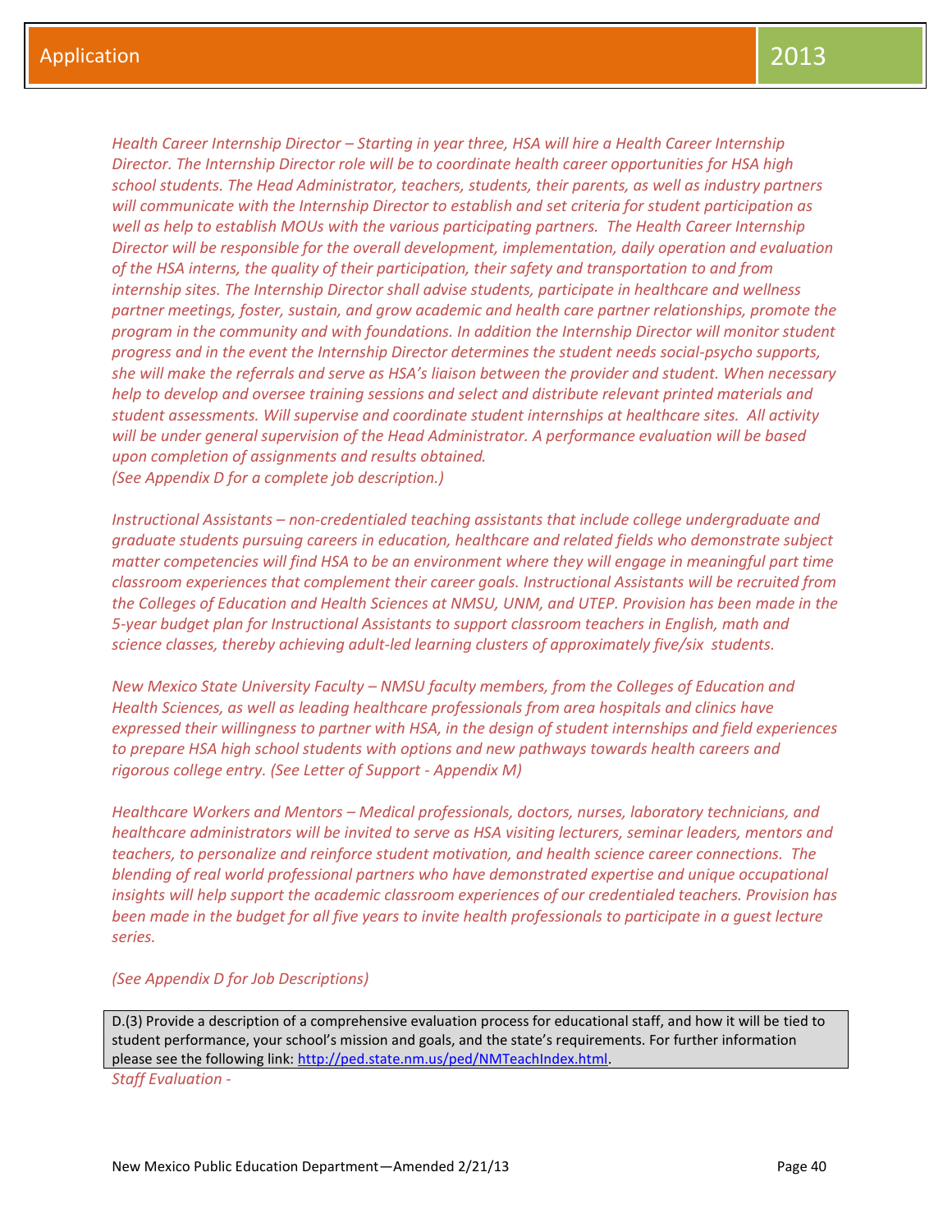*Health Career Internship Director – Starting in year three, HSA will hire a Health Career Internship Director. The Internship Director role will be to coordinate health career opportunities for HSA high school students. The Head Administrator, teachers, students, their parents, as well as industry partners will communicate with the Internship Director to establish and set criteria for student participation as well as help to establish MOUs with the various participating partners. The Health Career Internship Director will be responsible for the overall development, implementation, daily operation and evaluation of the HSA interns, the quality of their participation, their safety and transportation to and from internship sites. The Internship Director shall advise students, participate in healthcare and wellness partner meetings, foster, sustain, and grow academic and health care partner relationships, promote the program in the community and with foundations. In addition the Internship Director will monitor student progress and in the event the Internship Director determines the student needs social-psycho supports, she will make the referrals and serve as HSA's liaison between the provider and student. When necessary help to develop and oversee training sessions and select and distribute relevant printed materials and student assessments. Will supervise and coordinate student internships at healthcare sites. All activity will be under general supervision of the Head Administrator. A performance evaluation will be based upon completion of assignments and results obtained.*
*(See Appendix D for a complete job description.)*

*Instructional Assistants – non-credentialed teaching assistants that include college undergraduate and graduate students pursuing careers in education, healthcare and related fields who demonstrate subject matter competencies will find HSA to be an environment where they will engage in meaningful part time classroom experiences that complement their career goals. Instructional Assistants will be recruited from the Colleges of Education and Health Sciences at NMSU, UNM, and UTEP. Provision has been made in the 5-year budget plan for Instructional Assistants to support classroom teachers in English, math and science classes, thereby achieving adult-led learning clusters of approximately five/six students.*

*New Mexico State University Faculty – NMSU faculty members, from the Colleges of Education and Health Sciences, as well as leading healthcare professionals from area hospitals and clinics have expressed their willingness to partner with HSA, in the design of student internships and field experiences to prepare HSA high school students with options and new pathways towards health careers and rigorous college entry. (See Letter of Support - Appendix M)*

*Healthcare Workers and Mentors – Medical professionals, doctors, nurses, laboratory technicians, and healthcare administrators will be invited to serve as HSA visiting lecturers, seminar leaders, mentors and teachers, to personalize and reinforce student motivation, and health science career connections. The blending of real world professional partners who have demonstrated expertise and unique occupational insights will help support the academic classroom experiences of our credentialed teachers. Provision has been made in the budget for all five years to invite health professionals to participate in a guest lecture series.*

*(See Appendix D for Job Descriptions)*

D.(3) Provide a description of a comprehensive evaluation process for educational staff, and how it will be tied to student performance, your school's mission and goals, and the state's requirements. For further information please see the following link: http://ped.state.nm.us/ped/NMTeachIndex.html.

*Staff Evaluation -*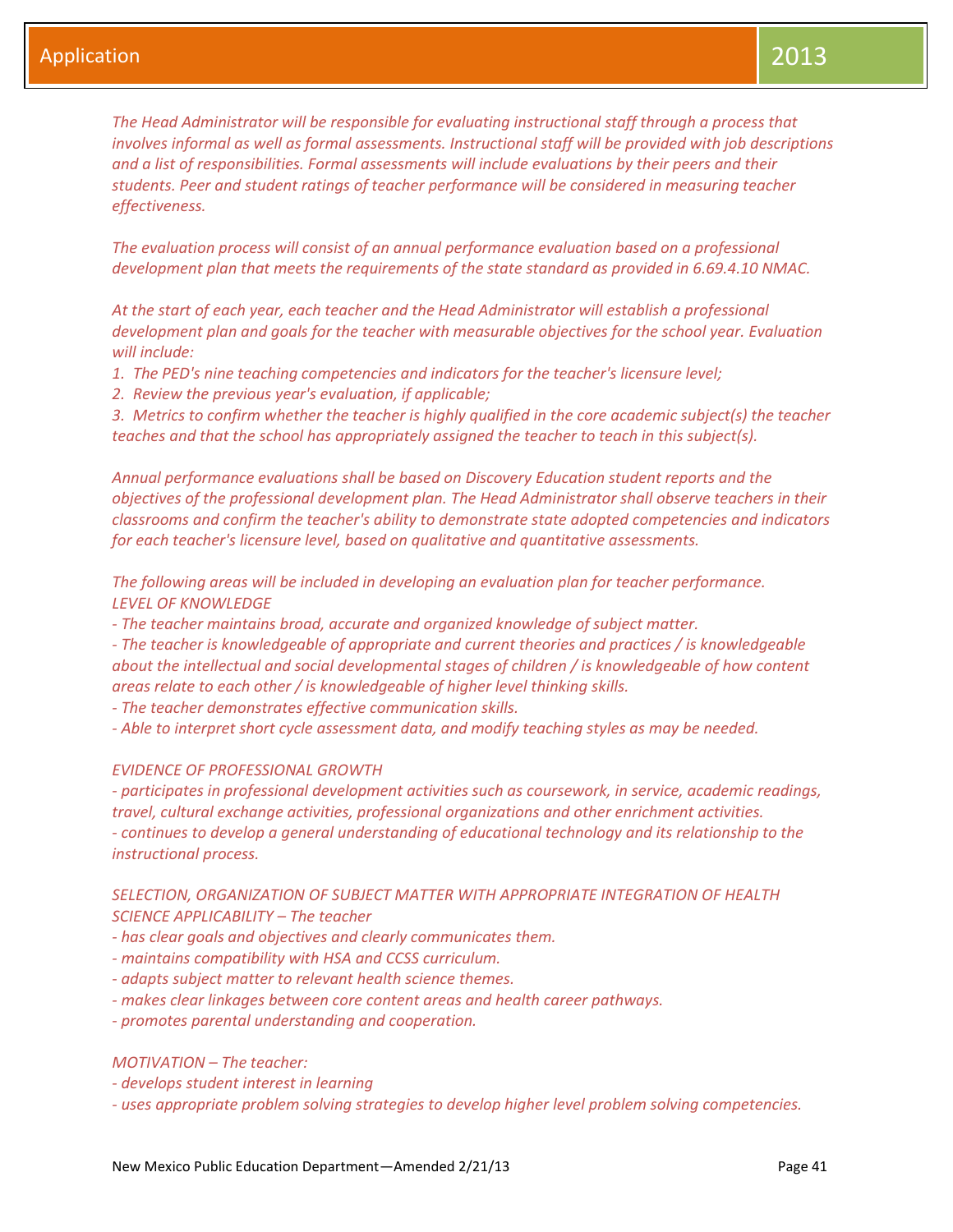*The Head Administrator will be responsible for evaluating instructional staff through a process that involves informal as well as formal assessments. Instructional staff will be provided with job descriptions and a list of responsibilities. Formal assessments will include evaluations by their peers and their students. Peer and student ratings of teacher performance will be considered in measuring teacher effectiveness.*

*The evaluation process will consist of an annual performance evaluation based on a professional development plan that meets the requirements of the state standard as provided in 6.69.4.10 NMAC.*

*At the start of each year, each teacher and the Head Administrator will establish a professional development plan and goals for the teacher with measurable objectives for the school year. Evaluation will include:*

1. *The PED's nine teaching competencies and indicators for the teacher's licensure level;*
2. *Review the previous year's evaluation, if applicable;*
3. *Metrics to confirm whether the teacher is highly qualified in the core academic subject(s) the teacher teaches and that the school has appropriately assigned the teacher to teach in this subject(s).*

*Annual performance evaluations shall be based on Discovery Education student reports and the objectives of the professional development plan. The Head Administrator shall observe teachers in their classrooms and confirm the teacher's ability to demonstrate state adopted competencies and indicators for each teacher's licensure level, based on qualitative and quantitative assessments.*

*The following areas will be included in developing an evaluation plan for teacher performance.*
*LEVEL OF KNOWLEDGE*
- *The teacher maintains broad, accurate and organized knowledge of subject matter.*
- *The teacher is knowledgeable of appropriate and current theories and practices / is knowledgeable about the intellectual and social developmental stages of children / is knowledgeable of how content areas relate to each other / is knowledgeable of higher level thinking skills.*
- *The teacher demonstrates effective communication skills.*
- *Able to interpret short cycle assessment data, and modify teaching styles as may be needed.*

*EVIDENCE OF PROFESSIONAL GROWTH*
- *participates in professional development activities such as coursework, in service, academic readings, travel, cultural exchange activities, professional organizations and other enrichment activities.*
- *continues to develop a general understanding of educational technology and its relationship to the instructional process.*

*SELECTION, ORGANIZATION OF SUBJECT MATTER WITH APPROPRIATE INTEGRATION OF HEALTH SCIENCE APPLICABILITY – The teacher*
- *has clear goals and objectives and clearly communicates them.*
- *maintains compatibility with HSA and CCSS curriculum.*
- *adapts subject matter to relevant health science themes.*
- *makes clear linkages between core content areas and health career pathways.*
- *promotes parental understanding and cooperation.*

*MOTIVATION – The teacher:*
- *develops student interest in learning*
- *uses appropriate problem solving strategies to develop higher level problem solving competencies.*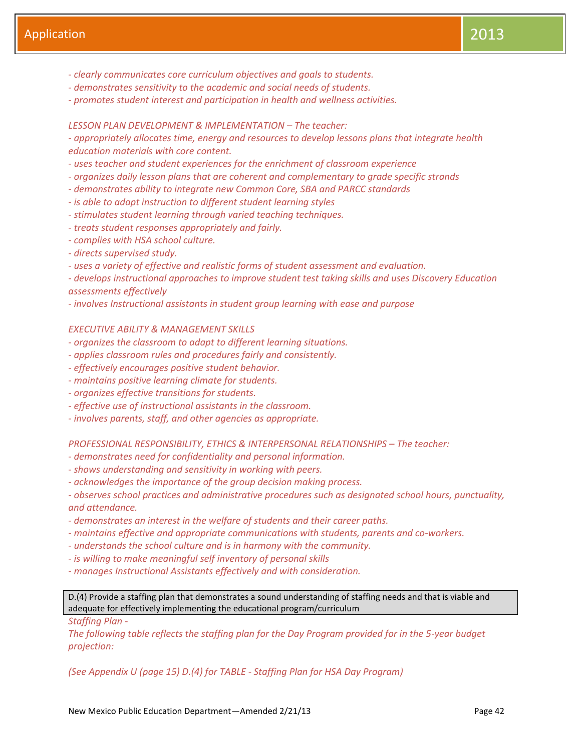*- clearly communicates core curriculum objectives and goals to students.*
*- demonstrates sensitivity to the academic and social needs of students.*
*- promotes student interest and participation in health and wellness activities.*

*LESSON PLAN DEVELOPMENT & IMPLEMENTATION – The teacher:*
*- appropriately allocates time, energy and resources to develop lessons plans that integrate health education materials with core content.*
*- uses teacher and student experiences for the enrichment of classroom experience*
*- organizes daily lesson plans that are coherent and complementary to grade specific strands*
*- demonstrates ability to integrate new Common Core, SBA and PARCC standards*
*- is able to adapt instruction to different student learning styles*
*- stimulates student learning through varied teaching techniques.*
*- treats student responses appropriately and fairly.*
*- complies with HSA school culture.*
*- directs supervised study.*
*- uses a variety of effective and realistic forms of student assessment and evaluation.*
*- develops instructional approaches to improve student test taking skills and uses Discovery Education assessments effectively*
*- involves Instructional assistants in student group learning with ease and purpose*

*EXECUTIVE ABILITY & MANAGEMENT SKILLS*
*- organizes the classroom to adapt to different learning situations.*
*- applies classroom rules and procedures fairly and consistently.*
*- effectively encourages positive student behavior.*
*- maintains positive learning climate for students.*
*- organizes effective transitions for students.*
*- effective use of instructional assistants in the classroom.*
*- involves parents, staff, and other agencies as appropriate.*

*PROFESSIONAL RESPONSIBILITY, ETHICS & INTERPERSONAL RELATIONSHIPS – The teacher:*
*- demonstrates need for confidentiality and personal information.*
*- shows understanding and sensitivity in working with peers.*
*- acknowledges the importance of the group decision making process.*
*- observes school practices and administrative procedures such as designated school hours, punctuality, and attendance.*
*- demonstrates an interest in the welfare of students and their career paths.*
*- maintains effective and appropriate communications with students, parents and co-workers.*
*- understands the school culture and is in harmony with the community.*
*- is willing to make meaningful self inventory of personal skills*
*- manages Instructional Assistants effectively and with consideration.*

D.(4) Provide a staffing plan that demonstrates a sound understanding of staffing needs and that is viable and adequate for effectively implementing the educational program/curriculum

*Staffing Plan -*
*The following table reflects the staffing plan for the Day Program provided for in the 5-year budget projection:*

*(See Appendix U (page 15) D.(4) for TABLE - Staffing Plan for HSA Day Program)*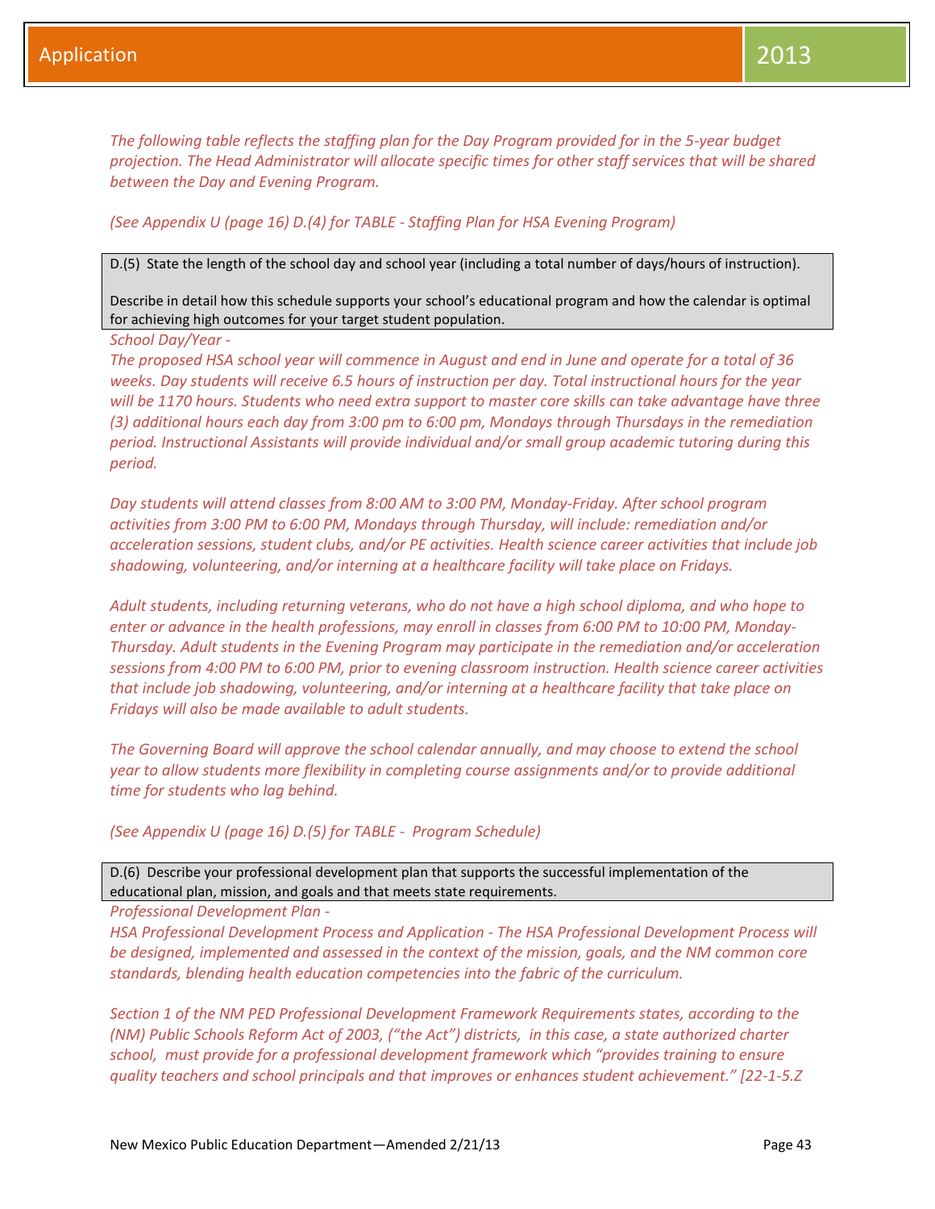*The following table reflects the staffing plan for the Day Program provided for in the 5-year budget projection. The Head Administrator will allocate specific times for other staff services that will be shared between the Day and Evening Program.*

*(See Appendix U (page 16) D.(4) for TABLE - Staffing Plan for HSA Evening Program)*

D.(5) State the length of the school day and school year (including a total number of days/hours of instruction).

Describe in detail how this schedule supports your school's educational program and how the calendar is optimal for achieving high outcomes for your target student population.

*School Day/Year -*

*The proposed HSA school year will commence in August and end in June and operate for a total of 36 weeks. Day students will receive 6.5 hours of instruction per day. Total instructional hours for the year will be 1170 hours. Students who need extra support to master core skills can take advantage have three (3) additional hours each day from 3:00 pm to 6:00 pm, Mondays through Thursdays in the remediation period. Instructional Assistants will provide individual and/or small group academic tutoring during this period.*

*Day students will attend classes from 8:00 AM to 3:00 PM, Monday-Friday. After school program activities from 3:00 PM to 6:00 PM, Mondays through Thursday, will include: remediation and/or acceleration sessions, student clubs, and/or PE activities. Health science career activities that include job shadowing, volunteering, and/or interning at a healthcare facility will take place on Fridays.*

*Adult students, including returning veterans, who do not have a high school diploma, and who hope to enter or advance in the health professions, may enroll in classes from 6:00 PM to 10:00 PM, Monday-Thursday. Adult students in the Evening Program may participate in the remediation and/or acceleration sessions from 4:00 PM to 6:00 PM, prior to evening classroom instruction. Health science career activities that include job shadowing, volunteering, and/or interning at a healthcare facility that take place on Fridays will also be made available to adult students.*

*The Governing Board will approve the school calendar annually, and may choose to extend the school year to allow students more flexibility in completing course assignments and/or to provide additional time for students who lag behind.*

*(See Appendix U (page 16) D.(5) for TABLE - Program Schedule)*

D.(6) Describe your professional development plan that supports the successful implementation of the educational plan, mission, and goals and that meets state requirements.

*Professional Development Plan -*

*HSA Professional Development Process and Application - The HSA Professional Development Process will be designed, implemented and assessed in the context of the mission, goals, and the NM common core standards, blending health education competencies into the fabric of the curriculum.*

*Section 1 of the NM PED Professional Development Framework Requirements states, according to the (NM) Public Schools Reform Act of 2003, ("the Act") districts, in this case, a state authorized charter school, must provide for a professional development framework which "provides training to ensure quality teachers and school principals and that improves or enhances student achievement." [22-1-5.Z*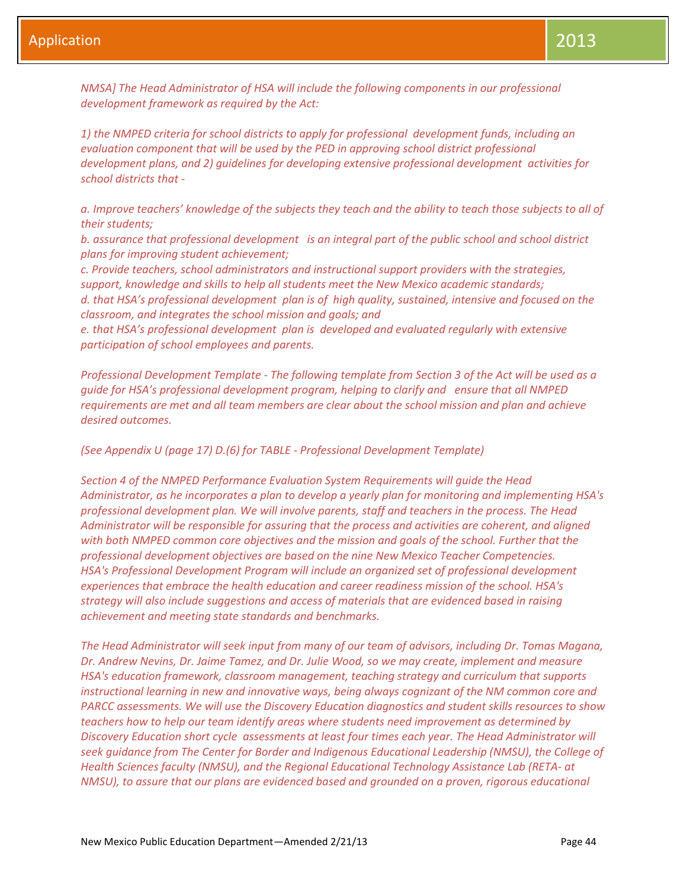*NMSA] The Head Administrator of HSA will include the following components in our professional development framework as required by the Act:*

*1) the NMPED criteria for school districts to apply for professional development funds, including an evaluation component that will be used by the PED in approving school district professional development plans, and 2) guidelines for developing extensive professional development activities for school districts that -*

*a. Improve teachers' knowledge of the subjects they teach and the ability to teach those subjects to all of their students;*
*b. assurance that professional development is an integral part of the public school and school district plans for improving student achievement;*
*c. Provide teachers, school administrators and instructional support providers with the strategies, support, knowledge and skills to help all students meet the New Mexico academic standards;*
*d. that HSA's professional development plan is of high quality, sustained, intensive and focused on the classroom, and integrates the school mission and goals; and*
*e. that HSA's professional development plan is developed and evaluated regularly with extensive participation of school employees and parents.*

*Professional Development Template - The following template from Section 3 of the Act will be used as a guide for HSA's professional development program, helping to clarify and ensure that all NMPED requirements are met and all team members are clear about the school mission and plan and achieve desired outcomes.*

*(See Appendix U (page 17) D.(6) for TABLE - Professional Development Template)*

*Section 4 of the NMPED Performance Evaluation System Requirements will guide the Head Administrator, as he incorporates a plan to develop a yearly plan for monitoring and implementing HSA's professional development plan. We will involve parents, staff and teachers in the process. The Head Administrator will be responsible for assuring that the process and activities are coherent, and aligned with both NMPED common core objectives and the mission and goals of the school. Further that the professional development objectives are based on the nine New Mexico Teacher Competencies. HSA's Professional Development Program will include an organized set of professional development experiences that embrace the health education and career readiness mission of the school. HSA's strategy will also include suggestions and access of materials that are evidenced based in raising achievement and meeting state standards and benchmarks.*

*The Head Administrator will seek input from many of our team of advisors, including Dr. Tomas Magana, Dr. Andrew Nevins, Dr. Jaime Tamez, and Dr. Julie Wood, so we may create, implement and measure HSA's education framework, classroom management, teaching strategy and curriculum that supports instructional learning in new and innovative ways, being always cognizant of the NM common core and PARCC assessments. We will use the Discovery Education diagnostics and student skills resources to show teachers how to help our team identify areas where students need improvement as determined by Discovery Education short cycle assessments at least four times each year. The Head Administrator will seek guidance from The Center for Border and Indigenous Educational Leadership (NMSU), the College of Health Sciences faculty (NMSU), and the Regional Educational Technology Assistance Lab (RETA- at NMSU), to assure that our plans are evidenced based and grounded on a proven, rigorous educational*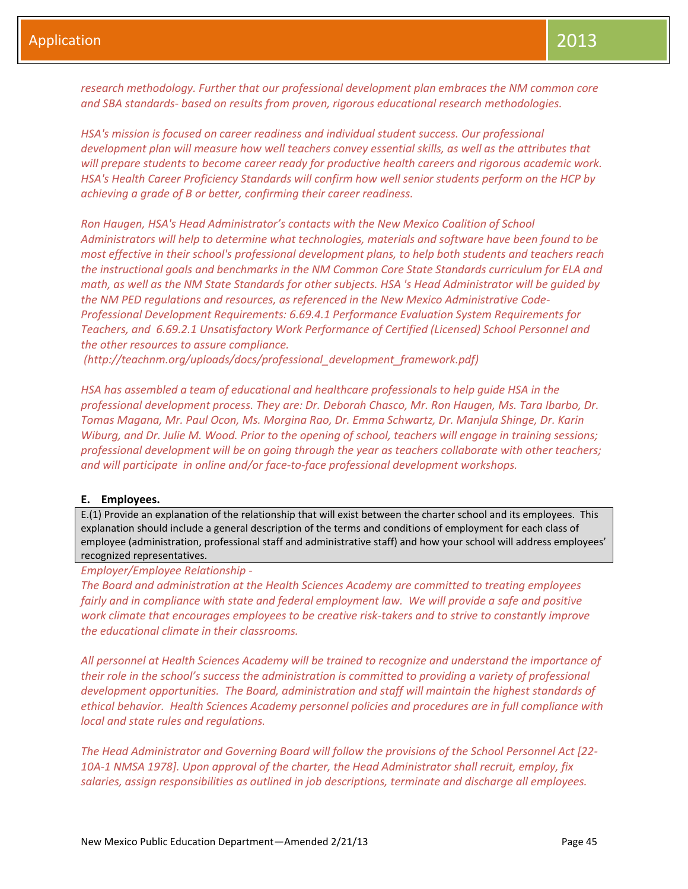*research methodology. Further that our professional development plan embraces the NM common core and SBA standards- based on results from proven, rigorous educational research methodologies.*

*HSA's mission is focused on career readiness and individual student success. Our professional development plan will measure how well teachers convey essential skills, as well as the attributes that will prepare students to become career ready for productive health careers and rigorous academic work. HSA's Health Career Proficiency Standards will confirm how well senior students perform on the HCP by achieving a grade of B or better, confirming their career readiness.*

*Ron Haugen, HSA's Head Administrator's contacts with the New Mexico Coalition of School Administrators will help to determine what technologies, materials and software have been found to be most effective in their school's professional development plans, to help both students and teachers reach the instructional goals and benchmarks in the NM Common Core State Standards curriculum for ELA and math, as well as the NM State Standards for other subjects. HSA 's Head Administrator will be guided by the NM PED regulations and resources, as referenced in the New Mexico Administrative Code- Professional Development Requirements: 6.69.4.1 Performance Evaluation System Requirements for Teachers, and 6.69.2.1 Unsatisfactory Work Performance of Certified (Licensed) School Personnel and the other resources to assure compliance.*
*(http://teachnm.org/uploads/docs/professional_development_framework.pdf)*

*HSA has assembled a team of educational and healthcare professionals to help guide HSA in the professional development process. They are: Dr. Deborah Chasco, Mr. Ron Haugen, Ms. Tara Ibarbo, Dr. Tomas Magana, Mr. Paul Ocon, Ms. Morgina Rao, Dr. Emma Schwartz, Dr. Manjula Shinge, Dr. Karin Wiburg, and Dr. Julie M. Wood. Prior to the opening of school, teachers will engage in training sessions; professional development will be on going through the year as teachers collaborate with other teachers; and will participate in online and/or face-to-face professional development workshops.*

## E. Employees.

| E.(1) Provide an explanation of the relationship that will exist between the charter school and its employees. This explanation should include a general description of the terms and conditions of employment for each class of employee (administration, professional staff and administrative staff) and how your school will address employees' recognized representatives. |
|---|

*Employer/Employee Relationship -*
*The Board and administration at the Health Sciences Academy are committed to treating employees fairly and in compliance with state and federal employment law. We will provide a safe and positive work climate that encourages employees to be creative risk-takers and to strive to constantly improve the educational climate in their classrooms.*

*All personnel at Health Sciences Academy will be trained to recognize and understand the importance of their role in the school's success the administration is committed to providing a variety of professional development opportunities. The Board, administration and staff will maintain the highest standards of ethical behavior. Health Sciences Academy personnel policies and procedures are in full compliance with local and state rules and regulations.*

*The Head Administrator and Governing Board will follow the provisions of the School Personnel Act [22-10A-1 NMSA 1978]. Upon approval of the charter, the Head Administrator shall recruit, employ, fix salaries, assign responsibilities as outlined in job descriptions, terminate and discharge all employees.*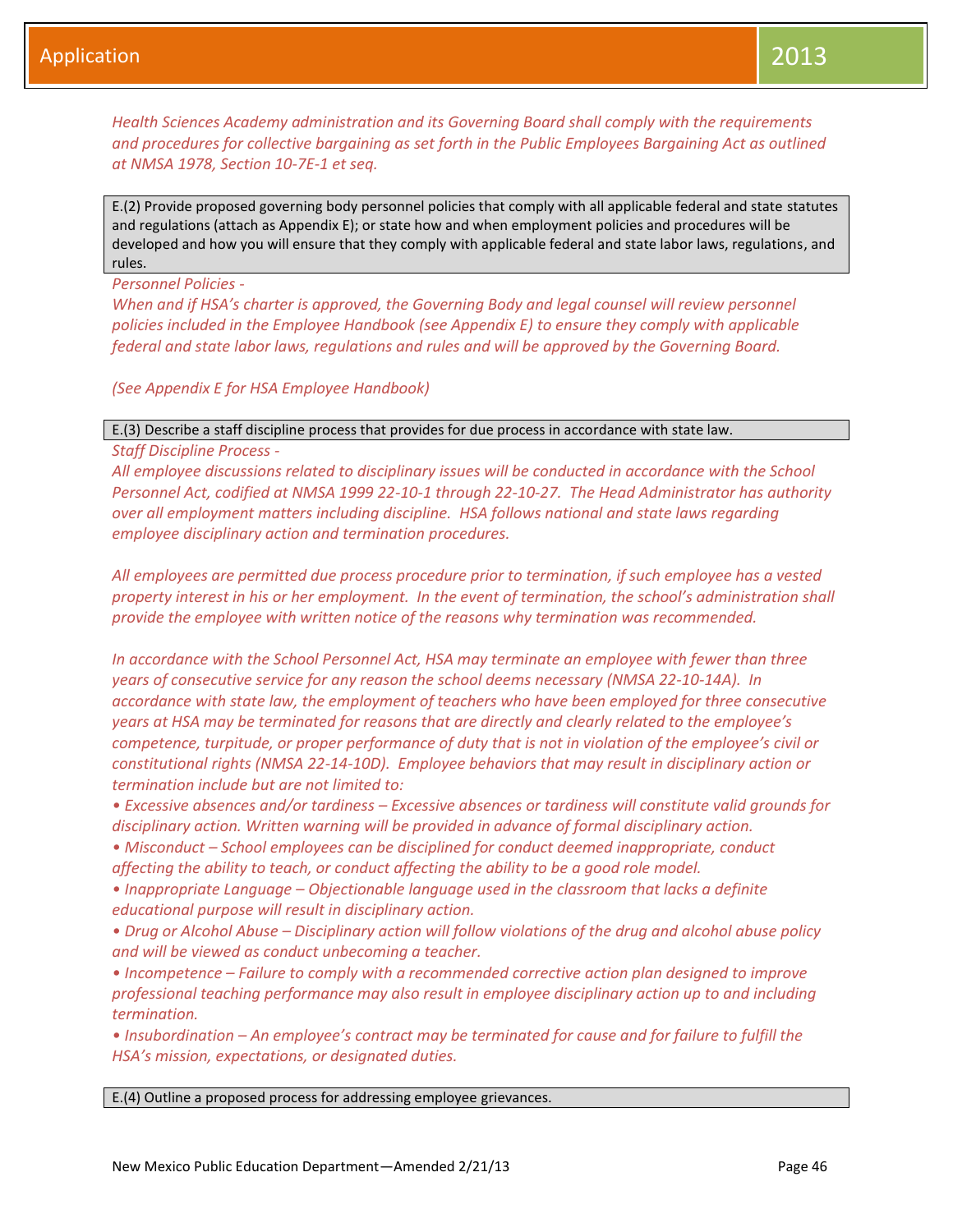*Health Sciences Academy administration and its Governing Board shall comply with the requirements and procedures for collective bargaining as set forth in the Public Employees Bargaining Act as outlined at NMSA 1978, Section 10-7E-1 et seq.*

E.(2) Provide proposed governing body personnel policies that comply with all applicable federal and state statutes and regulations (attach as Appendix E); or state how and when employment policies and procedures will be developed and how you will ensure that they comply with applicable federal and state labor laws, regulations, and rules.

*Personnel Policies -*
*When and if HSA's charter is approved, the Governing Body and legal counsel will review personnel policies included in the Employee Handbook (see Appendix E) to ensure they comply with applicable federal and state labor laws, regulations and rules and will be approved by the Governing Board.*

*(See Appendix E for HSA Employee Handbook)*

E.(3) Describe a staff discipline process that provides for due process in accordance with state law.

*Staff Discipline Process -*
*All employee discussions related to disciplinary issues will be conducted in accordance with the School Personnel Act, codified at NMSA 1999 22-10-1 through 22-10-27. The Head Administrator has authority over all employment matters including discipline. HSA follows national and state laws regarding employee disciplinary action and termination procedures.*

*All employees are permitted due process procedure prior to termination, if such employee has a vested property interest in his or her employment. In the event of termination, the school's administration shall provide the employee with written notice of the reasons why termination was recommended.*

*In accordance with the School Personnel Act, HSA may terminate an employee with fewer than three years of consecutive service for any reason the school deems necessary (NMSA 22-10-14A). In accordance with state law, the employment of teachers who have been employed for three consecutive years at HSA may be terminated for reasons that are directly and clearly related to the employee's competence, turpitude, or proper performance of duty that is not in violation of the employee's civil or constitutional rights (NMSA 22-14-10D). Employee behaviors that may result in disciplinary action or termination include but are not limited to:*

- *Excessive absences and/or tardiness – Excessive absences or tardiness will constitute valid grounds for disciplinary action. Written warning will be provided in advance of formal disciplinary action.*
- *Misconduct – School employees can be disciplined for conduct deemed inappropriate, conduct affecting the ability to teach, or conduct affecting the ability to be a good role model.*
- *Inappropriate Language – Objectionable language used in the classroom that lacks a definite educational purpose will result in disciplinary action.*
- *Drug or Alcohol Abuse – Disciplinary action will follow violations of the drug and alcohol abuse policy and will be viewed as conduct unbecoming a teacher.*
- *Incompetence – Failure to comply with a recommended corrective action plan designed to improve professional teaching performance may also result in employee disciplinary action up to and including termination.*
- *Insubordination – An employee's contract may be terminated for cause and for failure to fulfill the HSA's mission, expectations, or designated duties.*

E.(4) Outline a proposed process for addressing employee grievances.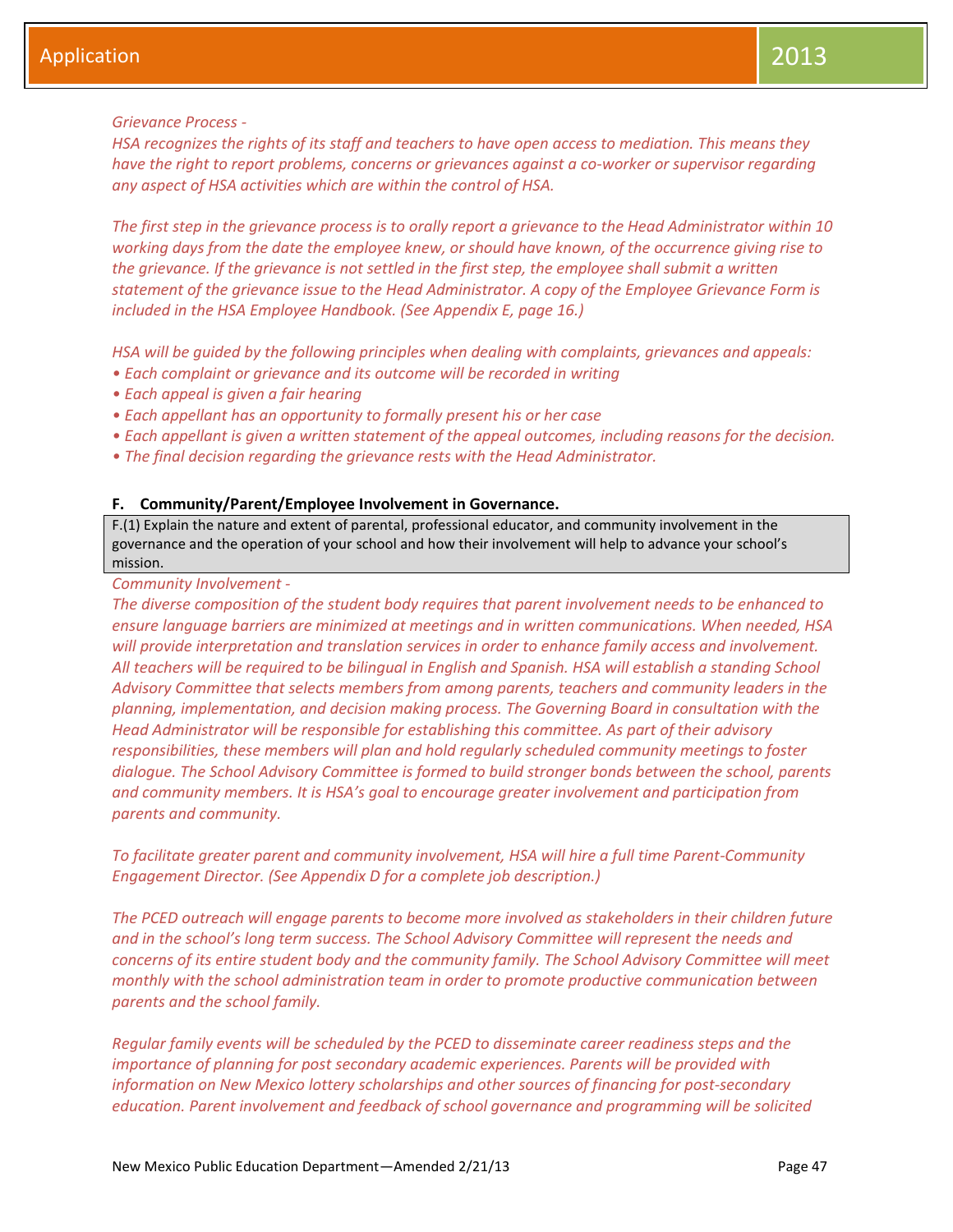*Grievance Process -*
*HSA recognizes the rights of its staff and teachers to have open access to mediation. This means they have the right to report problems, concerns or grievances against a co-worker or supervisor regarding any aspect of HSA activities which are within the control of HSA.*

*The first step in the grievance process is to orally report a grievance to the Head Administrator within 10 working days from the date the employee knew, or should have known, of the occurrence giving rise to the grievance. If the grievance is not settled in the first step, the employee shall submit a written statement of the grievance issue to the Head Administrator. A copy of the Employee Grievance Form is included in the HSA Employee Handbook. (See Appendix E, page 16.)*

*HSA will be guided by the following principles when dealing with complaints, grievances and appeals:*
- *Each complaint or grievance and its outcome will be recorded in writing*
- *Each appeal is given a fair hearing*
- *Each appellant has an opportunity to formally present his or her case*
- *Each appellant is given a written statement of the appeal outcomes, including reasons for the decision.*
- *The final decision regarding the grievance rests with the Head Administrator.*

**F. Community/Parent/Employee Involvement in Governance.**

| F.(1) Explain the nature and extent of parental, professional educator, and community involvement in the governance and the operation of your school and how their involvement will help to advance your school's mission. |
|---|

*Community Involvement -*
*The diverse composition of the student body requires that parent involvement needs to be enhanced to ensure language barriers are minimized at meetings and in written communications. When needed, HSA will provide interpretation and translation services in order to enhance family access and involvement. All teachers will be required to be bilingual in English and Spanish. HSA will establish a standing School Advisory Committee that selects members from among parents, teachers and community leaders in the planning, implementation, and decision making process. The Governing Board in consultation with the Head Administrator will be responsible for establishing this committee. As part of their advisory responsibilities, these members will plan and hold regularly scheduled community meetings to foster dialogue. The School Advisory Committee is formed to build stronger bonds between the school, parents and community members. It is HSA's goal to encourage greater involvement and participation from parents and community.*

*To facilitate greater parent and community involvement, HSA will hire a full time Parent-Community Engagement Director. (See Appendix D for a complete job description.)*

*The PCED outreach will engage parents to become more involved as stakeholders in their children future and in the school's long term success. The School Advisory Committee will represent the needs and concerns of its entire student body and the community family. The School Advisory Committee will meet monthly with the school administration team in order to promote productive communication between parents and the school family.*

*Regular family events will be scheduled by the PCED to disseminate career readiness steps and the importance of planning for post secondary academic experiences. Parents will be provided with information on New Mexico lottery scholarships and other sources of financing for post-secondary education. Parent involvement and feedback of school governance and programming will be solicited*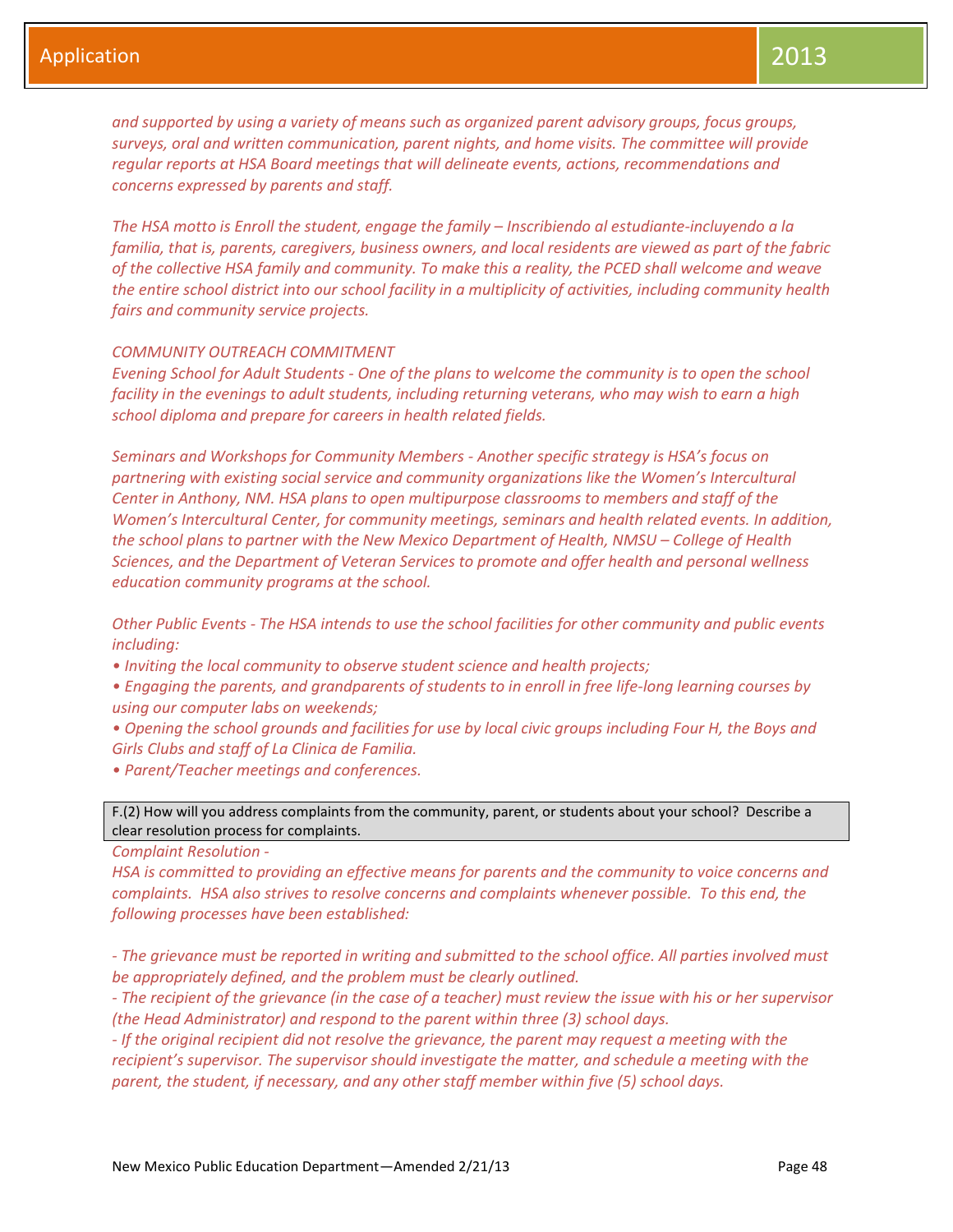*and supported by using a variety of means such as organized parent advisory groups, focus groups, surveys, oral and written communication, parent nights, and home visits. The committee will provide regular reports at HSA Board meetings that will delineate events, actions, recommendations and concerns expressed by parents and staff.*

*The HSA motto is Enroll the student, engage the family – Inscribiendo al estudiante-incluyendo a la familia, that is, parents, caregivers, business owners, and local residents are viewed as part of the fabric of the collective HSA family and community. To make this a reality, the PCED shall welcome and weave the entire school district into our school facility in a multiplicity of activities, including community health fairs and community service projects.*

*COMMUNITY OUTREACH COMMITMENT*

*Evening School for Adult Students - One of the plans to welcome the community is to open the school facility in the evenings to adult students, including returning veterans, who may wish to earn a high school diploma and prepare for careers in health related fields.*

*Seminars and Workshops for Community Members - Another specific strategy is HSA's focus on partnering with existing social service and community organizations like the Women's Intercultural Center in Anthony, NM. HSA plans to open multipurpose classrooms to members and staff of the Women's Intercultural Center, for community meetings, seminars and health related events. In addition, the school plans to partner with the New Mexico Department of Health, NMSU – College of Health Sciences, and the Department of Veteran Services to promote and offer health and personal wellness education community programs at the school.*

*Other Public Events - The HSA intends to use the school facilities for other community and public events including:*

- *Inviting the local community to observe student science and health projects;*
- *Engaging the parents, and grandparents of students to in enroll in free life-long learning courses by using our computer labs on weekends;*
- *Opening the school grounds and facilities for use by local civic groups including Four H, the Boys and Girls Clubs and staff of La Clinica de Familia.*
- *Parent/Teacher meetings and conferences.*

F.(2) How will you address complaints from the community, parent, or students about your school? Describe a clear resolution process for complaints.

*Complaint Resolution -*

*HSA is committed to providing an effective means for parents and the community to voice concerns and complaints. HSA also strives to resolve concerns and complaints whenever possible. To this end, the following processes have been established:*

- *The grievance must be reported in writing and submitted to the school office. All parties involved must be appropriately defined, and the problem must be clearly outlined.*
- *The recipient of the grievance (in the case of a teacher) must review the issue with his or her supervisor (the Head Administrator) and respond to the parent within three (3) school days.*
- *If the original recipient did not resolve the grievance, the parent may request a meeting with the recipient's supervisor. The supervisor should investigate the matter, and schedule a meeting with the parent, the student, if necessary, and any other staff member within five (5) school days.*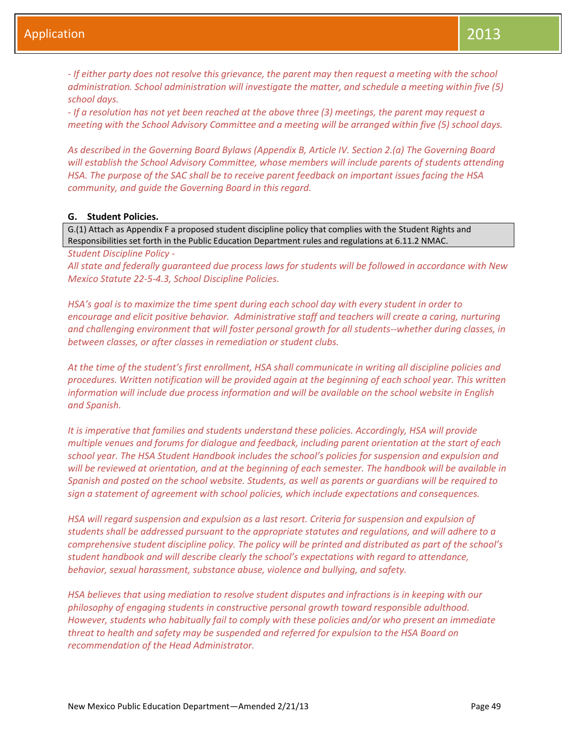*- If either party does not resolve this grievance, the parent may then request a meeting with the school administration. School administration will investigate the matter, and schedule a meeting within five (5) school days.*
*- If a resolution has not yet been reached at the above three (3) meetings, the parent may request a meeting with the School Advisory Committee and a meeting will be arranged within five (5) school days.*

*As described in the Governing Board Bylaws (Appendix B, Article IV. Section 2.(a) The Governing Board will establish the School Advisory Committee, whose members will include parents of students attending HSA. The purpose of the SAC shall be to receive parent feedback on important issues facing the HSA community, and guide the Governing Board in this regard.*

**G. Student Policies.**

| G.(1) Attach as Appendix F a proposed student discipline policy that complies with the Student Rights and Responsibilities set forth in the Public Education Department rules and regulations at 6.11.2 NMAC. |
|---|

*Student Discipline Policy -*
*All state and federally guaranteed due process laws for students will be followed in accordance with New Mexico Statute 22-5-4.3, School Discipline Policies.*

*HSA's goal is to maximize the time spent during each school day with every student in order to encourage and elicit positive behavior. Administrative staff and teachers will create a caring, nurturing and challenging environment that will foster personal growth for all students--whether during classes, in between classes, or after classes in remediation or student clubs.*

*At the time of the student's first enrollment, HSA shall communicate in writing all discipline policies and procedures. Written notification will be provided again at the beginning of each school year. This written information will include due process information and will be available on the school website in English and Spanish.*

*It is imperative that families and students understand these policies. Accordingly, HSA will provide multiple venues and forums for dialogue and feedback, including parent orientation at the start of each school year. The HSA Student Handbook includes the school's policies for suspension and expulsion and will be reviewed at orientation, and at the beginning of each semester. The handbook will be available in Spanish and posted on the school website. Students, as well as parents or guardians will be required to sign a statement of agreement with school policies, which include expectations and consequences.*

*HSA will regard suspension and expulsion as a last resort. Criteria for suspension and expulsion of students shall be addressed pursuant to the appropriate statutes and regulations, and will adhere to a comprehensive student discipline policy. The policy will be printed and distributed as part of the school's student handbook and will describe clearly the school's expectations with regard to attendance, behavior, sexual harassment, substance abuse, violence and bullying, and safety.*

*HSA believes that using mediation to resolve student disputes and infractions is in keeping with our philosophy of engaging students in constructive personal growth toward responsible adulthood. However, students who habitually fail to comply with these policies and/or who present an immediate threat to health and safety may be suspended and referred for expulsion to the HSA Board on recommendation of the Head Administrator.*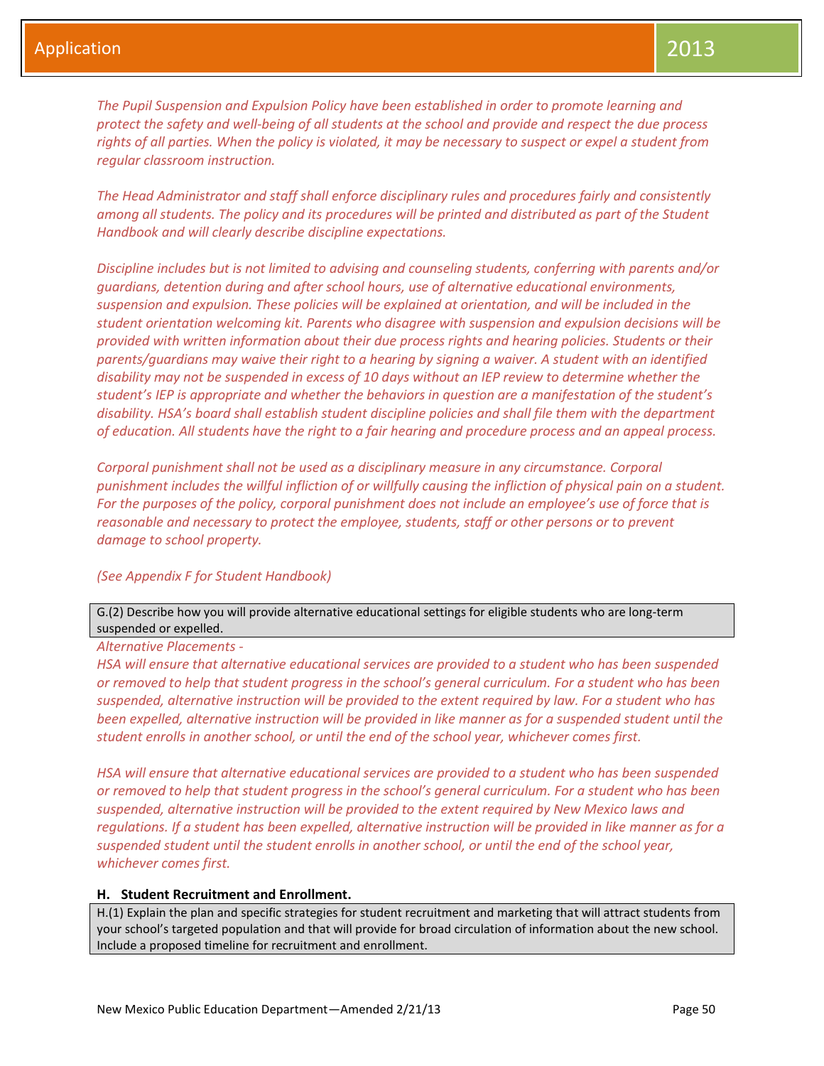*The Pupil Suspension and Expulsion Policy have been established in order to promote learning and protect the safety and well-being of all students at the school and provide and respect the due process rights of all parties. When the policy is violated, it may be necessary to suspect or expel a student from regular classroom instruction.*

*The Head Administrator and staff shall enforce disciplinary rules and procedures fairly and consistently among all students. The policy and its procedures will be printed and distributed as part of the Student Handbook and will clearly describe discipline expectations.*

*Discipline includes but is not limited to advising and counseling students, conferring with parents and/or guardians, detention during and after school hours, use of alternative educational environments, suspension and expulsion. These policies will be explained at orientation, and will be included in the student orientation welcoming kit. Parents who disagree with suspension and expulsion decisions will be provided with written information about their due process rights and hearing policies. Students or their parents/guardians may waive their right to a hearing by signing a waiver. A student with an identified disability may not be suspended in excess of 10 days without an IEP review to determine whether the student's IEP is appropriate and whether the behaviors in question are a manifestation of the student's disability. HSA's board shall establish student discipline policies and shall file them with the department of education. All students have the right to a fair hearing and procedure process and an appeal process.*

*Corporal punishment shall not be used as a disciplinary measure in any circumstance. Corporal punishment includes the willful infliction of or willfully causing the infliction of physical pain on a student. For the purposes of the policy, corporal punishment does not include an employee's use of force that is reasonable and necessary to protect the employee, students, staff or other persons or to prevent damage to school property.*

*(See Appendix F for Student Handbook)*

| G.(2) Describe how you will provide alternative educational settings for eligible students who are long-term suspended or expelled. |
|---|

*Alternative Placements -*
*HSA will ensure that alternative educational services are provided to a student who has been suspended or removed to help that student progress in the school's general curriculum. For a student who has been suspended, alternative instruction will be provided to the extent required by law. For a student who has been expelled, alternative instruction will be provided in like manner as for a suspended student until the student enrolls in another school, or until the end of the school year, whichever comes first.*

*HSA will ensure that alternative educational services are provided to a student who has been suspended or removed to help that student progress in the school's general curriculum. For a student who has been suspended, alternative instruction will be provided to the extent required by New Mexico laws and regulations. If a student has been expelled, alternative instruction will be provided in like manner as for a suspended student until the student enrolls in another school, or until the end of the school year, whichever comes first.*

### H. Student Recruitment and Enrollment.

| H.(1) Explain the plan and specific strategies for student recruitment and marketing that will attract students from your school's targeted population and that will provide for broad circulation of information about the new school. Include a proposed timeline for recruitment and enrollment. |
|---|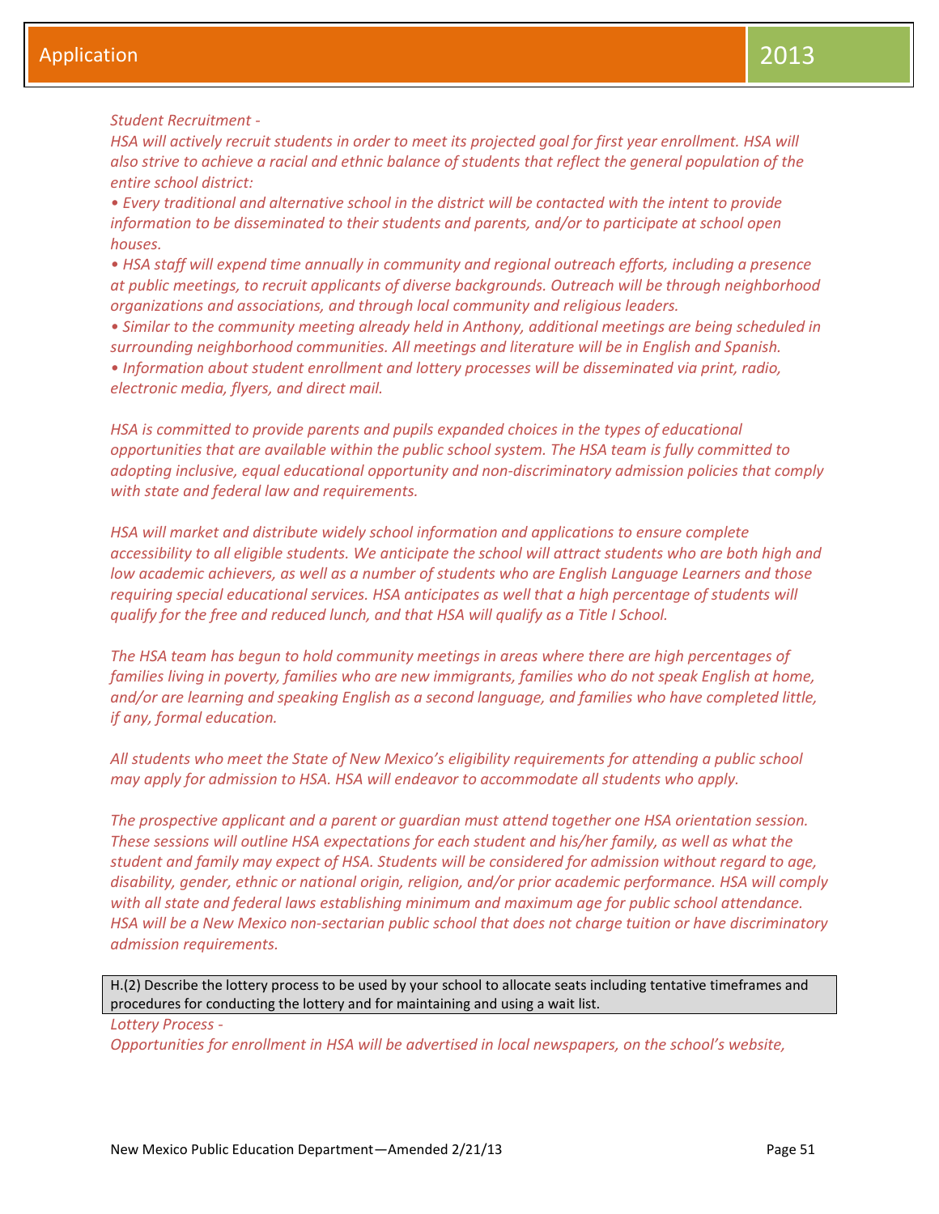*Student Recruitment -*

*HSA will actively recruit students in order to meet its projected goal for first year enrollment. HSA will also strive to achieve a racial and ethnic balance of students that reflect the general population of the entire school district:*

- *Every traditional and alternative school in the district will be contacted with the intent to provide information to be disseminated to their students and parents, and/or to participate at school open houses.*
- *HSA staff will expend time annually in community and regional outreach efforts, including a presence at public meetings, to recruit applicants of diverse backgrounds. Outreach will be through neighborhood organizations and associations, and through local community and religious leaders.*
- *Similar to the community meeting already held in Anthony, additional meetings are being scheduled in surrounding neighborhood communities. All meetings and literature will be in English and Spanish.*
- *Information about student enrollment and lottery processes will be disseminated via print, radio, electronic media, flyers, and direct mail.*

*HSA is committed to provide parents and pupils expanded choices in the types of educational opportunities that are available within the public school system. The HSA team is fully committed to adopting inclusive, equal educational opportunity and non-discriminatory admission policies that comply with state and federal law and requirements.*

*HSA will market and distribute widely school information and applications to ensure complete accessibility to all eligible students. We anticipate the school will attract students who are both high and low academic achievers, as well as a number of students who are English Language Learners and those requiring special educational services. HSA anticipates as well that a high percentage of students will qualify for the free and reduced lunch, and that HSA will qualify as a Title I School.*

*The HSA team has begun to hold community meetings in areas where there are high percentages of families living in poverty, families who are new immigrants, families who do not speak English at home, and/or are learning and speaking English as a second language, and families who have completed little, if any, formal education.*

*All students who meet the State of New Mexico's eligibility requirements for attending a public school may apply for admission to HSA. HSA will endeavor to accommodate all students who apply.*

*The prospective applicant and a parent or guardian must attend together one HSA orientation session. These sessions will outline HSA expectations for each student and his/her family, as well as what the student and family may expect of HSA. Students will be considered for admission without regard to age, disability, gender, ethnic or national origin, religion, and/or prior academic performance. HSA will comply with all state and federal laws establishing minimum and maximum age for public school attendance. HSA will be a New Mexico non-sectarian public school that does not charge tuition or have discriminatory admission requirements.*

| H.(2) Describe the lottery process to be used by your school to allocate seats including tentative timeframes and procedures for conducting the lottery and for maintaining and using a wait list. |
|---|

*Lottery Process -*

*Opportunities for enrollment in HSA will be advertised in local newspapers, on the school's website,*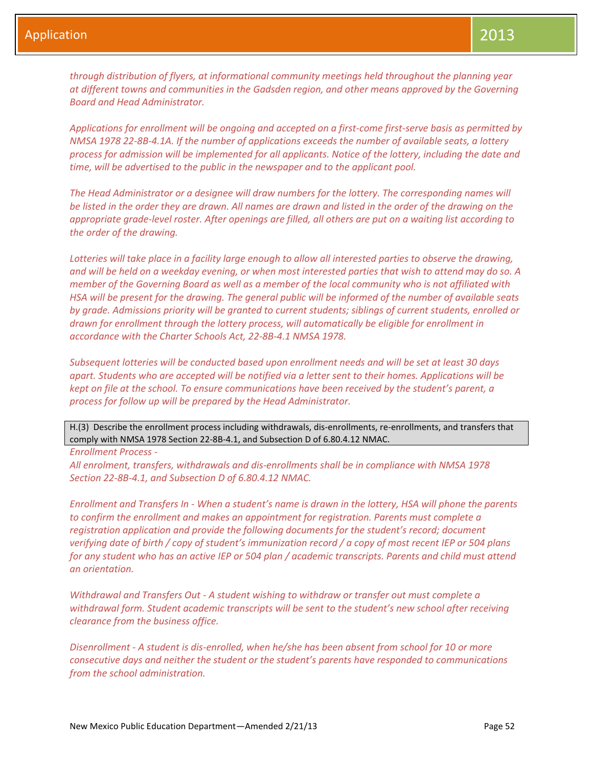*through distribution of flyers, at informational community meetings held throughout the planning year at different towns and communities in the Gadsden region, and other means approved by the Governing Board and Head Administrator.*

*Applications for enrollment will be ongoing and accepted on a first-come first-serve basis as permitted by NMSA 1978 22-8B-4.1A. If the number of applications exceeds the number of available seats, a lottery process for admission will be implemented for all applicants. Notice of the lottery, including the date and time, will be advertised to the public in the newspaper and to the applicant pool.*

*The Head Administrator or a designee will draw numbers for the lottery. The corresponding names will be listed in the order they are drawn. All names are drawn and listed in the order of the drawing on the appropriate grade-level roster. After openings are filled, all others are put on a waiting list according to the order of the drawing.*

*Lotteries will take place in a facility large enough to allow all interested parties to observe the drawing, and will be held on a weekday evening, or when most interested parties that wish to attend may do so. A member of the Governing Board as well as a member of the local community who is not affiliated with HSA will be present for the drawing. The general public will be informed of the number of available seats by grade. Admissions priority will be granted to current students; siblings of current students, enrolled or drawn for enrollment through the lottery process, will automatically be eligible for enrollment in accordance with the Charter Schools Act, 22-8B-4.1 NMSA 1978.*

*Subsequent lotteries will be conducted based upon enrollment needs and will be set at least 30 days apart. Students who are accepted will be notified via a letter sent to their homes. Applications will be kept on file at the school. To ensure communications have been received by the student's parent, a process for follow up will be prepared by the Head Administrator.*

| H.(3) Describe the enrollment process including withdrawals, dis-enrollments, re-enrollments, and transfers that comply with NMSA 1978 Section 22-8B-4.1, and Subsection D of 6.80.4.12 NMAC. |
|---|

*Enrollment Process -*
*All enrolment, transfers, withdrawals and dis-enrollments shall be in compliance with NMSA 1978 Section 22-8B-4.1, and Subsection D of 6.80.4.12 NMAC.*

*Enrollment and Transfers In - When a student's name is drawn in the lottery, HSA will phone the parents to confirm the enrollment and makes an appointment for registration. Parents must complete a registration application and provide the following documents for the student's record; document verifying date of birth / copy of student's immunization record / a copy of most recent IEP or 504 plans for any student who has an active IEP or 504 plan / academic transcripts. Parents and child must attend an orientation.*

*Withdrawal and Transfers Out - A student wishing to withdraw or transfer out must complete a withdrawal form. Student academic transcripts will be sent to the student's new school after receiving clearance from the business office.*

*Disenrollment - A student is dis-enrolled, when he/she has been absent from school for 10 or more consecutive days and neither the student or the student's parents have responded to communications from the school administration.*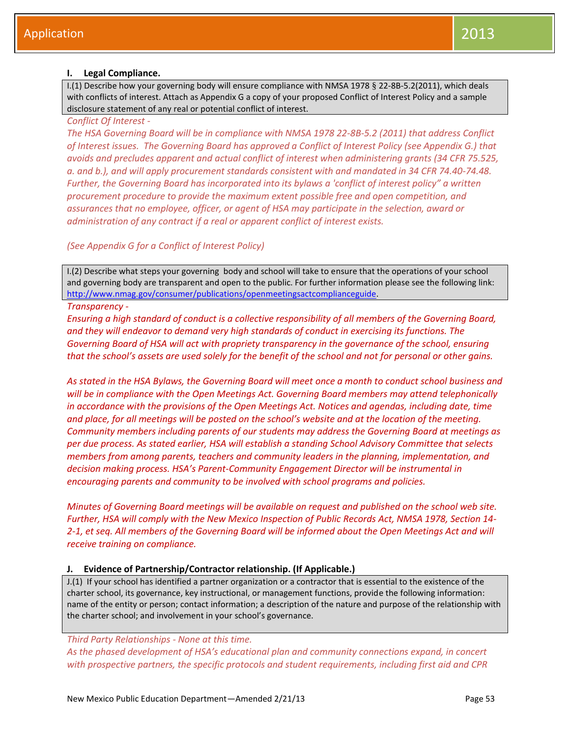## I. Legal Compliance.

I.(1) Describe how your governing body will ensure compliance with NMSA 1978 § 22-8B-5.2(2011), which deals with conflicts of interest. Attach as Appendix G a copy of your proposed Conflict of Interest Policy and a sample disclosure statement of any real or potential conflict of interest.

*Conflict Of Interest -*

*The HSA Governing Board will be in compliance with NMSA 1978 22-8B-5.2 (2011) that address Conflict of Interest issues. The Governing Board has approved a Conflict of Interest Policy (see Appendix G.) that avoids and precludes apparent and actual conflict of interest when administering grants (34 CFR 75.525, a. and b.), and will apply procurement standards consistent with and mandated in 34 CFR 74.40-74.48. Further, the Governing Board has incorporated into its bylaws a 'conflict of interest policy" a written procurement procedure to provide the maximum extent possible free and open competition, and assurances that no employee, officer, or agent of HSA may participate in the selection, award or administration of any contract if a real or apparent conflict of interest exists.*

*(See Appendix G for a Conflict of Interest Policy)*

I.(2) Describe what steps your governing body and school will take to ensure that the operations of your school and governing body are transparent and open to the public. For further information please see the following link: http://www.nmag.gov/consumer/publications/openmeetingsactcomplianceguide.

*Transparency -*

*Ensuring a high standard of conduct is a collective responsibility of all members of the Governing Board, and they will endeavor to demand very high standards of conduct in exercising its functions. The Governing Board of HSA will act with propriety transparency in the governance of the school, ensuring that the school's assets are used solely for the benefit of the school and not for personal or other gains.*

*As stated in the HSA Bylaws, the Governing Board will meet once a month to conduct school business and will be in compliance with the Open Meetings Act. Governing Board members may attend telephonically in accordance with the provisions of the Open Meetings Act. Notices and agendas, including date, time and place, for all meetings will be posted on the school's website and at the location of the meeting. Community members including parents of our students may address the Governing Board at meetings as per due process. As stated earlier, HSA will establish a standing School Advisory Committee that selects members from among parents, teachers and community leaders in the planning, implementation, and decision making process. HSA's Parent-Community Engagement Director will be instrumental in encouraging parents and community to be involved with school programs and policies.*

*Minutes of Governing Board meetings will be available on request and published on the school web site. Further, HSA will comply with the New Mexico Inspection of Public Records Act, NMSA 1978, Section 14-2-1, et seq. All members of the Governing Board will be informed about the Open Meetings Act and will receive training on compliance.*

## J. Evidence of Partnership/Contractor relationship. (If Applicable.)

J.(1) If your school has identified a partner organization or a contractor that is essential to the existence of the charter school, its governance, key instructional, or management functions, provide the following information: name of the entity or person; contact information; a description of the nature and purpose of the relationship with the charter school; and involvement in your school's governance.

*Third Party Relationships - None at this time.*

*As the phased development of HSA's educational plan and community connections expand, in concert with prospective partners, the specific protocols and student requirements, including first aid and CPR*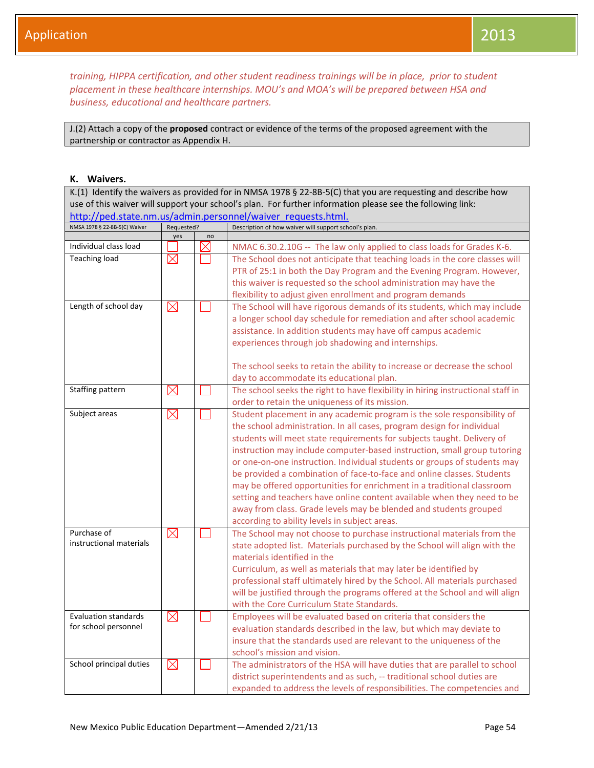*training, HIPPA certification, and other student readiness trainings will be in place, prior to student placement in these healthcare internships. MOU's and MOA's will be prepared between HSA and business, educational and healthcare partners.*

J.(2) Attach a copy of the **proposed** contract or evidence of the terms of the proposed agreement with the partnership or contractor as Appendix H.

### K. Waivers.

K.(1) Identify the waivers as provided for in NMSA 1978 § 22-8B-5(C) that you are requesting and describe how use of this waiver will support your school's plan. For further information please see the following link: http://ped.state.nm.us/admin.personnel/waiver_requests.html.

| NMSA 1978 § 22-8B-5(C) Waiver | Requested? | | Description of how waiver will support school's plan. |
|---|---|---|---|
| | yes | no | |
| Individual class load | ☐ | ☒ | NMAC 6.30.2.10G -- The law only applied to class loads for Grades K-6. |
| Teaching load | ☒ | ☐ | The School does not anticipate that teaching loads in the core classes will PTR of 25:1 in both the Day Program and the Evening Program. However, this waiver is requested so the school administration may have the flexibility to adjust given enrollment and program demands |
| Length of school day | ☒ | ☐ | The School will have rigorous demands of its students, which may include a longer school day schedule for remediation and after school academic assistance. In addition students may have off campus academic experiences through job shadowing and internships.<br><br>The school seeks to retain the ability to increase or decrease the school day to accommodate its educational plan. |
| Staffing pattern | ☒ | ☐ | The school seeks the right to have flexibility in hiring instructional staff in order to retain the uniqueness of its mission. |
| Subject areas | ☒ | ☐ | Student placement in any academic program is the sole responsibility of the school administration. In all cases, program design for individual students will meet state requirements for subjects taught. Delivery of instruction may include computer-based instruction, small group tutoring or one-on-one instruction. Individual students or groups of students may be provided a combination of face-to-face and online classes. Students may be offered opportunities for enrichment in a traditional classroom setting and teachers have online content available when they need to be away from class. Grade levels may be blended and students grouped according to ability levels in subject areas. |
| Purchase of instructional materials | ☒ | ☐ | The School may not choose to purchase instructional materials from the state adopted list. Materials purchased by the School will align with the materials identified in the<br>Curriculum, as well as materials that may later be identified by professional staff ultimately hired by the School. All materials purchased will be justified through the programs offered at the School and will align with the Core Curriculum State Standards. |
| Evaluation standards for school personnel | ☒ | ☐ | Employees will be evaluated based on criteria that considers the evaluation standards described in the law, but which may deviate to insure that the standards used are relevant to the uniqueness of the school's mission and vision. |
| School principal duties | ☒ | ☐ | The administrators of the HSA will have duties that are parallel to school district superintendents and as such, -- traditional school duties are expanded to address the levels of responsibilities. The competencies and |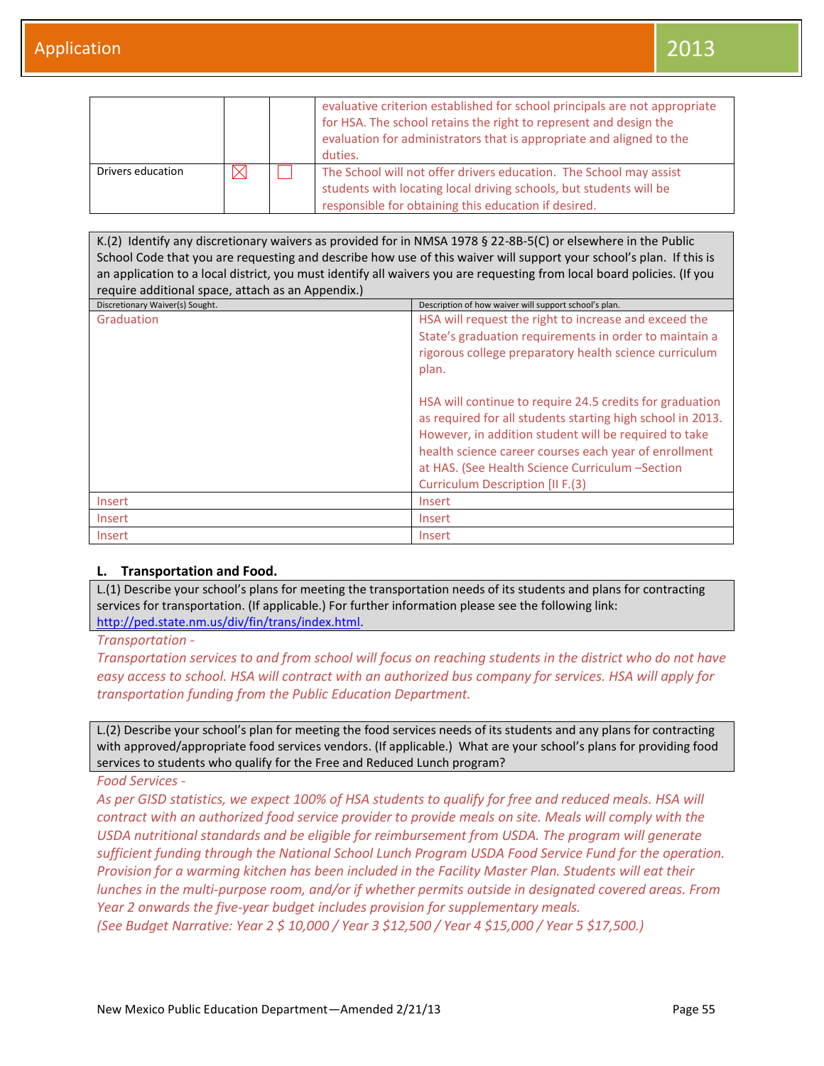| | | | |
|---|---|---|---|
| | | | evaluative criterion established for school principals are not appropriate for HSA. The school retains the right to represent and design the evaluation for administrators that is appropriate and aligned to the duties. |
| Drivers education | ☒ | ☐ | The School will not offer drivers education. The School may assist students with locating local driving schools, but students will be responsible for obtaining this education if desired. |

K.(2) Identify any discretionary waivers as provided for in NMSA 1978 § 22-8B-5(C) or elsewhere in the Public School Code that you are requesting and describe how use of this waiver will support your school's plan. If this is an application to a local district, you must identify all waivers you are requesting from local board policies. (If you require additional space, attach as an Appendix.)

| Discretionary Waiver(s) Sought. | Description of how waiver will support school's plan. |
|---|---|
| Graduation | HSA will request the right to increase and exceed the State's graduation requirements in order to maintain a rigorous college preparatory health science curriculum plan.<br><br>HSA will continue to require 24.5 credits for graduation as required for all students starting high school in 2013. However, in addition student will be required to take health science career courses each year of enrollment at HAS. (See Health Science Curriculum –Section Curriculum Description [II F.(3) |
| Insert | Insert |
| Insert | Insert |
| Insert | Insert |

## L. Transportation and Food.

L.(1) Describe your school's plans for meeting the transportation needs of its students and plans for contracting services for transportation. (If applicable.) For further information please see the following link: http://ped.state.nm.us/div/fin/trans/index.html.

*Transportation -*

*Transportation services to and from school will focus on reaching students in the district who do not have easy access to school. HSA will contract with an authorized bus company for services. HSA will apply for transportation funding from the Public Education Department.*

L.(2) Describe your school's plan for meeting the food services needs of its students and any plans for contracting with approved/appropriate food services vendors. (If applicable.) What are your school's plans for providing food services to students who qualify for the Free and Reduced Lunch program?

*Food Services -*

*As per GISD statistics, we expect 100% of HSA students to qualify for free and reduced meals. HSA will contract with an authorized food service provider to provide meals on site. Meals will comply with the USDA nutritional standards and be eligible for reimbursement from USDA. The program will generate sufficient funding through the National School Lunch Program USDA Food Service Fund for the operation. Provision for a warming kitchen has been included in the Facility Master Plan. Students will eat their lunches in the multi-purpose room, and/or if whether permits outside in designated covered areas. From Year 2 onwards the five-year budget includes provision for supplementary meals.*
*(See Budget Narrative: Year 2 $ 10,000 / Year 3 $12,500 / Year 4 $15,000 / Year 5 $17,500.)*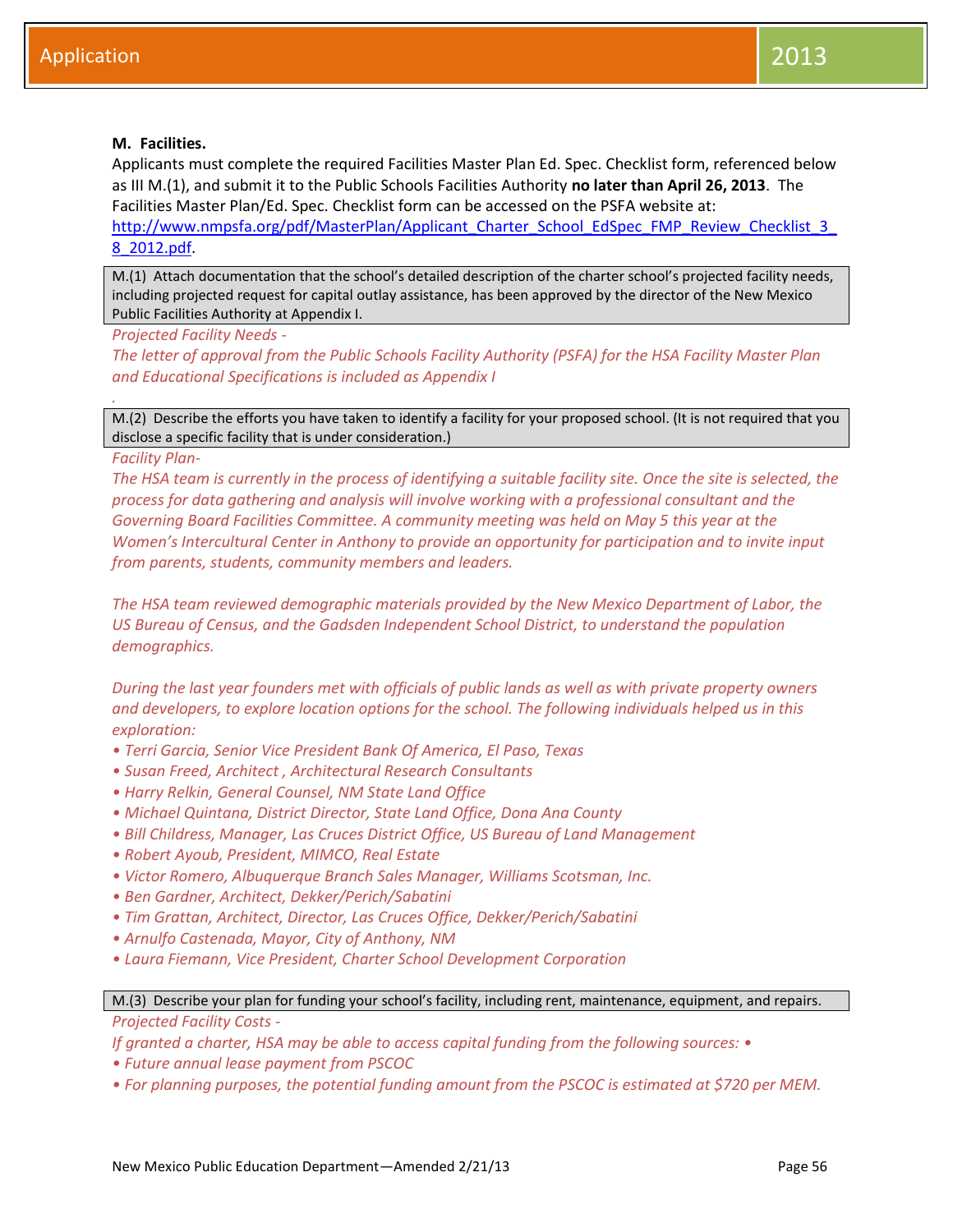**M. Facilities.**

Applicants must complete the required Facilities Master Plan Ed. Spec. Checklist form, referenced below as III M.(1), and submit it to the Public Schools Facilities Authority **no later than April 26, 2013**. The Facilities Master Plan/Ed. Spec. Checklist form can be accessed on the PSFA website at: http://www.nmpsfa.org/pdf/MasterPlan/Applicant_Charter_School_EdSpec_FMP_Review_Checklist_3_8_2012.pdf.

M.(1) Attach documentation that the school's detailed description of the charter school's projected facility needs, including projected request for capital outlay assistance, has been approved by the director of the New Mexico Public Facilities Authority at Appendix I.

*Projected Facility Needs -*

*The letter of approval from the Public Schools Facility Authority (PSFA) for the HSA Facility Master Plan and Educational Specifications is included as Appendix I*

.

M.(2) Describe the efforts you have taken to identify a facility for your proposed school. (It is not required that you disclose a specific facility that is under consideration.)

*Facility Plan-*

*The HSA team is currently in the process of identifying a suitable facility site. Once the site is selected, the process for data gathering and analysis will involve working with a professional consultant and the Governing Board Facilities Committee. A community meeting was held on May 5 this year at the Women's Intercultural Center in Anthony to provide an opportunity for participation and to invite input from parents, students, community members and leaders.*

*The HSA team reviewed demographic materials provided by the New Mexico Department of Labor, the US Bureau of Census, and the Gadsden Independent School District, to understand the population demographics.*

*During the last year founders met with officials of public lands as well as with private property owners and developers, to explore location options for the school. The following individuals helped us in this exploration:*

- *Terri Garcia, Senior Vice President Bank Of America, El Paso, Texas*
- *Susan Freed, Architect , Architectural Research Consultants*
- *Harry Relkin, General Counsel, NM State Land Office*
- *Michael Quintana, District Director, State Land Office, Dona Ana County*
- *Bill Childress, Manager, Las Cruces District Office, US Bureau of Land Management*
- *Robert Ayoub, President, MIMCO, Real Estate*
- *Victor Romero, Albuquerque Branch Sales Manager, Williams Scotsman, Inc.*
- *Ben Gardner, Architect, Dekker/Perich/Sabatini*
- *Tim Grattan, Architect, Director, Las Cruces Office, Dekker/Perich/Sabatini*
- *Arnulfo Castenada, Mayor, City of Anthony, NM*
- *Laura Fiemann, Vice President, Charter School Development Corporation*

M.(3) Describe your plan for funding your school's facility, including rent, maintenance, equipment, and repairs.

*Projected Facility Costs -*

*If granted a charter, HSA may be able to access capital funding from the following sources: •*

- *Future annual lease payment from PSCOC*
- *For planning purposes, the potential funding amount from the PSCOC is estimated at $720 per MEM.*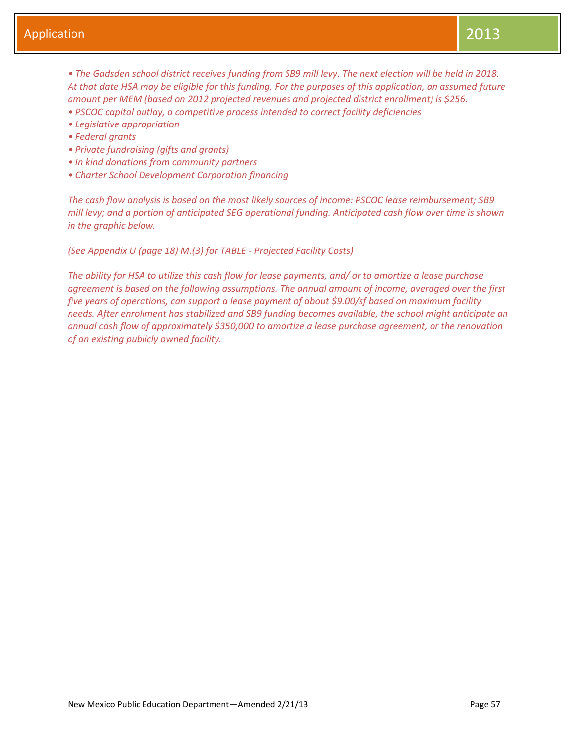- *The Gadsden school district receives funding from SB9 mill levy. The next election will be held in 2018. At that date HSA may be eligible for this funding. For the purposes of this application, an assumed future amount per MEM (based on 2012 projected revenues and projected district enrollment) is $256.*
- *PSCOC capital outlay, a competitive process intended to correct facility deficiencies*
- *Legislative appropriation*
- *Federal grants*
- *Private fundraising (gifts and grants)*
- *In kind donations from community partners*
- *Charter School Development Corporation financing*

*The cash flow analysis is based on the most likely sources of income: PSCOC lease reimbursement; SB9 mill levy; and a portion of anticipated SEG operational funding. Anticipated cash flow over time is shown in the graphic below.*

*(See Appendix U (page 18) M.(3) for TABLE - Projected Facility Costs)*

*The ability for HSA to utilize this cash flow for lease payments, and/ or to amortize a lease purchase agreement is based on the following assumptions. The annual amount of income, averaged over the first five years of operations, can support a lease payment of about $9.00/sf based on maximum facility needs. After enrollment has stabilized and SB9 funding becomes available, the school might anticipate an annual cash flow of approximately $350,000 to amortize a lease purchase agreement, or the renovation of an existing publicly owned facility.*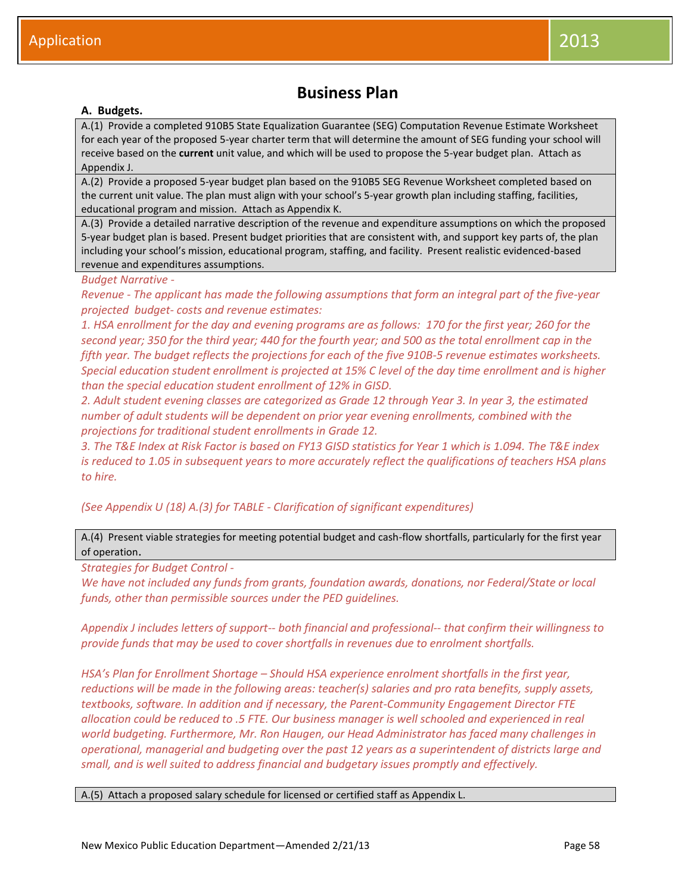# Business Plan

**A. Budgets.**

A.(1) Provide a completed 910B5 State Equalization Guarantee (SEG) Computation Revenue Estimate Worksheet for each year of the proposed 5-year charter term that will determine the amount of SEG funding your school will receive based on the **current** unit value, and which will be used to propose the 5-year budget plan. Attach as Appendix J.

A.(2) Provide a proposed 5-year budget plan based on the 910B5 SEG Revenue Worksheet completed based on the current unit value. The plan must align with your school's 5-year growth plan including staffing, facilities, educational program and mission. Attach as Appendix K.

A.(3) Provide a detailed narrative description of the revenue and expenditure assumptions on which the proposed 5-year budget plan is based. Present budget priorities that are consistent with, and support key parts of, the plan including your school's mission, educational program, staffing, and facility. Present realistic evidenced-based revenue and expenditures assumptions.

*Budget Narrative -*

*Revenue - The applicant has made the following assumptions that form an integral part of the five-year projected budget- costs and revenue estimates:*

*1. HSA enrollment for the day and evening programs are as follows: 170 for the first year; 260 for the second year; 350 for the third year; 440 for the fourth year; and 500 as the total enrollment cap in the fifth year. The budget reflects the projections for each of the five 910B-5 revenue estimates worksheets. Special education student enrollment is projected at 15% C level of the day time enrollment and is higher than the special education student enrollment of 12% in GISD.*

*2. Adult student evening classes are categorized as Grade 12 through Year 3. In year 3, the estimated number of adult students will be dependent on prior year evening enrollments, combined with the projections for traditional student enrollments in Grade 12.*

*3. The T&E Index at Risk Factor is based on FY13 GISD statistics for Year 1 which is 1.094. The T&E index is reduced to 1.05 in subsequent years to more accurately reflect the qualifications of teachers HSA plans to hire.*

*(See Appendix U (18) A.(3) for TABLE - Clarification of significant expenditures)*

A.(4) Present viable strategies for meeting potential budget and cash-flow shortfalls, particularly for the first year of operation.

*Strategies for Budget Control -*

*We have not included any funds from grants, foundation awards, donations, nor Federal/State or local funds, other than permissible sources under the PED guidelines.*

*Appendix J includes letters of support-- both financial and professional-- that confirm their willingness to provide funds that may be used to cover shortfalls in revenues due to enrolment shortfalls.*

*HSA's Plan for Enrollment Shortage – Should HSA experience enrolment shortfalls in the first year, reductions will be made in the following areas: teacher(s) salaries and pro rata benefits, supply assets, textbooks, software. In addition and if necessary, the Parent-Community Engagement Director FTE allocation could be reduced to .5 FTE. Our business manager is well schooled and experienced in real world budgeting. Furthermore, Mr. Ron Haugen, our Head Administrator has faced many challenges in operational, managerial and budgeting over the past 12 years as a superintendent of districts large and small, and is well suited to address financial and budgetary issues promptly and effectively.*

A.(5) Attach a proposed salary schedule for licensed or certified staff as Appendix L.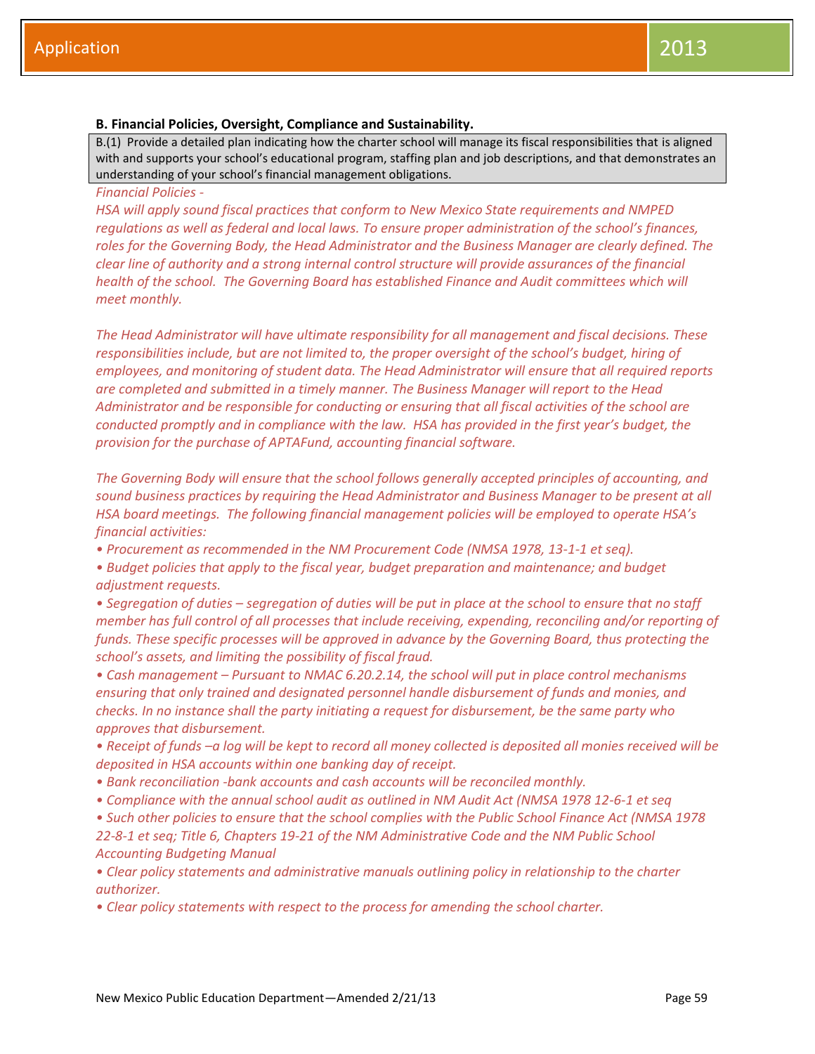**B. Financial Policies, Oversight, Compliance and Sustainability.**

B.(1) Provide a detailed plan indicating how the charter school will manage its fiscal responsibilities that is aligned with and supports your school's educational program, staffing plan and job descriptions, and that demonstrates an understanding of your school's financial management obligations.

*Financial Policies -*

*HSA will apply sound fiscal practices that conform to New Mexico State requirements and NMPED regulations as well as federal and local laws. To ensure proper administration of the school's finances, roles for the Governing Body, the Head Administrator and the Business Manager are clearly defined. The clear line of authority and a strong internal control structure will provide assurances of the financial health of the school. The Governing Board has established Finance and Audit committees which will meet monthly.*

*The Head Administrator will have ultimate responsibility for all management and fiscal decisions. These responsibilities include, but are not limited to, the proper oversight of the school's budget, hiring of employees, and monitoring of student data. The Head Administrator will ensure that all required reports are completed and submitted in a timely manner. The Business Manager will report to the Head Administrator and be responsible for conducting or ensuring that all fiscal activities of the school are conducted promptly and in compliance with the law. HSA has provided in the first year's budget, the provision for the purchase of APTAFund, accounting financial software.*

*The Governing Body will ensure that the school follows generally accepted principles of accounting, and sound business practices by requiring the Head Administrator and Business Manager to be present at all HSA board meetings. The following financial management policies will be employed to operate HSA's financial activities:*

- *Procurement as recommended in the NM Procurement Code (NMSA 1978, 13-1-1 et seq).*
- *Budget policies that apply to the fiscal year, budget preparation and maintenance; and budget adjustment requests.*
- *Segregation of duties – segregation of duties will be put in place at the school to ensure that no staff member has full control of all processes that include receiving, expending, reconciling and/or reporting of funds. These specific processes will be approved in advance by the Governing Board, thus protecting the school's assets, and limiting the possibility of fiscal fraud.*
- *Cash management – Pursuant to NMAC 6.20.2.14, the school will put in place control mechanisms ensuring that only trained and designated personnel handle disbursement of funds and monies, and checks. In no instance shall the party initiating a request for disbursement, be the same party who approves that disbursement.*
- *Receipt of funds –a log will be kept to record all money collected is deposited all monies received will be deposited in HSA accounts within one banking day of receipt.*
- *Bank reconciliation -bank accounts and cash accounts will be reconciled monthly.*
- *Compliance with the annual school audit as outlined in NM Audit Act (NMSA 1978 12-6-1 et seq*
- *Such other policies to ensure that the school complies with the Public School Finance Act (NMSA 1978 22-8-1 et seq; Title 6, Chapters 19-21 of the NM Administrative Code and the NM Public School Accounting Budgeting Manual*
- *Clear policy statements and administrative manuals outlining policy in relationship to the charter authorizer.*
- *Clear policy statements with respect to the process for amending the school charter.*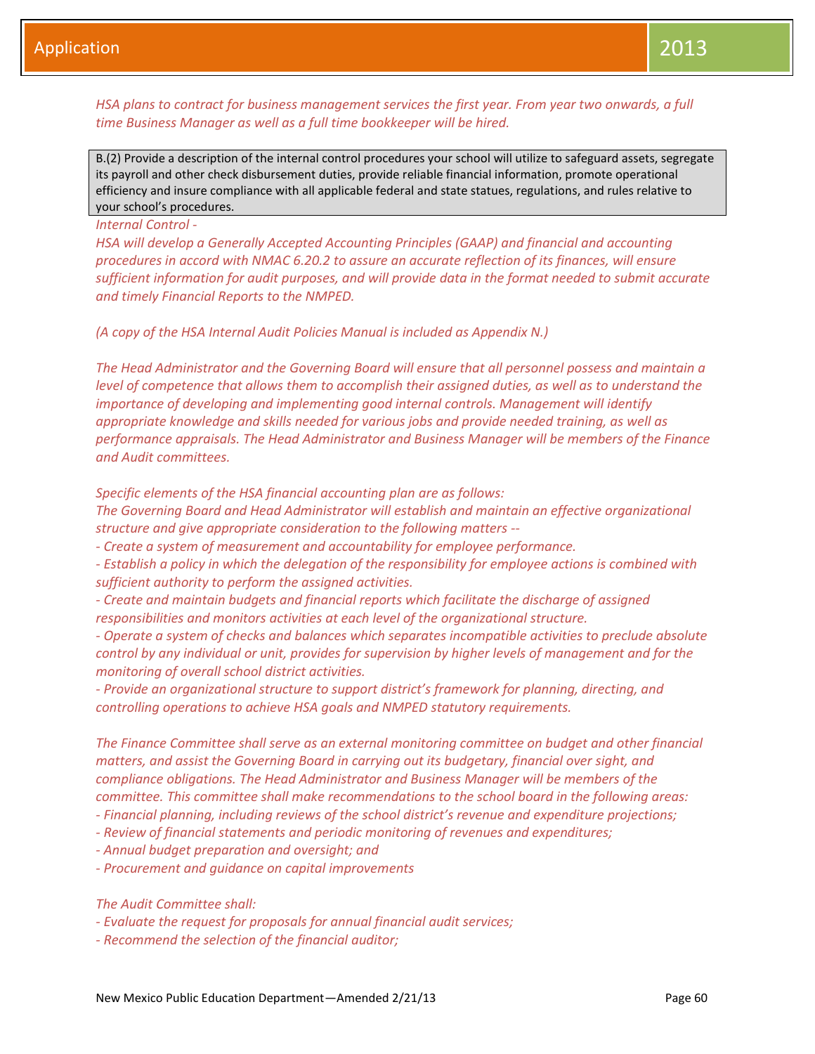*HSA plans to contract for business management services the first year. From year two onwards, a full time Business Manager as well as a full time bookkeeper will be hired.*

B.(2) Provide a description of the internal control procedures your school will utilize to safeguard assets, segregate its payroll and other check disbursement duties, provide reliable financial information, promote operational efficiency and insure compliance with all applicable federal and state statues, regulations, and rules relative to your school's procedures.

*Internal Control -*

*HSA will develop a Generally Accepted Accounting Principles (GAAP) and financial and accounting procedures in accord with NMAC 6.20.2 to assure an accurate reflection of its finances, will ensure sufficient information for audit purposes, and will provide data in the format needed to submit accurate and timely Financial Reports to the NMPED.*

*(A copy of the HSA Internal Audit Policies Manual is included as Appendix N.)*

*The Head Administrator and the Governing Board will ensure that all personnel possess and maintain a level of competence that allows them to accomplish their assigned duties, as well as to understand the importance of developing and implementing good internal controls. Management will identify appropriate knowledge and skills needed for various jobs and provide needed training, as well as performance appraisals. The Head Administrator and Business Manager will be members of the Finance and Audit committees.*

*Specific elements of the HSA financial accounting plan are as follows:*

*The Governing Board and Head Administrator will establish and maintain an effective organizational structure and give appropriate consideration to the following matters --*

- *Create a system of measurement and accountability for employee performance.*
- *Establish a policy in which the delegation of the responsibility for employee actions is combined with sufficient authority to perform the assigned activities.*
- *Create and maintain budgets and financial reports which facilitate the discharge of assigned responsibilities and monitors activities at each level of the organizational structure.*
- *Operate a system of checks and balances which separates incompatible activities to preclude absolute control by any individual or unit, provides for supervision by higher levels of management and for the monitoring of overall school district activities.*
- *Provide an organizational structure to support district's framework for planning, directing, and controlling operations to achieve HSA goals and NMPED statutory requirements.*

*The Finance Committee shall serve as an external monitoring committee on budget and other financial matters, and assist the Governing Board in carrying out its budgetary, financial over sight, and compliance obligations. The Head Administrator and Business Manager will be members of the committee. This committee shall make recommendations to the school board in the following areas:*

- *Financial planning, including reviews of the school district's revenue and expenditure projections;*
- *Review of financial statements and periodic monitoring of revenues and expenditures;*
- *Annual budget preparation and oversight; and*
- *Procurement and guidance on capital improvements*

*The Audit Committee shall:*

- *Evaluate the request for proposals for annual financial audit services;*
- *Recommend the selection of the financial auditor;*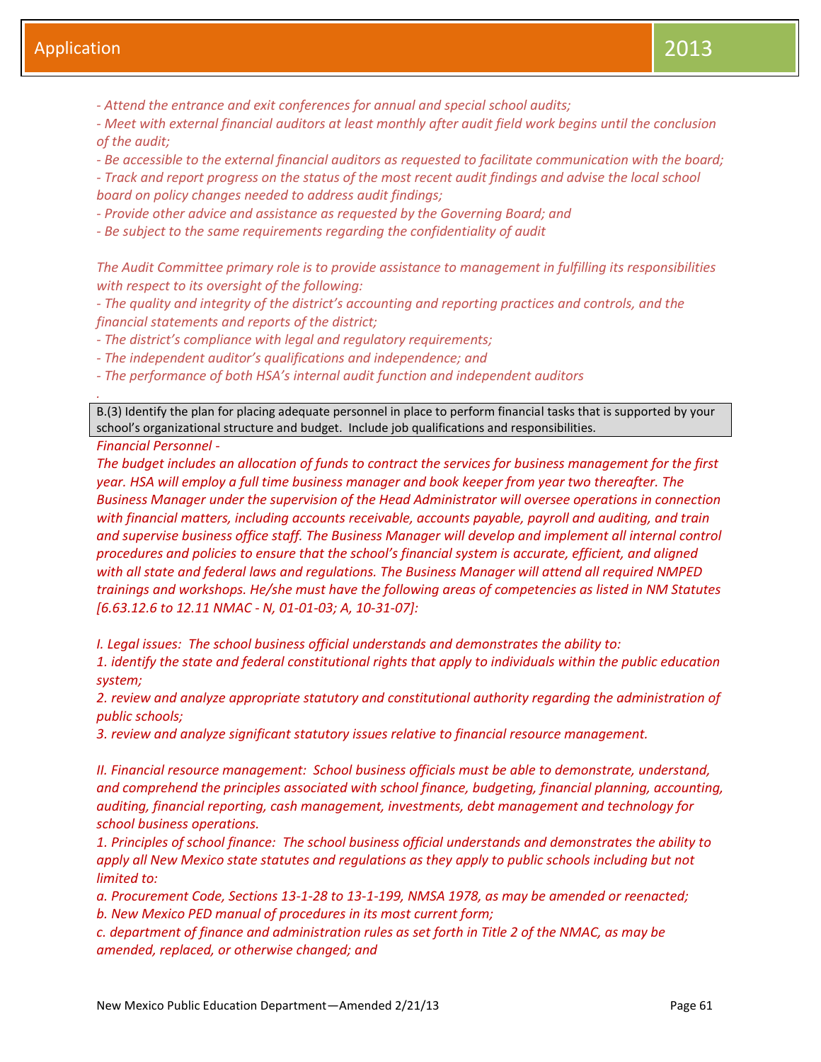*- Attend the entrance and exit conferences for annual and special school audits;*
*- Meet with external financial auditors at least monthly after audit field work begins until the conclusion of the audit;*
*- Be accessible to the external financial auditors as requested to facilitate communication with the board;*
*- Track and report progress on the status of the most recent audit findings and advise the local school board on policy changes needed to address audit findings;*
*- Provide other advice and assistance as requested by the Governing Board; and*
*- Be subject to the same requirements regarding the confidentiality of audit*

*The Audit Committee primary role is to provide assistance to management in fulfilling its responsibilities with respect to its oversight of the following:*
*- The quality and integrity of the district's accounting and reporting practices and controls, and the financial statements and reports of the district;*
*- The district's compliance with legal and regulatory requirements;*
*- The independent auditor's qualifications and independence; and*
*- The performance of both HSA's internal audit function and independent auditors*

B.(3) Identify the plan for placing adequate personnel in place to perform financial tasks that is supported by your school's organizational structure and budget. Include job qualifications and responsibilities.

*Financial Personnel -*
*The budget includes an allocation of funds to contract the services for business management for the first year. HSA will employ a full time business manager and book keeper from year two thereafter. The Business Manager under the supervision of the Head Administrator will oversee operations in connection with financial matters, including accounts receivable, accounts payable, payroll and auditing, and train and supervise business office staff. The Business Manager will develop and implement all internal control procedures and policies to ensure that the school's financial system is accurate, efficient, and aligned with all state and federal laws and regulations. The Business Manager will attend all required NMPED trainings and workshops. He/she must have the following areas of competencies as listed in NM Statutes [6.63.12.6 to 12.11 NMAC - N, 01-01-03; A, 10-31-07]:*

*I. Legal issues: The school business official understands and demonstrates the ability to:*
*1. identify the state and federal constitutional rights that apply to individuals within the public education system;*
*2. review and analyze appropriate statutory and constitutional authority regarding the administration of public schools;*
*3. review and analyze significant statutory issues relative to financial resource management.*

*II. Financial resource management: School business officials must be able to demonstrate, understand, and comprehend the principles associated with school finance, budgeting, financial planning, accounting, auditing, financial reporting, cash management, investments, debt management and technology for school business operations.*
*1. Principles of school finance: The school business official understands and demonstrates the ability to apply all New Mexico state statutes and regulations as they apply to public schools including but not limited to:*
*a. Procurement Code, Sections 13-1-28 to 13-1-199, NMSA 1978, as may be amended or reenacted;*
*b. New Mexico PED manual of procedures in its most current form;*
*c. department of finance and administration rules as set forth in Title 2 of the NMAC, as may be amended, replaced, or otherwise changed; and*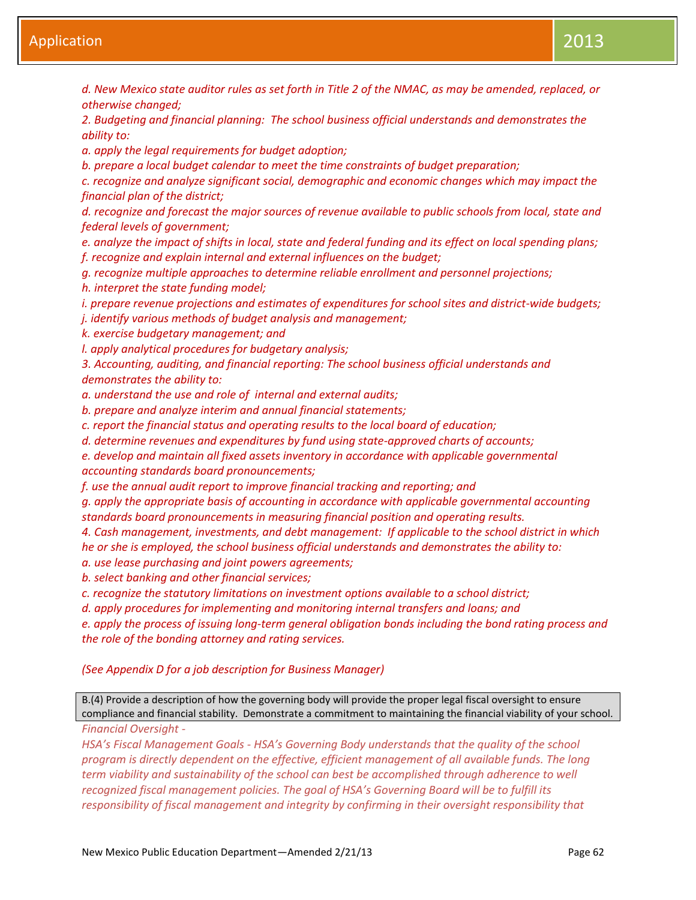*d. New Mexico state auditor rules as set forth in Title 2 of the NMAC, as may be amended, replaced, or otherwise changed;*
*2. Budgeting and financial planning: The school business official understands and demonstrates the ability to:*
*a. apply the legal requirements for budget adoption;*
*b. prepare a local budget calendar to meet the time constraints of budget preparation;*
*c. recognize and analyze significant social, demographic and economic changes which may impact the financial plan of the district;*
*d. recognize and forecast the major sources of revenue available to public schools from local, state and federal levels of government;*
*e. analyze the impact of shifts in local, state and federal funding and its effect on local spending plans;*
*f. recognize and explain internal and external influences on the budget;*
*g. recognize multiple approaches to determine reliable enrollment and personnel projections;*
*h. interpret the state funding model;*
*i. prepare revenue projections and estimates of expenditures for school sites and district-wide budgets;*
*j. identify various methods of budget analysis and management;*
*k. exercise budgetary management; and*
*l. apply analytical procedures for budgetary analysis;*
*3. Accounting, auditing, and financial reporting: The school business official understands and demonstrates the ability to:*
*a. understand the use and role of internal and external audits;*
*b. prepare and analyze interim and annual financial statements;*
*c. report the financial status and operating results to the local board of education;*
*d. determine revenues and expenditures by fund using state-approved charts of accounts;*
*e. develop and maintain all fixed assets inventory in accordance with applicable governmental accounting standards board pronouncements;*
*f. use the annual audit report to improve financial tracking and reporting; and*
*g. apply the appropriate basis of accounting in accordance with applicable governmental accounting standards board pronouncements in measuring financial position and operating results.*
*4. Cash management, investments, and debt management: If applicable to the school district in which he or she is employed, the school business official understands and demonstrates the ability to:*
*a. use lease purchasing and joint powers agreements;*
*b. select banking and other financial services;*
*c. recognize the statutory limitations on investment options available to a school district;*
*d. apply procedures for implementing and monitoring internal transfers and loans; and*
*e. apply the process of issuing long-term general obligation bonds including the bond rating process and the role of the bonding attorney and rating services.*

*(See Appendix D for a job description for Business Manager)*

B.(4) Provide a description of how the governing body will provide the proper legal fiscal oversight to ensure compliance and financial stability. Demonstrate a commitment to maintaining the financial viability of your school.

*Financial Oversight -*

*HSA's Fiscal Management Goals - HSA's Governing Body understands that the quality of the school program is directly dependent on the effective, efficient management of all available funds. The long term viability and sustainability of the school can best be accomplished through adherence to well recognized fiscal management policies. The goal of HSA's Governing Board will be to fulfill its responsibility of fiscal management and integrity by confirming in their oversight responsibility that*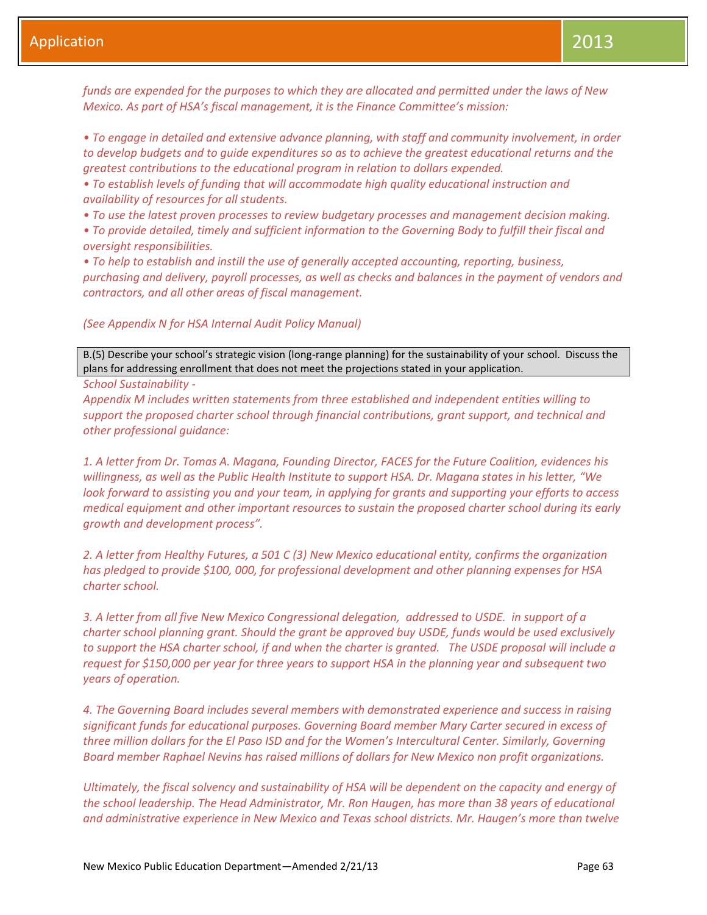*funds are expended for the purposes to which they are allocated and permitted under the laws of New Mexico. As part of HSA's fiscal management, it is the Finance Committee's mission:*

*• To engage in detailed and extensive advance planning, with staff and community involvement, in order to develop budgets and to guide expenditures so as to achieve the greatest educational returns and the greatest contributions to the educational program in relation to dollars expended.*
*• To establish levels of funding that will accommodate high quality educational instruction and availability of resources for all students.*
*• To use the latest proven processes to review budgetary processes and management decision making.*
*• To provide detailed, timely and sufficient information to the Governing Body to fulfill their fiscal and oversight responsibilities.*
*• To help to establish and instill the use of generally accepted accounting, reporting, business, purchasing and delivery, payroll processes, as well as checks and balances in the payment of vendors and contractors, and all other areas of fiscal management.*

*(See Appendix N for HSA Internal Audit Policy Manual)*

B.(5) Describe your school's strategic vision (long-range planning) for the sustainability of your school. Discuss the plans for addressing enrollment that does not meet the projections stated in your application.

*School Sustainability -*
*Appendix M includes written statements from three established and independent entities willing to support the proposed charter school through financial contributions, grant support, and technical and other professional guidance:*

*1. A letter from Dr. Tomas A. Magana, Founding Director, FACES for the Future Coalition, evidences his willingness, as well as the Public Health Institute to support HSA. Dr. Magana states in his letter, "We look forward to assisting you and your team, in applying for grants and supporting your efforts to access medical equipment and other important resources to sustain the proposed charter school during its early growth and development process".*

*2. A letter from Healthy Futures, a 501 C (3) New Mexico educational entity, confirms the organization has pledged to provide $100, 000, for professional development and other planning expenses for HSA charter school.*

*3. A letter from all five New Mexico Congressional delegation, addressed to USDE. in support of a charter school planning grant. Should the grant be approved buy USDE, funds would be used exclusively to support the HSA charter school, if and when the charter is granted. The USDE proposal will include a request for $150,000 per year for three years to support HSA in the planning year and subsequent two years of operation.*

*4. The Governing Board includes several members with demonstrated experience and success in raising significant funds for educational purposes. Governing Board member Mary Carter secured in excess of three million dollars for the El Paso ISD and for the Women's Intercultural Center. Similarly, Governing Board member Raphael Nevins has raised millions of dollars for New Mexico non profit organizations.*

*Ultimately, the fiscal solvency and sustainability of HSA will be dependent on the capacity and energy of the school leadership. The Head Administrator, Mr. Ron Haugen, has more than 38 years of educational and administrative experience in New Mexico and Texas school districts. Mr. Haugen's more than twelve*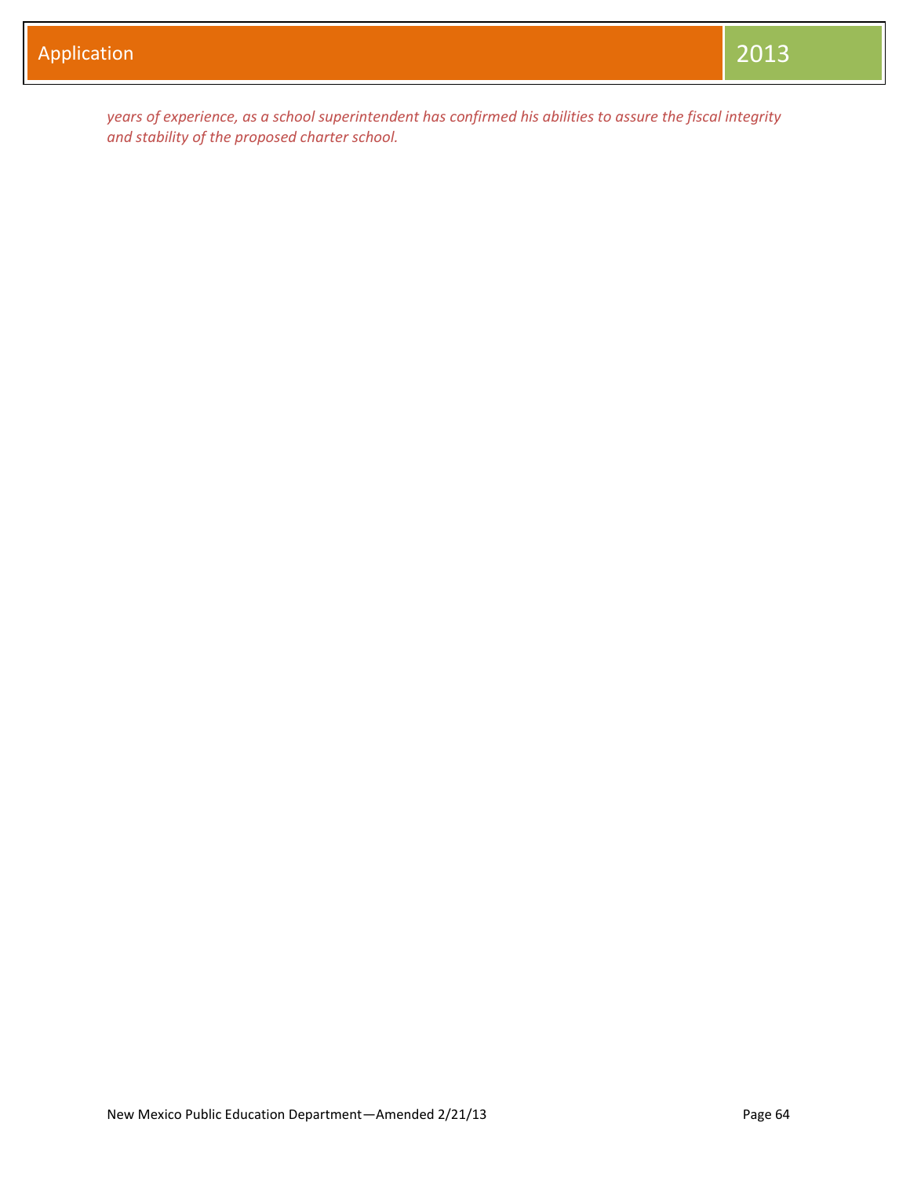*years of experience, as a school superintendent has confirmed his abilities to assure the fiscal integrity and stability of the proposed charter school.*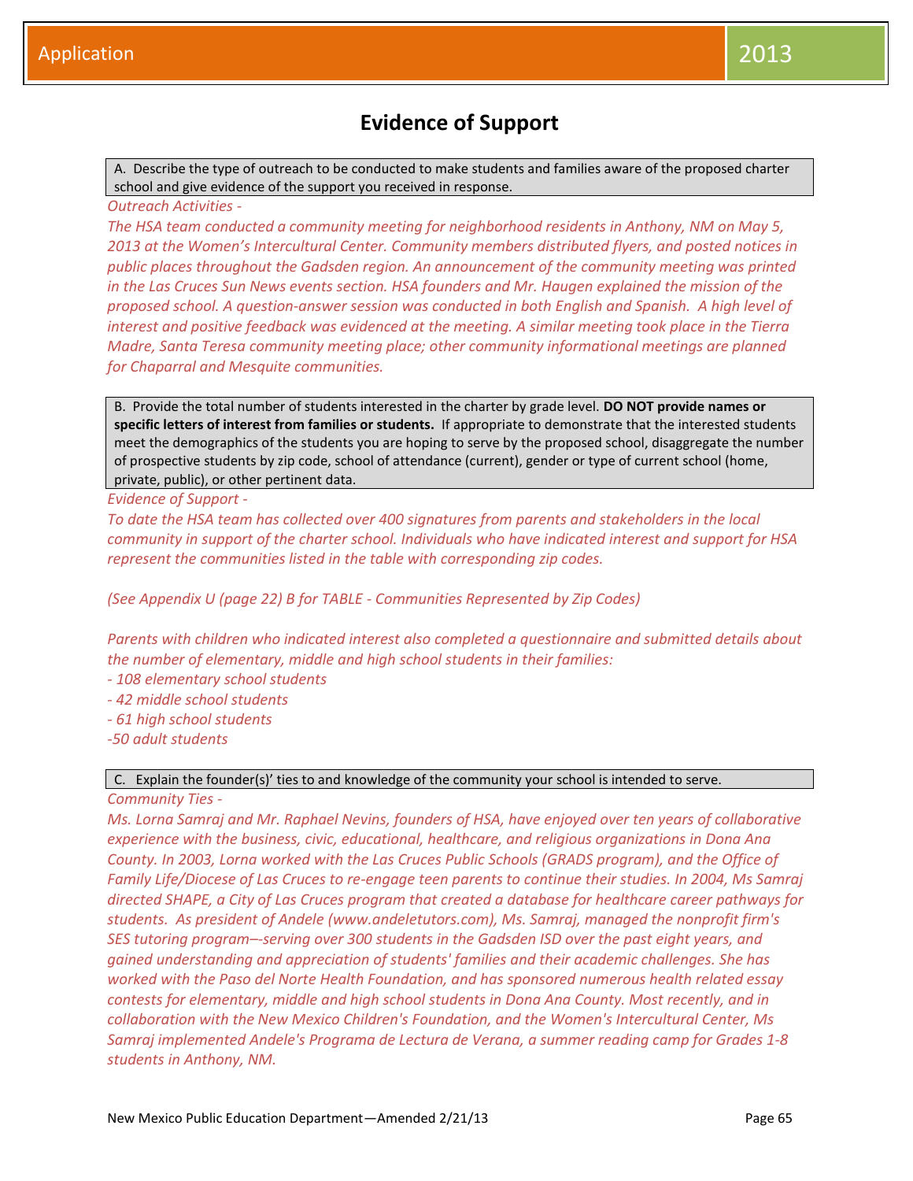# Evidence of Support

A. Describe the type of outreach to be conducted to make students and families aware of the proposed charter school and give evidence of the support you received in response.

*Outreach Activities -*

*The HSA team conducted a community meeting for neighborhood residents in Anthony, NM on May 5, 2013 at the Women's Intercultural Center. Community members distributed flyers, and posted notices in public places throughout the Gadsden region. An announcement of the community meeting was printed in the Las Cruces Sun News events section. HSA founders and Mr. Haugen explained the mission of the proposed school. A question-answer session was conducted in both English and Spanish. A high level of interest and positive feedback was evidenced at the meeting. A similar meeting took place in the Tierra Madre, Santa Teresa community meeting place; other community informational meetings are planned for Chaparral and Mesquite communities.*

B. Provide the total number of students interested in the charter by grade level. **DO NOT provide names or specific letters of interest from families or students.** If appropriate to demonstrate that the interested students meet the demographics of the students you are hoping to serve by the proposed school, disaggregate the number of prospective students by zip code, school of attendance (current), gender or type of current school (home, private, public), or other pertinent data.

*Evidence of Support -*

*To date the HSA team has collected over 400 signatures from parents and stakeholders in the local community in support of the charter school. Individuals who have indicated interest and support for HSA represent the communities listed in the table with corresponding zip codes.*

*(See Appendix U (page 22) B for TABLE - Communities Represented by Zip Codes)*

*Parents with children who indicated interest also completed a questionnaire and submitted details about the number of elementary, middle and high school students in their families:*

*- 108 elementary school students*
*- 42 middle school students*
*- 61 high school students*
*-50 adult students*

C. Explain the founder(s)' ties to and knowledge of the community your school is intended to serve.

*Community Ties -*

*Ms. Lorna Samraj and Mr. Raphael Nevins, founders of HSA, have enjoyed over ten years of collaborative experience with the business, civic, educational, healthcare, and religious organizations in Dona Ana County. In 2003, Lorna worked with the Las Cruces Public Schools (GRADS program), and the Office of Family Life/Diocese of Las Cruces to re-engage teen parents to continue their studies. In 2004, Ms Samraj directed SHAPE, a City of Las Cruces program that created a database for healthcare career pathways for students. As president of Andele (www.andeletutors.com), Ms. Samraj, managed the nonprofit firm's SES tutoring program–-serving over 300 students in the Gadsden ISD over the past eight years, and gained understanding and appreciation of students' families and their academic challenges. She has worked with the Paso del Norte Health Foundation, and has sponsored numerous health related essay contests for elementary, middle and high school students in Dona Ana County. Most recently, and in collaboration with the New Mexico Children's Foundation, and the Women's Intercultural Center, Ms Samraj implemented Andele's Programa de Lectura de Verana, a summer reading camp for Grades 1-8 students in Anthony, NM.*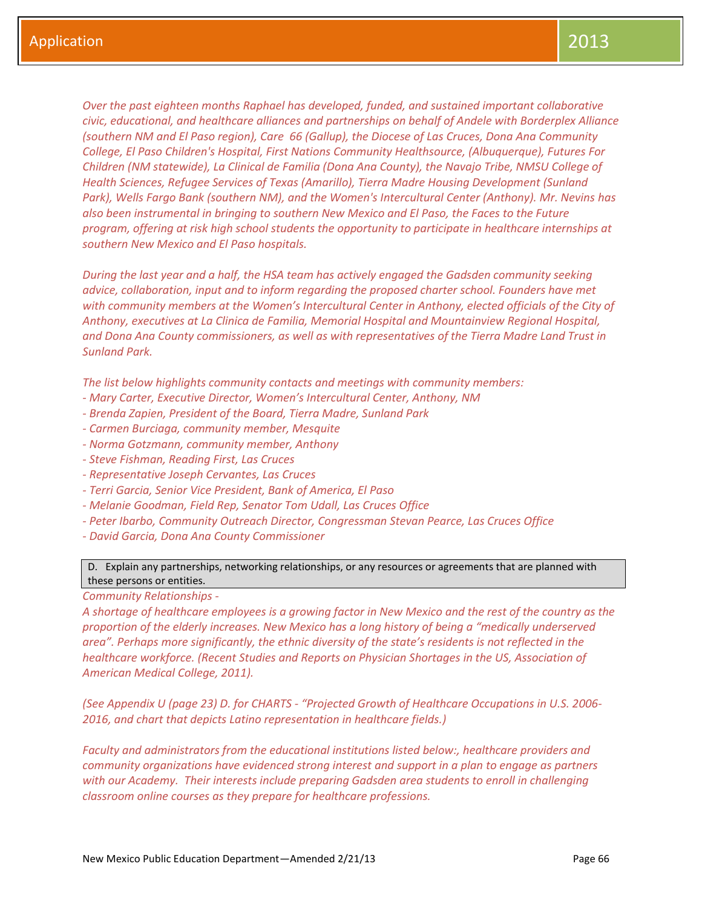*Over the past eighteen months Raphael has developed, funded, and sustained important collaborative civic, educational, and healthcare alliances and partnerships on behalf of Andele with Borderplex Alliance (southern NM and El Paso region), Care 66 (Gallup), the Diocese of Las Cruces, Dona Ana Community College, El Paso Children's Hospital, First Nations Community Healthsource, (Albuquerque), Futures For Children (NM statewide), La Clinical de Familia (Dona Ana County), the Navajo Tribe, NMSU College of Health Sciences, Refugee Services of Texas (Amarillo), Tierra Madre Housing Development (Sunland Park), Wells Fargo Bank (southern NM), and the Women's Intercultural Center (Anthony). Mr. Nevins has also been instrumental in bringing to southern New Mexico and El Paso, the Faces to the Future program, offering at risk high school students the opportunity to participate in healthcare internships at southern New Mexico and El Paso hospitals.*

*During the last year and a half, the HSA team has actively engaged the Gadsden community seeking advice, collaboration, input and to inform regarding the proposed charter school. Founders have met with community members at the Women's Intercultural Center in Anthony, elected officials of the City of Anthony, executives at La Clinica de Familia, Memorial Hospital and Mountainview Regional Hospital, and Dona Ana County commissioners, as well as with representatives of the Tierra Madre Land Trust in Sunland Park.*

*The list below highlights community contacts and meetings with community members:*
- *Mary Carter, Executive Director, Women's Intercultural Center, Anthony, NM*
- *Brenda Zapien, President of the Board, Tierra Madre, Sunland Park*
- *Carmen Burciaga, community member, Mesquite*
- *Norma Gotzmann, community member, Anthony*
- *Steve Fishman, Reading First, Las Cruces*
- *Representative Joseph Cervantes, Las Cruces*
- *Terri Garcia, Senior Vice President, Bank of America, El Paso*
- *Melanie Goodman, Field Rep, Senator Tom Udall, Las Cruces Office*
- *Peter Ibarbo, Community Outreach Director, Congressman Stevan Pearce, Las Cruces Office*
- *David Garcia, Dona Ana County Commissioner*

D. Explain any partnerships, networking relationships, or any resources or agreements that are planned with these persons or entities.

*Community Relationships -*
*A shortage of healthcare employees is a growing factor in New Mexico and the rest of the country as the proportion of the elderly increases. New Mexico has a long history of being a "medically underserved area". Perhaps more significantly, the ethnic diversity of the state's residents is not reflected in the healthcare workforce. (Recent Studies and Reports on Physician Shortages in the US, Association of American Medical College, 2011).*

*(See Appendix U (page 23) D. for CHARTS - "Projected Growth of Healthcare Occupations in U.S. 2006-2016, and chart that depicts Latino representation in healthcare fields.)*

*Faculty and administrators from the educational institutions listed below:, healthcare providers and community organizations have evidenced strong interest and support in a plan to engage as partners with our Academy. Their interests include preparing Gadsden area students to enroll in challenging classroom online courses as they prepare for healthcare professions.*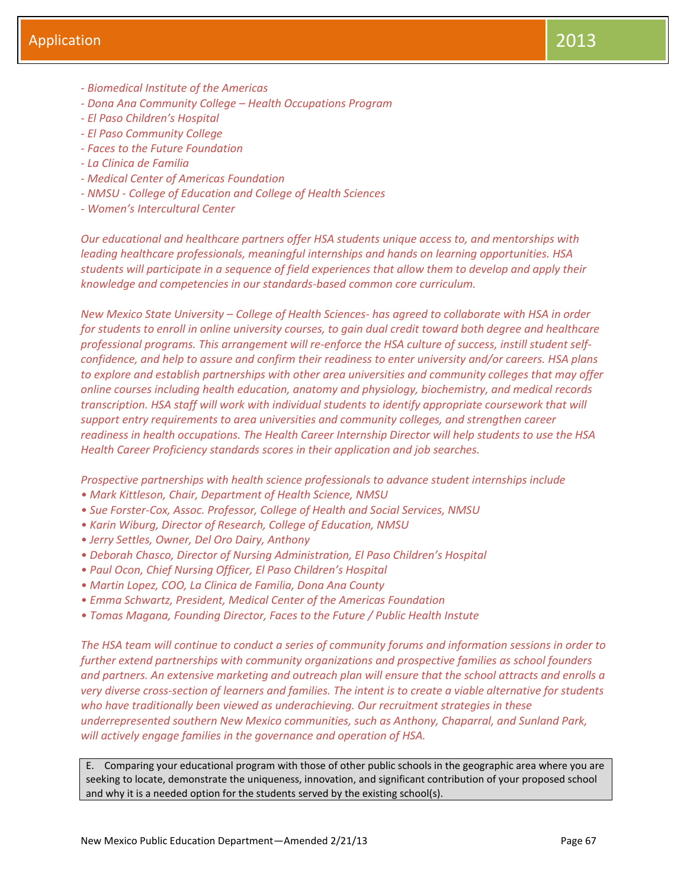*- Biomedical Institute of the Americas*
*- Dona Ana Community College – Health Occupations Program*
*- El Paso Children's Hospital*
*- El Paso Community College*
*- Faces to the Future Foundation*
*- La Clinica de Familia*
*- Medical Center of Americas Foundation*
*- NMSU - College of Education and College of Health Sciences*
*- Women's Intercultural Center*

*Our educational and healthcare partners offer HSA students unique access to, and mentorships with leading healthcare professionals, meaningful internships and hands on learning opportunities. HSA students will participate in a sequence of field experiences that allow them to develop and apply their knowledge and competencies in our standards-based common core curriculum.*

*New Mexico State University – College of Health Sciences- has agreed to collaborate with HSA in order for students to enroll in online university courses, to gain dual credit toward both degree and healthcare professional programs. This arrangement will re-enforce the HSA culture of success, instill student self-confidence, and help to assure and confirm their readiness to enter university and/or careers. HSA plans to explore and establish partnerships with other area universities and community colleges that may offer online courses including health education, anatomy and physiology, biochemistry, and medical records transcription. HSA staff will work with individual students to identify appropriate coursework that will support entry requirements to area universities and community colleges, and strengthen career readiness in health occupations. The Health Career Internship Director will help students to use the HSA Health Career Proficiency standards scores in their application and job searches.*

*Prospective partnerships with health science professionals to advance student internships include*

- *Mark Kittleson, Chair, Department of Health Science, NMSU*
- *Sue Forster-Cox, Assoc. Professor, College of Health and Social Services, NMSU*
- *Karin Wiburg, Director of Research, College of Education, NMSU*
- *Jerry Settles, Owner, Del Oro Dairy, Anthony*
- *Deborah Chasco, Director of Nursing Administration, El Paso Children's Hospital*
- *Paul Ocon, Chief Nursing Officer, El Paso Children's Hospital*
- *Martin Lopez, COO, La Clinica de Familia, Dona Ana County*
- *Emma Schwartz, President, Medical Center of the Americas Foundation*
- *Tomas Magana, Founding Director, Faces to the Future / Public Health Instute*

*The HSA team will continue to conduct a series of community forums and information sessions in order to further extend partnerships with community organizations and prospective families as school founders and partners. An extensive marketing and outreach plan will ensure that the school attracts and enrolls a very diverse cross-section of learners and families. The intent is to create a viable alternative for students who have traditionally been viewed as underachieving. Our recruitment strategies in these underrepresented southern New Mexico communities, such as Anthony, Chaparral, and Sunland Park, will actively engage families in the governance and operation of HSA.*

| E. Comparing your educational program with those of other public schools in the geographic area where you are seeking to locate, demonstrate the uniqueness, innovation, and significant contribution of your proposed school and why it is a needed option for the students served by the existing school(s). |
|---|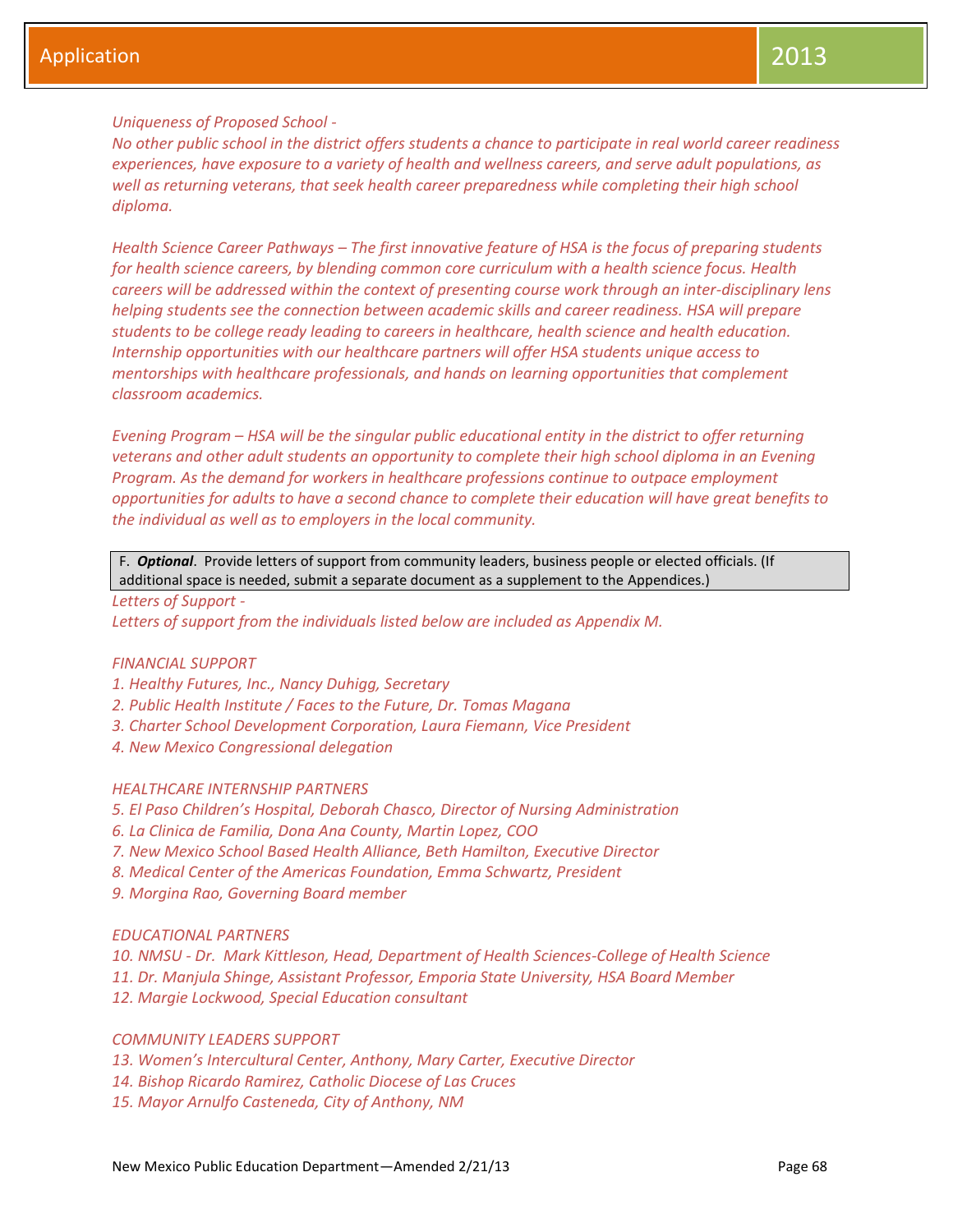*Uniqueness of Proposed School -*
*No other public school in the district offers students a chance to participate in real world career readiness experiences, have exposure to a variety of health and wellness careers, and serve adult populations, as well as returning veterans, that seek health career preparedness while completing their high school diploma.*

*Health Science Career Pathways – The first innovative feature of HSA is the focus of preparing students for health science careers, by blending common core curriculum with a health science focus. Health careers will be addressed within the context of presenting course work through an inter-disciplinary lens helping students see the connection between academic skills and career readiness. HSA will prepare students to be college ready leading to careers in healthcare, health science and health education. Internship opportunities with our healthcare partners will offer HSA students unique access to mentorships with healthcare professionals, and hands on learning opportunities that complement classroom academics.*

*Evening Program – HSA will be the singular public educational entity in the district to offer returning veterans and other adult students an opportunity to complete their high school diploma in an Evening Program. As the demand for workers in healthcare professions continue to outpace employment opportunities for adults to have a second chance to complete their education will have great benefits to the individual as well as to employers in the local community.*

F. ***Optional***. Provide letters of support from community leaders, business people or elected officials. (If additional space is needed, submit a separate document as a supplement to the Appendices.)

*Letters of Support -*
*Letters of support from the individuals listed below are included as Appendix M.*

*FINANCIAL SUPPORT*

1. *Healthy Futures, Inc., Nancy Duhigg, Secretary*
2. *Public Health Institute / Faces to the Future, Dr. Tomas Magana*
3. *Charter School Development Corporation, Laura Fiemann, Vice President*
4. *New Mexico Congressional delegation*

*HEALTHCARE INTERNSHIP PARTNERS*

5. *El Paso Children's Hospital, Deborah Chasco, Director of Nursing Administration*
6. *La Clinica de Familia, Dona Ana County, Martin Lopez, COO*
7. *New Mexico School Based Health Alliance, Beth Hamilton, Executive Director*
8. *Medical Center of the Americas Foundation, Emma Schwartz, President*
9. *Morgina Rao, Governing Board member*

*EDUCATIONAL PARTNERS*

10. *NMSU - Dr. Mark Kittleson, Head, Department of Health Sciences-College of Health Science*
11. *Dr. Manjula Shinge, Assistant Professor, Emporia State University, HSA Board Member*
12. *Margie Lockwood, Special Education consultant*

*COMMUNITY LEADERS SUPPORT*

13. *Women's Intercultural Center, Anthony, Mary Carter, Executive Director*
14. *Bishop Ricardo Ramirez, Catholic Diocese of Las Cruces*
15. *Mayor Arnulfo Casteneda, City of Anthony, NM*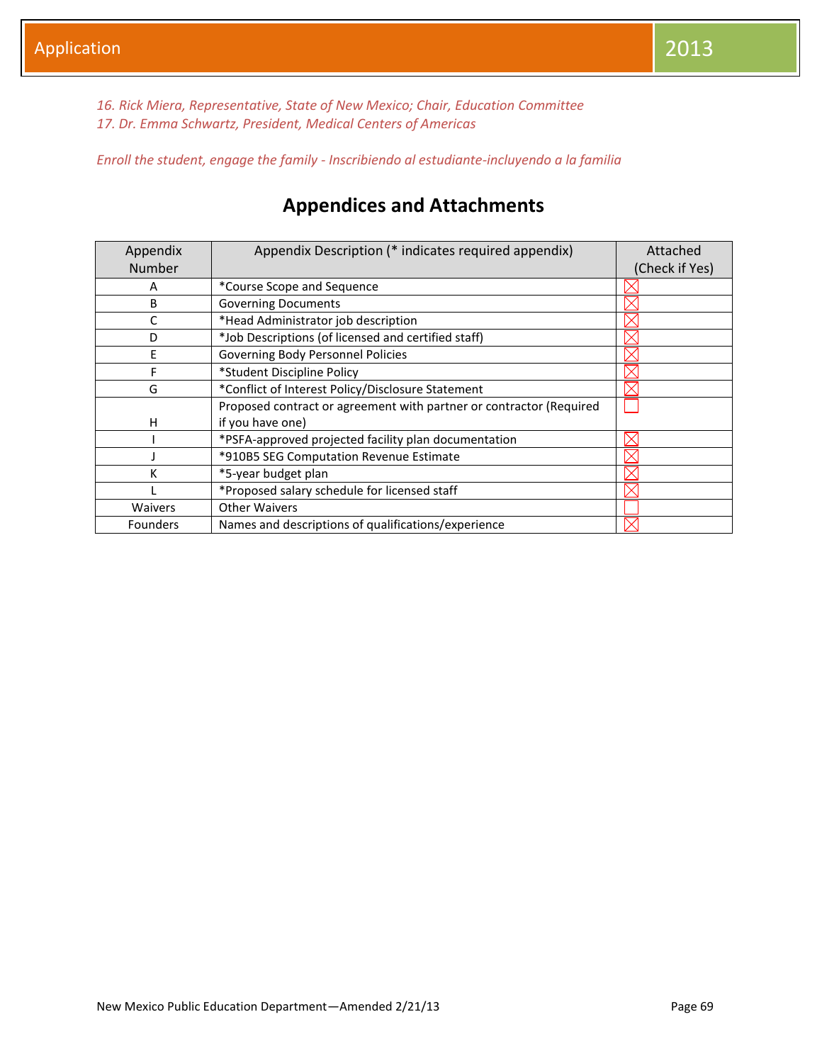*16. Rick Miera, Representative, State of New Mexico; Chair, Education Committee*
*17. Dr. Emma Schwartz, President, Medical Centers of Americas*

*Enroll the student, engage the family - Inscribiendo al estudiante-incluyendo a la familia*

## Appendices and Attachments

| Appendix Number | Appendix Description (* indicates required appendix) | Attached (Check if Yes) |
|---|---|---|
| A | *Course Scope and Sequence | ☒ |
| B | Governing Documents | ☒ |
| C | *Head Administrator job description | ☒ |
| D | *Job Descriptions (of licensed and certified staff) | ☒ |
| E | Governing Body Personnel Policies | ☒ |
| F | *Student Discipline Policy | ☒ |
| G | *Conflict of Interest Policy/Disclosure Statement | ☒ |
| H | Proposed contract or agreement with partner or contractor (Required if you have one) | ☐ |
| I | *PSFA-approved projected facility plan documentation | ☒ |
| J | *910B5 SEG Computation Revenue Estimate | ☒ |
| K | *5-year budget plan | ☒ |
| L | *Proposed salary schedule for licensed staff | ☒ |
| Waivers | Other Waivers | ☐ |
| Founders | Names and descriptions of qualifications/experience | ☒ |